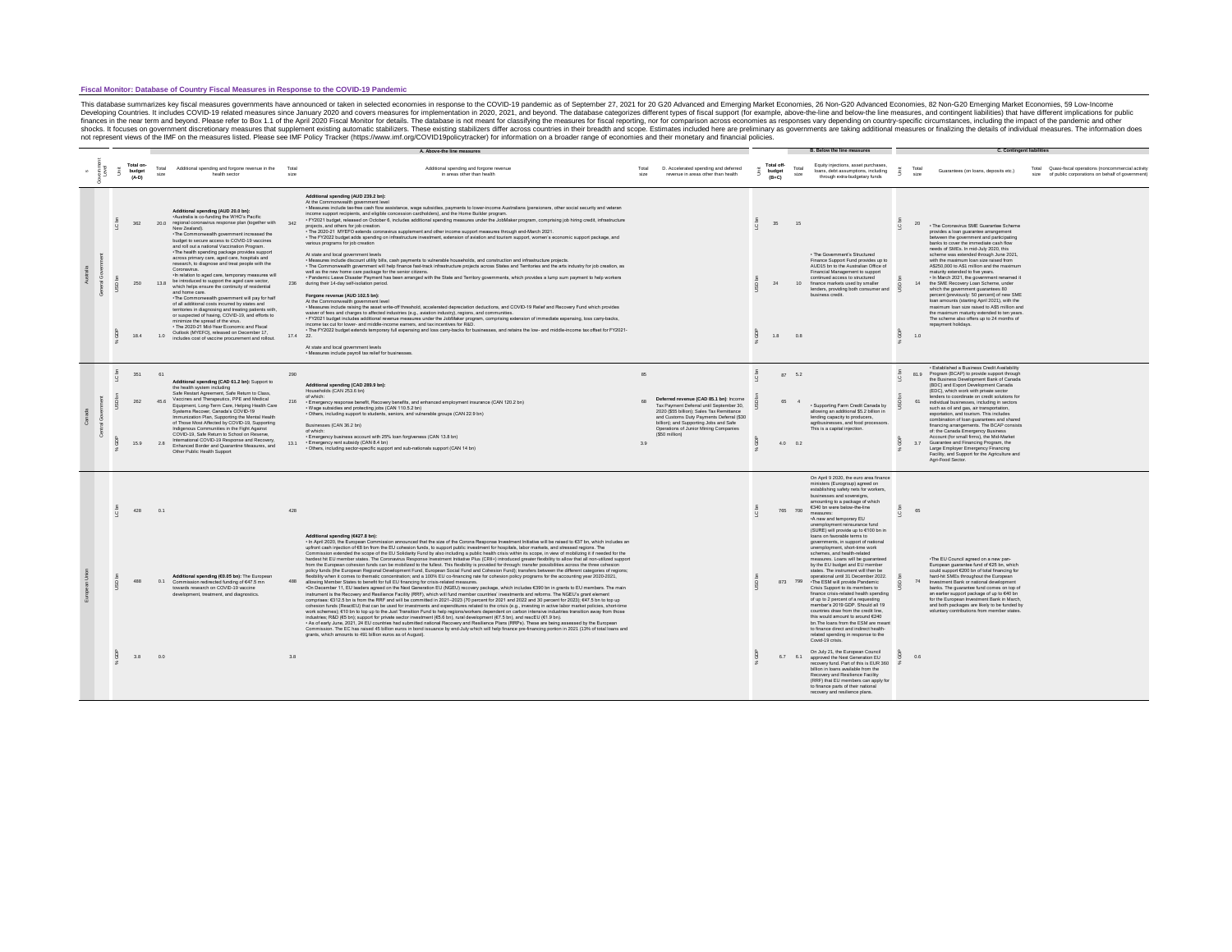**Fiscal Monitor: Database of Country Fiscal Measures in Response to the COVID-19 Pandemic**

This database summarizes key fiscal measures governments have announced or taken in selected economies in response to the COVID-19 pandemic as of September 27, 2021 for 20 G20 Advanced and Emerging Market Economies, 26 Non-G20 Advanced Economies, 82 Non-G20 Emerging Market Economies, 59 Low-Income Developing Countries. It includes COVID-19 related measures since January 2020 and covers measures for implementation in 2020, 2021, and beyond. The database categorizes different types of fiscal support (for example, above-the-line and below-the line measures, and contingent liabilities) that have different implications for public finances in the near term and beyond. Please refer to Box 1.1 of the April 2020 Fiscal Monitor for details. The database is not meant for classifying the measures for fiscal reporting, nor for comparison across economies as responses vary depending on country-specific circumstances, including the impact of the pandemic and other shocks. It focuses on government discretionary measures that supplement existing automatic stabilizers. These existing stabilizers differ across countries in their breadth and scope. Estimates included here are preliminary as governments are taking additional measures or finalizing the details of individual measures. The information does not represent views of the IMF on the measures listed. Please see IMF Policy Tracker (https://www.imf.org/COVID19policytracker) for information on a broader range of economies and their monetary and financial policies.

| S | Government Level | Unit | Total on-budget (A-D) | A. Above-the line measures: Total size | Additional spending and forgone revenue in the health sector | Total size | Additional spending and forgone revenue in areas other than health | Total size | D. Accelerated spending and deferred revenue in areas other than health | Unit | B. Below the line measures: Total off-budget (B+C) | Total size | Equity injections, asset purchases, loans, debt assumptions, including through extra-budgetary funds | Unit | C. Contingent liabilities: Total size | Guarantees (on loans, deposits etc.) | Total size | Quasi-fiscal operations (noncommercial activity of public corporations on behalf of government) |
|---|---|---|---|---|---|---|---|---|---|---|---|---|---|---|---|---|---|---|
| Australia | General Government | LC bn | 362 | 20.0 | **Additional spending (AUD 20.0 bn):** •Australia is co-funding the WHO's Pacific regional coronavirus response plan (together with New Zealand). •The Commonwealth government increased the budget to secure access to COVID-19 vaccines and roll out a national Vaccination Program. •The health spending package provides support across primary care, aged care, hospitals and research, to diagnose and treat people with the Coronavirus. •In relation to aged care, temporary measures will be introduced to support the aged care sector, which helps ensure the continuity of residential and home care. •The Commonwealth government will pay for half of all additional costs incurred by states and territories in diagnosing and treating patients with, or suspected of having, COVID-19, and efforts to minimize the spread of the virus. • The 2020-21 Mid-Year Economic and Fiscal Outlook (MYEFO), released on December 17, includes cost of vaccine procurement and rollout. | 342 | **Additional spending (AUD 239.2 bn):** At the Commonwealth government level • Measures include tax-free cash flow assistance, wage subsidies, payments to lower-income Australians (pensioners, other social security and veteran income support recipients, and eligible concession cardholders), and the Home Builder program. • FY2021 budget, released on October 6, includes additional spending measures under the JobMaker program, comprising job hiring credit, infrastructure projects, and others for job creation. • The 2020-21 MYEFO extends coronavirus supplement and other income support measures through end-March 2021. • The FY2022 budget adds spending on infrastructure investment, extension of aviation and tourism support, women's economic support package, and various programs for job creation. At state and local government levels • Measures include discount utility bills, cash payments to vulnerable households, and construction and infrastructure projects. • The Commonwealth government will help finance fast-track infrastructure projects across States and Territories and the arts industry for job creation, as well as the new home care package for the senior citizens. • Pandemic Leave Disaster Payment has been arranged with the State and Territory governments, which provides a lump sum payment to help workers during their 14-day self-isolation period. **Forgone revenue (AUD 102.5 bn):** At the Commonwealth government level • Measures include raising the asset write-off threshold, accelerated depreciation deductions, and COVID-19 Relief and Recovery Fund which provides waiver of fees and charges to affected industries (e.g., aviation industry), regions, and communities. • FY2021 budget includes additional revenue measures under the JobMaker program, comprising extension of immediate expensing, loss carry-backs, income tax cut for lower- and middle-income earners, and tax incentives for R&D. • The FY2022 budget extends temporary full expensing and loss carry-backs for businesses, and retains the low- and middle-income tax offset for FY2021-22. At state and local government levels • Measures include payroll tax relief for businesses. | | | LC bn | 35 | 15 | • The Government's Structured Finance Support Fund provides up to AUD15 bn to the Australian Office of Financial Management to support continued access to structured finance markets used by smaller lenders, providing both consumer and business credit. | LC bn | 20 | • The Coronavirus SME Guarantee Scheme provides a loan guarantee arrangement between the government and participating banks to cover the immediate cash flow needs of SMEs. In mid-July 2020, this scheme was extended through June 2021, with the maximum loan size raised from A$250,000 to A$1 million and the maximum maturity extended to five years. • In March 2021, the government renamed it the SME Recovery Loan Scheme, under which the government guarantees 80 percent (previously: 50 percent) of new SME loan amounts (starting April 2021), with the maximum loan size raised to A$5 million and the maximum maturity extended to ten years. The scheme also offers up to 24 months of repayment holidays. | | |
| | | USD bn | 250 | 13.8 | | 236 | | | | USD bn | 24 | 10 | | USD bn | 14 | | | |
| | | % GDP | 18.4 | 1.0 | | 17.4 | | | | % GDP | 1.8 | 0.8 | | % GDP | 1.0 | | | |
| Canada | Central Government | LC bn | 351 | 61 | **Additional spending (CAD 61.2 bn):** Support to the health system including Safe Restart Agreement, Safe Return to Class, Vaccines and Therapeutics, PPE and Medical Equipment, Long-Term Care, Helping Health Care Systems Recover, Canada's COVID-19 Immunization Plan, Supporting the Mental Health of Those Most Affected by COVID-19, Supporting Indigenous Communities in the Fight Against COVID-19, Safe Return to School on Reserve, International COVID-19 Response and Recovery, Enhanced Border and Quarantine Measures, and Other Public Health Support | 290 | **Additional spending (CAD 289.9 bn):** Households (CAN 253.6 bn) of which: • Emergency response benefit, Recovery benefits, and enhanced employment insurance (CAN 120.2 bn) • Wage subsidies and protecting jobs (CAN 110.5.2 bn) • Others, including support to students, seniors, and vulnerable groups (CAN 22.9 bn) Businesses (CAN 36.2 bn) of which: • Emergency business account with 25% loan forgiveness (CAN 13.8 bn) • Emergency rent subsidy (CAN 8.4 bn) • Others, including sector-specific support and sub-nationals support (CAN 14 bn) | 85 | **Deferred revenue (CAD 85.1 bn):** Income Tax Payment Deferral until September 30, 2020 ($55 billion); Sales Tax Remittance and Customs Duty Payments Deferral ($30 billion); and Supporting Jobs and Safe Operations of Junior Mining Companies ($50 million) | LC bn | 87 | 5.2 | • Supporting Farm Credit Canada by allowing an additional $5.2 billion in lending capacity to producers, agribusinesses, and food processors. This is a capital injection. | LC bn | 81.9 | • Established a Business Credit Availability Program (BCAP) to provide support through the Business Development Bank of Canada (BDC) and Export Development Canada (EDC), which work with private sector lenders to coordinate on credit solutions for individual businesses, including in sectors such as oil and gas, air transportation, exportation, and tourism. This includes combination of loan guarantees and shared financing arrangements. The BCAP consists of: the Canada Emergency Business Account (for small firms), the Mid-Market Guarantee and Financing Program, the Large Employer Emergency Financing Facility, and Support for the Agriculture and Agri-Food Sector. | | |
| | | USD bn | 262 | 45.6 | | 216 | | 68 | | USD bn | 65 | 4 | | USD bn | 61 | | | |
| | | % GDP | 15.9 | 2.8 | | 13.1 | | 3.9 | | % GDP | 4.0 | 0.2 | | % GDP | 3.7 | | | |
| European Union | | LC bn | 428 | 0.1 | **Additional spending (€0.05 bn):** The European Commission redirected funding of €47.5 mn towards research on COVID-19 vaccine development, treatment, and diagnostics. | 428 | **Additional spending (€427.8 bn):** • In April 2020, the European Commission announced that the size of the Corona Response Investment Initiative will be raised to €37 bn, which includes an upfront cash injection of €8 bn from the EU cohesion funds, to support public investment for hospitals, labor markets, and stressed regions. The Commission extended the scope of the EU Solidarity Fund by also including a public health crisis within its scope, in view of mobilizing it if needed for the hardest hit EU member states. The Coronavirus Response Investment Initiative Plus (CRII+) introduced greater flexibility to allow that all non-utilized support from the European cohesion funds can be mobilized to the fullest. This flexibility is provided for through: transfer possibilities across the three cohesion policy funds (the European Regional Development Fund, European Social Fund and Cohesion Fund); transfers between the different categories of regions; flexibility when it comes to thematic concentration; and a 100% EU co-financing rate for cohesion policy programs for the accounting year 2020-2021, allowing Member States to benefit for full EU financing for crisis-related measures. •On December 11, EU leaders agreed on the Next Generation EU (NGEU) recovery package, which includes €390 bn in grants to EU members. The main instrument is the Recovery and Resilience Facility (RRF), which will fund member countries' investments and reforms. The NGEU's grant element comprises: €312.5 bn is from the RRF and will be committed in 2021–2023 (70 percent for 2021 and 2022 and 30 percent for 2023); €47.5 bn is to top up cohesion funds (ReactEU) that can be used for investments and expenditures related to the crisis (e.g., investing in active labor market policies, short-time work schemes); €10 bn to top up to the Just Transition Fund to help regions/workers dependent on carbon intensive industries transition away from those industries; R&D (€5 bn); support for private sector investment (€5.6 bn), rural development (€7.5 bn), and rescEU (€1.9 bn). • As of early June, 2021, 24 EU countries had submitted national Recovery and Resilience Plans (RRPs). These are being assessed by the European Commission. The EC has raised 45 billion euros in bond issuance by end-July which will help finance pre-financing portion in 2021 (13% of total loans and grants, which amounts to 491 billion euros as of August). | | | LC bn | 765 | 700 | On April 9 2020, the euro area finance ministers (Eurogroup) agreed on establishing safety nets for workers, businesses and sovereigns, amounting to a package of which €340 bn were below-the-line measures: •A new and temporary EU unemployment reinsurance fund (SURE) will provide up to €100 bn in loans on favorable terms to governments, in support of national unemployment, short-time work schemes, and health-related measures. Loans will be guaranteed by the EU budget and EU member states. The instrument will then be operational until 31 December 2022. •The ESM will provide Pandemic Crisis Support to its members to finance crisis-related health spending of up to 2 percent of a requesting member's 2019 GDP. Should all 19 countries draw from the credit line, this would amount to around €240 bn.The loans from the ESM are meant to finance direct and indirect health-related spending in response to the Covid-19 crisis. On July 21, the European Council approved the Next Generation EU recovery fund. Part of this is EUR 360 billion in loans available from the Recovery and Resilience Facility (RRF) that EU members can apply for to finance parts of their national recovery and resilience plans. | LC bn | 65 | •The EU Council agreed on a new pan-European guarantee fund of €25 bn, which could support €200 bn of total financing for hard-hit SMEs throughout the European Investment Bank or national development banks. The guarantee fund comes on top of an earlier support package of up to €40 bn for the European Investment Bank in March, and both packages are likely to be funded by voluntary contributions from member states. | | |
| | | USD bn | 488 | 0.1 | | 488 | | | | USD bn | 873 | 799 | | USD bn | 74 | | | |
| | | % GDP | 3.8 | 0.0 | | 3.8 | | | | % GDP | 6.7 | 6.1 | | % GDP | 0.6 | | | |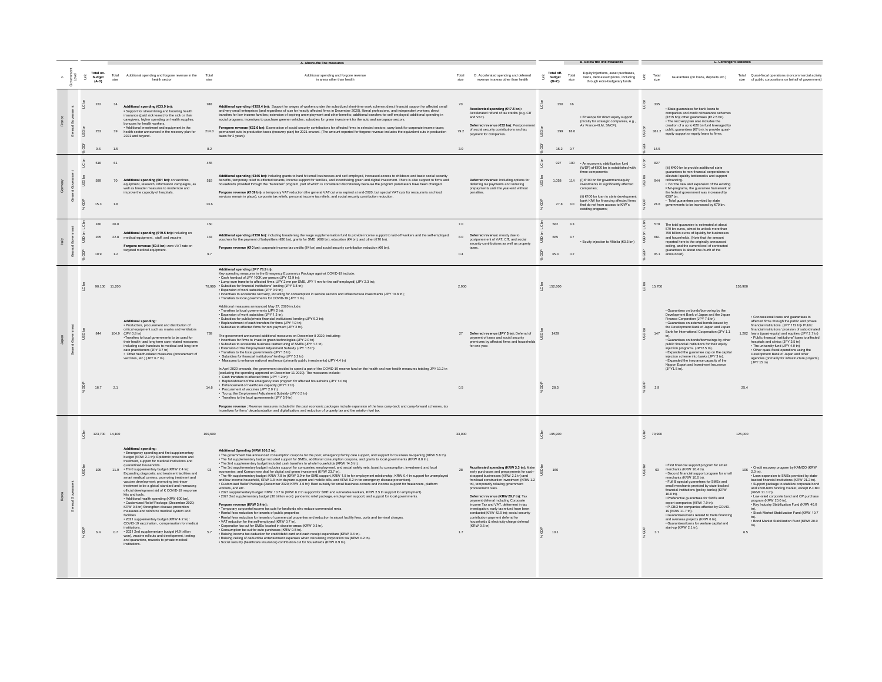| S | Government Level | Unit | Total on-budget (A-D) | Total size | Additional spending and forgone revenue in the health sector | Total size | Additional spending and forgone revenue in areas other than health | Total size | D. Accelerated spending and deferred revenue in areas other than health | Unit | Total off-budget (B+C) | Total size | Equity injections, asset purchases, loans, debt assumptions, including through extra-budgetary funds | Unit | Total size | Guarantees (on loans, deposits etc.) | Total size | Quasi-fiscal operations (noncommercial activity of public corporations on behalf of government) |
|---|---|---|---|---|---|---|---|---|---|---|---|---|---|---|---|---|---|---|
| | | | **A. Above-the line measures** | | | | | | | | **B. Below the line measures** | | | **C. Contingent liabilities** | | | | |
| France | General Government | LC bn | 222 | 34 | **Additional spending (€33.9 bn):** • Support for streamlining and boosting health insurance (paid sick leave) for the sick or their caregivers, higher spending on health supplies; bonuses for health workers. • Additional investment and equipment in the health sector announced in the recovery plan for 2021 and beyond. | 188 | **Additional spending (€155.4 bn):** Support for wages of workers under the subsidized short-time work scheme; direct financial support for affected small and very small enterprises (and regardless of size for heavily affected firms in December 2020), liberal professions, and independent workers; direct transfers for low-income families; extension of expiring unemployment and other benefits; additional transfers for self-employed; additional spending in social programs; incentives to purchase greener vehicles; subsidies for green investment for the auto and aerospace sectors. **Foregone revenue (€32.6 bn):** Exoneration of social security contributions for affected firms in selected sectors; carry back for corporate income taxes; permanent cuts in production taxes (recovery plan) for 2021 onward. (The amount reported for forgone revenue includes the equivalent cuts in production taxes for 2 years) | 70 | **Accelerated spending (€17.5 bn):** Accelerated refund of tax credits (e.g. CIT and VAT). **Deferred revenue (€52 bn):** Postponement of social security contributions and tax payment for companies. | LC bn | 350 | 16 | • Envelope for direct equity support (mostly for strategic companies, e.g., Air France-KLM, SNCF). | LC bn | 335 | • State guarantees for bank loans to companies and credit reinsurance schemes (€315 bn); other guarantees (€12.5 bn). • The recovery plan also includes the creation of a up to €20 bn fund leveraged by public guarantees (€7 bn), to provide quasi-equity support or equity loans to firms. | | |
| | | USD bn | 253 | 39 | | 214.3 | | 79.2 | | USD bn | 399 | 18.0 | | USD bn | 381.2 | | | |
| | | % GDP | 9.6 | 1.5 | | 8.2 | | 3.0 | | % GDP | 15.2 | 0.7 | | % GDP | 14.5 | | | |
| Germany | General Government | LC bn | 516 | 61 | **Additional spending (€61 bn):** on vaccines, equipment, research, information campaigns, as well as broader measures to modernize and improve the capacity of hospitals. | 455 | **Additional spending (€346 bn):** including grants to hard hit small businesses and self-employed, increased access to childcare and social security benefits, temporary relief to affected tenants, income support for families, and incentivizing green and digital investment. There is also support to firms and households provided through the "Kurzarbeit" program, part of which is considered discretionary because the program parameters have been changed. **Forgone revenue (€109 bn):** a temporary VAT reduction (the general VAT cut was expired at end-2020, but special VAT cuts for restaurants and food services remain in place), corporate tax reliefs, personal income tax reliefs, and social security contribution reduction. | | **Deferred revenue:** including options for deferring tax payments and reducing prepayments until the year-end without penalties. | LC bn | 927 | 100 | • An economic stabilization fund (WSF) of €600 bn is established with three components: (i) €100 bn for government equity investments in significantly affected companies; (ii) €100 bn loan to state development bank KfW for financing affected firms that do not have access to KfW's existing programs; | LC bn | 827 | (iii) €400 bn to provide additional state guarantees to non-financial corporations to alleviate liquidity bottlenecks and support refinancing. • For the new and expansion of the existing KfW-programs, the guarantee framework of the federal government was increased by €357 bn. • Total guarantees provided by state governments to be increased by €70 bn. | | |
| | | USD bn | 589 | 70 | | 519 | | | | USD bn | 1,058 | 114 | | USD bn | 944 | | | |
| | | % GDP | 15.3 | 1.8 | | 13.6 | | | | % GDP | 27.8 | 3.0 | | % GDP | 24.8 | | | |
| Italy | General Government | LC bn | 180 | 20.0 | **Additional spending (€19.5 bn):** including on medical equipment, staff, and vaccine. **Forgone revenue (€0.5 bn):** zero VAT rate on targeted medical equipment. | 160 | **Additional spending (€150 bn):** including broadening the wage supplementation fund to provide income support to laid-off workers and the self-employed, vouchers for the payment of babysitters (€80 bn), grants for SME (€60 bn), education (€4 bn), and other (€10 bn). **Forgone revenue (€10 bn):** corporate income tax credits (€4 bn) and social security contribution reduction (€6 bn). | 7.0 | **Deferred revenue:** mostly due to postponement of VAT, CIT, and social security contributions as well as property taxes. | LC bn | 582 | 3.3 | • Equity injection to Alitalia (€3.3 bn) | LC bn | 579 | The total guarantee is estimated at about 579 bn euros, aimed to unlock more than 750 billion euros of liquidity for businesses and households. (Note that the amount reported here is the originally announced ceiling, and the current level of contracted guarantees is about one-fourth of the announced). | | |
| | | USD bn | 205 | 22.8 | | 183 | | 8.0 | | USD bn | 665 | 3.7 | | USD bn | 661 | | | |
| | | % GDP | 10.9 | 1.2 | | 9.7 | | 0.4 | | % GDP | 35.3 | 0.2 | | % GDP | 35.1 | | | |
| Japan | General Government | LC bn | 90,100 | 11,200 | **Additional spending:** • Production, procurement and distribution of critical equipment such as masks and ventilators (JPY 0.8 tn); •Transfers to local governments to be used for their health- and long-term care related measures including cash handouts to medical and long-term care practitioners (JPY 3.7 tn) • Other health-related measures (procurement of vaccines, etc.) (JPY 6.7 tn). | 78,900 | **Additional spending (JPY 78.9 tn):** Key spending measures in the Emergency Economics Package against COVID-19 include: • Cash handout of JPY 100K per person (JPY 12.9 tn); • Lump-sum transfer to affected firms (JPY 2 mn per SME, JPY 1 mn for the self-employed) (JPY 2.3 tn); • Subsidies for financial institutions' lending (JPY 3.8 tn); • Expansion of work subsidies (JPY 0.9 tn); • Incentives to accelerate recovery, including for consumption in service sectors and infrastructure investments (JPY 10.8 tn); • Transfers to local governments for COVID-19 (JPY 1 tn). Additional measures announced May 27, 2020 include: • Transfers to local governments (JPY 2 tn); • Expansion of work subsidies (JPY 1.3 tn); • Subsidies for public/private financial institutions' lending (JPY 9.3 tn); • Replenishment of cash transfers for firms (JPY 1.9 tn); • Subsidies to affected firms for rent payment (JPY 2 tn). The government announced additional measures on December 8 2020, including: • Incentives for firms to invest in green technologies (JPY 2.0 tn) • Subsidies to accelerate business restructuring of SMEs (JPY 1.1 tn) • Extension of the Employment Adjustment Subsidy (JPY 1.5 tn) • Transfers to the local governments (JPY1.5 tn) • Subsidies for financial institutions' lending (JPY 3.2 tn) • Measures to enhance national resilience (primarily public investments) (JPY 4.4 tn) In April 2020 onwards, the government decided to spend a part of the COVID-19 reserve fund on the health and non-health measures totaling JPY 11.2 tn (excluding the spending approved on December 11 2020). The measures include: • Cash transfers to affected firms (JPY 1.2 tn) • Replenishment of the emergency loan program for affected households (JPY 1.0 tn) • Enhancement of healthcare capacity (JPY1.7 tn) • Procurement of vaccines (JPY 2.0 tn) • Top up the Employment Adjustment Subsidy (JPY 0.5 tn) • Transfers to the local governments (JPY 3.9 tn) **Forgone revenue :** Revenue measures included in the past economic packages include expansion of the loss carry-back and carry-forward schemes, tax incentives for firms' decarbonization and digitalization, and reduction of property tax and the aviation fuel tax. | 2,900 | **Deferred revenue (JPY 3 tn):** Deferral of payment of taxes and social security premiums by affected firms and households for one year. | LC bn | 152,600 | | | LC bn | 15,700 | • Guarantees on bonds/borrowing by the Development Bank of Japan and the Japan Finance Corporation (JPY 7.6 tn). • Guarantees on external bonds issued by the Development Bank of Japan and Japan Bank for International Cooperation (JPY 1.1 tn). • Guarantees on bonds/borrowings by other public financial institutions for their equity injection programs. (JPY2.5 tn). • Expanded the guarantee cap on the capital injection scheme into banks (JPY 3 tn). • Expanded the insurance capacity of the Nippon Export and Investment Insurance (JPY1.5 tn). | 136,900 | • Concessional loans and guarantees to affected firms through the public and private financial institutions. (JPY 112 tn) Public financial institutions' provision of subordinated loans (quasi-equity) and equities (JPY 2.7 tn) • Public financial institutions' loans to affected hospitals and clinics (JPY 3.5 tn) • The university fund (JPY 4.0 tn) • Other quasi-fiscal operations using the Development Bank of Japan and other agencies (primarily for infrastructure projects) (JPY 15 tn) |
| | | USD bn | 844 | 104.9 | | 739 | | 27 | | USD bn | 1429 | | | USD bn | 147 | | 1,282 | |
| | | % GDP | 16.7 | 2.1 | | 14.6 | | 0.5 | | % GDP | 28.3 | | | % GDP | 2.9 | | 25.4 | |
| Korea | General Government | LC bn | 123,700 | 14,100 | **Additional spending:** • Emergency spending and first supplementary budget (KRW 2.1 tn): Epidemic prevention and treatment, support for medical institutions and quarantined households. • Third supplementary budget (KRW 2.4 tn): Expanding diagnostic and treatment facilities and smart medical centers; promoting treatment and vaccine development; promoting test-trace-treatment to be a global standard and increasing official development aid of K COVID-19 response kits and tools. • Additional health spending (KRW 600 bn). • Customized Relief Package (December 2020; KRW 0.8 tn) Strengthen disease prevention measures and reinforce medical system and facilities • 2021 supplementary budget (KRW 4.2 tn) : COVID-19 vaccination, compensation for medical institutions. • 2021 2nd supplementary budget (4.9 trillion won), vaccine rollouts and development, testing and quarantine, rewards to private medical institutions. | 109,600 | **Additional Spending (KRW 106.2 tn):** • The government has announced consumption coupons for the poor, emergency family care support, and support for business re-opening (KRW 5.6 tn). • The 1st supplementary budget included support for SMEs, additional consumption coupons, and grants to local governments (KRW 8.8 tn). • The 2nd supplementary budget included cash transfers to whole households (KRW 14.3 tn). • The 3rd supplementary budget includes support for companies, employment, and social safety nets; boost to consumption, investment, and local economies; and Korean new deal for digital and green investment (KRW 23.7 tn). • The 4th supplementary budget: KRW 7.8 tn (KRW 3.9 tn for SME support, KRW 1.5 tn for employment relationship, KRW 0.4 tn for unemployed and low income household, KRW 1.8 tn in daycare support and mobile bills, and KRW 0.2 tn for emergency disease prevention). • Customized Relief Package (December 2020; KRW 4.6 tn): Rent subsidy for small business owners and income support for freelancers, platform workers, and etc. • 2021 supplementary budget: KRW 10.7 tn (KRW 8.2 tn support for SME and vulnerable workers, KRW 2.5 tn support for employment) • 2021 2nd supplementary budget (30 trillion won): pandemic relief package, employment support, and support for local governments. **Forgone revenue (KRW 3.4 tn):** • Temporary corporate/income tax cuts for landlords who reduce commercial rents. • Rental fees reduction for tenants of public properties • Rental fees reduction for tenants of commercial properties and reduction in airport facility fees, ports and terminal charges. • VAT reduction for the self-employed (KRW 0.7 tn). • Corporation tax cut for SMEs located in disaster areas (KRW 0.3 tn). • Consumption tax cut for auto purchases (KRW 0.8 tn). • Raising income tax deduction for credit/debit card and cash receipt expenditure (KRW 0.4 tn). • Raising ceiling of deductible entertainment expenses when calculating corporation tax (KRW 0.2 tn). • Social security (healthcare insurance) contribution cut for households (KRW 0.9 tn). | 33,000 | **Accelerated spending (KRW 3.3 tn):** Make early purchases and prepayments for cash-strapped businesses (KRW 2.1 tn) and frontload construction investment (KRW 1.2 tn), temporarily relaxing government procurement rules. **Deferred revenue (KRW 29.7 tn):** Tax payment deferral including Corporate Income Tax and VAT, deferment in tax investigation, early tax refund have been conducted(KRW 42.9 tn); social security contribution payment deferral for households & electricity charge deferral (KRW 0.5 tn) | LC bn | 195,900 | | | LC bn | 70,900 | • First financial support program for small merchants (KRW 16.4 tn). • Second financial support program for small merchants (KRW 10.0 tn). • Full & special guarantees for SMEs and small merchants provided by state-backed financial institutions (policy banks) (KRW 16.8 tn). • Preferential guarantees for SMEs and export companies (KRW 7.9 tn). • P-CBO for companies affected by COVID-19 (KRW 11.7 tn). • Guarantees/loans related to trade financing and overseas projects (KRW 6 tn). • Guarantees/loans for venture capital and start-up (KRW 2.1 tn). | 125,000 | • Credit recovery program by KAMCO (KRW 2.0 tn). • Loan expansion to SMEs provided by state-backed financial institutions (KRW 21.2 tn). • Support package to stabilize corporate bond and short-term funding market, except P-CBO (KRW 11.1 tn). • Low-rated corporate bond and CP purchase program (KRW 20.0 tn). • Key Industry Stabilization Fund (KRW 40.0 tn). • Stock Market Stabilization Fund (KRW 10.7 tn). • Bond Market Stabilization Fund (KRW 20.0 tn). |
| | | USD bn | 105 | 11.9 | | 93 | | 28 | | USD bn | 166 | | | USD bn | 60 | | 106 | |
| | | % GDP | 6.4 | 0.7 | | 5.7 | | 1.7 | | % GDP | 10.1 | | | % GDP | 3.7 | | 6.5 | |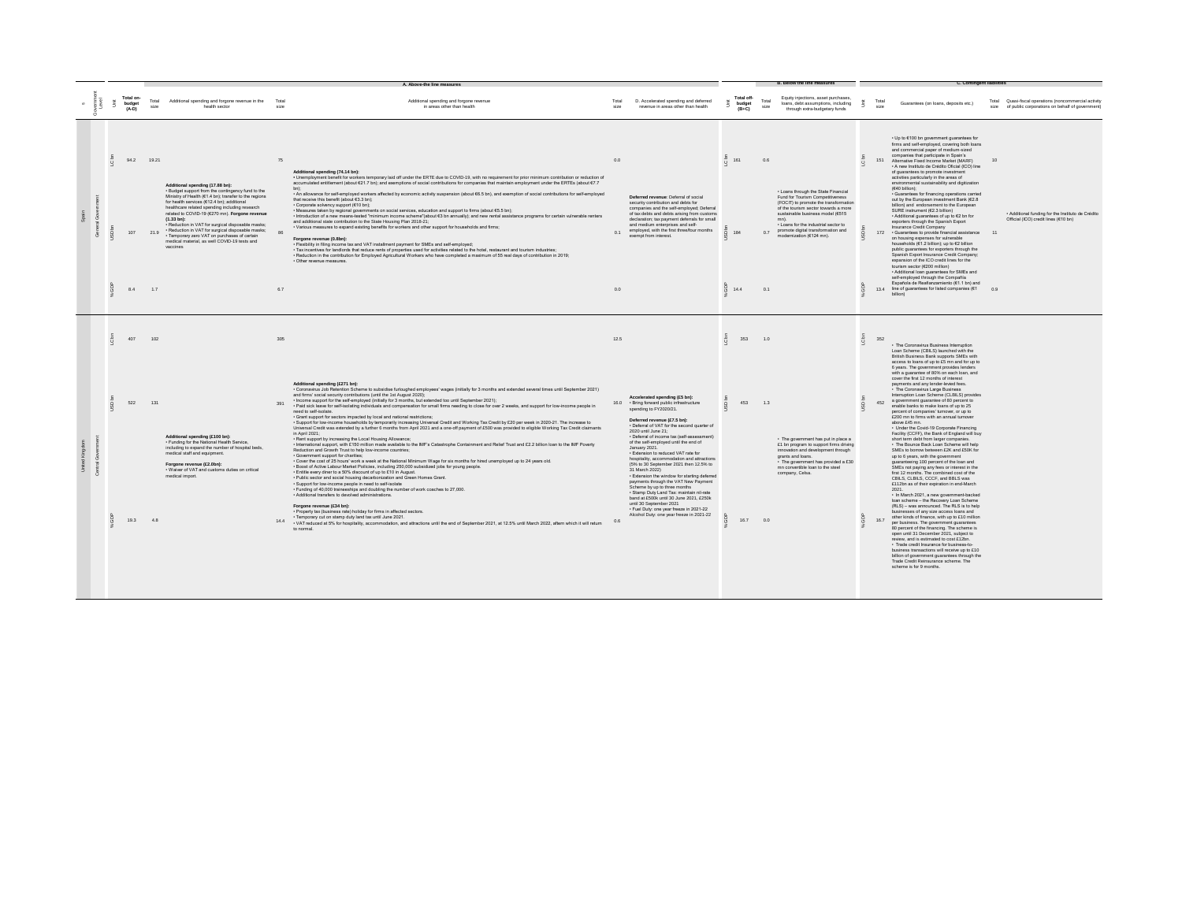| K | Government Level | Unit | Total on-budget (A-D) | A. Above-the line measures: Total size | Additional spending and forgone revenue in the health sector | Total size | Additional spending and forgone revenue in areas other than health | Total size | D. Accelerated spending and deferred revenue in areas other than health | Unit | Total off-budget (B+C) | B. Below the line measures: Total size | Equity injections, asset purchases, loans, debt assumptions, including through extra-budgetary funds | Unit | C. Contingent liabilities: Total size | Guarantees (on loans, deposits etc.) | Total size | Quasi-fiscal operations (noncommercial activity of public corporations on behalf of government) |
|---|---|---|---|---|---|---|---|---|---|---|---|---|---|---|---|---|---|---|
| Spain | General Government | LC bn | 94.2 | 19.21 | **Additional spending (17.88 bn):** • Budget support from the contingency fund to the Ministry of Health (€1.4 bn); transfer to the regions for health services (€12.4 bn); additional healthcare related spending including research related to COVID-19 (€270 mn). **Forgone revenue (1.33 bn):** • Reduction in VAT for surgical disposable masks; • Reduction in VAT for surgical disposable masks; • Temporary zero VAT on purchases of certain medical material, as well COVID-19 tests and vaccines | 75 | **Additional spending (74.14 bn):** • Unemployment benefit for workers temporary laid off under the ERTE due to COVID-19, with no requirement for prior minimum contribution or reduction of accumulated entitlement (about €21.7 bn); and exemptions of social contributions for companies that maintain employment under the ERTEs (about €7.7 bn); • An allowance for self-employed workers affected by economic activity suspension (about €6.5 bn), and exemption of social contributions for self-employed that receive this benefit (about €3.3 bn); • Corporate solvency support (€10 bn); • Measures taken by regional governments on social services, education and support to firms (about €5.5 bn); • Introduction of a new means-tested "minimum income scheme"(about €3 bn annually); and new rental assistance programs for certain vulnerable renters and additional state contribution to the State Housing Plan 2018-21; • Various measures to expand existing benefits for workers and other support for households and firms; **Forgone revenue (0.8bn):** • Flexibility in filing income tax and VAT installment payment for SMEs and self-employed; • Tax incentives for landlords that reduce rents of properties used for activities related to the hotel, restaurant and tourism industries; • Reduction in the contribution for Employed Agricultural Workers who have completed a maximum of 55 real days of contribution in 2019; • Other revenue measures. | 0.0 | **Deferred revenue**: Deferral of social security contribution and debts for companies and the self-employed; Deferral of tax debts and debts arising from customs declaration; tax payment deferrals for small and medium enterprises and self-employed, with the first three/four months exempt from interest. | LC bn | 161 | 0.6 | • Loans through the State Financial Fund for Tourism Competitiveness (FOCIT) to promote the transformation of the tourism sector towards a more sustainable business model (€515 mn). • Loans for the industrial sector to promote digital transformation and modernization (€124 mn). | LC bn | 151 | • Up to €100 bn government guarantees for firms and self-employed, covering both loans and commercial paper of medium-sized companies that participate in Spain's Alternative Fixed Income Market (MARF) • A new Instituto de Crédito Oficial (ICO) line of guarantees to promote investment activities particularly in the areas of environmental sustainability and digitization (€40 billion); • Guarantees for financing operations carried out by the European Investment Bank (€2.8 billion) and endorsement to the European SURE instrument (€2.3 billion) • Additional guarantees of up to €2 bn for exporters through the Spanish Export Insurance Credit Company • Guarantees to provide financial assistance on housing expenses for vulnerable households (€1.2 billion); up to €2 billion public guarantees for exporters through the Spanish Export Insurance Credit Company; expansion of the ICO credit lines for the tourism sector (€200 million) • Additional loan guarantees for SMEs and self-employed through the Compañía Española de Reafianzamiento (€1.1 bn) and line of guarantees for listed companies (€1 billion) | 10 | • Additional funding for the Instituto de Crédito Oficial (ICO) credit lines (€10 bn) |
| | | USD bn | 107 | 21.9 | | 86 | | 0.1 | | USD bn | 184 | 0.7 | | USD bn | 172 | | 11 | |
| | | %GDP | 8.4 | 1.7 | | 6.7 | | 0.0 | | %GDP | 14.4 | 0.1 | | %GDP | 13.4 | | 0.9 | |
| United Kingdom | Central Government | LC bn | 407 | 102 | **Additional spending (£100 bn):** • Funding for the National Health Service, including to expand the number of hospital beds, medical staff and equipment. **Forgone revenue (£2.0bn):** • Waiver of VAT and customs duties on critical medical import. | 305 | **Additional spending (£271 bn):** • Coronavirus Job Retention Scheme to subsidise furloughed employees' wages (initially for 3 months and extended several times until September 2021) and firms' social security contributions (until the 1st August 2020); • Income support for the self-employed (initially for 3 months, but extended too until September 2021); • Paid sick leave for self-isolating individuals and compensation for small firms needing to close for over 2 weeks, and support for low-income people in need to self-isolate. • Grant support for sectors impacted by local and national restrictions; • Support for low-income households by temporarily increasing Universal Credit and Working Tax Credit by £20 per week in 2020-21. The increase to Universal Credit was extended by a further 6 months from April 2021 and a one-off payment of £500 was provided to eligible Working Tax Credit claimants in April 2021; • Rent support by increasing the Local Housing Allowance; • International support, with £150 million made available to the IMF's Catastrophe Containment and Relief Trust and £2.2 billion loan to the IMF Poverty Reduction and Growth Trust to help low-income countries; • Government support for charities; • Cover the cost of 25 hours' work a week at the National Minimum Wage for six months for hired unemployed up to 24 years old. • Boost of Active Labour Market Policies, including 250,000 subsidized jobs for young people. • Entitle every diner to a 50% discount of up to £10 in August. • Public sector and social housing decarbonization and Green Homes Grant. • Support for low-income people in need to self-isolate • Funding of 40,000 traineeships and doubling the number of work coaches to 27,000. • Additional transfers to devolved administrations. **Forgone revenue (£34 bn):** • Property tax (business rate) holiday for firms in affected sectors. • Temporary cut on stamp duty land tax until June 2021. • VAT reduced at 5% for hospitality, accommodation, and attractions until the end of September 2021, at 12.5% until March 2022, after which it will return to normal. | 12.5 | **Accelerated spending (£5 bn):** • Bring forward public infrastructure spending to FY2020/21. **Deferred revenue (£7.5 bn):** • Deferral of VAT for the second quarter of 2020 until June 21; • Deferral of income tax (self-assessment) of the self-employed until the end of January 2021. • Extension to reduced VAT rate for hospitality, accommodation and attractions (5% to 30 September 2021 then 12.5% to 31 March 2022) • Extension the window for starting deferred payments through the VAT New Payment Scheme by up to three months • Stamp Duty Land Tax: maintain nil-rate band at £500k until 30 June 2021, £250k until 30 September 2021 • Fuel Duty: one year freeze in 2021-22 Alcohol Duty: one year freeze in 2021-22 | LC bn | 353 | 1.0 | • The government has put in place a £1 bn program to support firms driving innovation and development through grants and loans. • The government has provided a £30 mn convertible loan to the steel company, Celsa. | LC bn | 352 | • The Coronavirus Business Interruption Loan Scheme (CBILS) launched with the British Business Bank supports SMEs with access to loans of up to £5 mn and for up to 6 years. The government provides lenders with a guarantee of 80% on each loan, and cover the first 12 months of interest payments and any lender-levied fees. • The Coronavirus Large Business Interruption Loan Scheme (CLBILS) provides a government guarantee of 80 percent to enable banks to make loans of up to 25 percent of companies' turnover, or up to £200 mn to firms with an annual turnover above £45 mn. • Under the Covid-19 Corporate Financing Facility (CCFF), the Bank of England will buy short term debt from larger companies. • The Bounce Back Loan Scheme will help SMEs to borrow between £2K and £50K for up to 6 years, with the government guaranteeing 100 percent of the loan and SMEs not paying any fees or interest in the first 12 months. The combined cost of the CBILS, CLBILS, CCFF, and BBLS was £112bn as of their expiration in end-March 2021. • In March 2021, a new government-backed loan scheme – the Recovery Loan Scheme (RLS) – was announced. The RLS is to help businesses of any size access loans and other kinds of finance, with up to £10 million per business. The government guarantees 80 percent of the financing. The scheme is open until 31 December 2021, subject to review, and is estimated to cost £12bn. • Trade credit Insurance for business-to-business transactions will receive up to £10 billion of government guarantees through the Trade Credit Reinsurance scheme. The scheme is for 9 months. | | |
| | | USD bn | 522 | 131 | | 391 | | 16.0 | | USD bn | 453 | 1.3 | | USD bn | 452 | | | |
| | | %GDP | 19.3 | 4.8 | | 14.4 | | 0.6 | | %GDP | 16.7 | 0.0 | | %GDP | 16.7 | | | |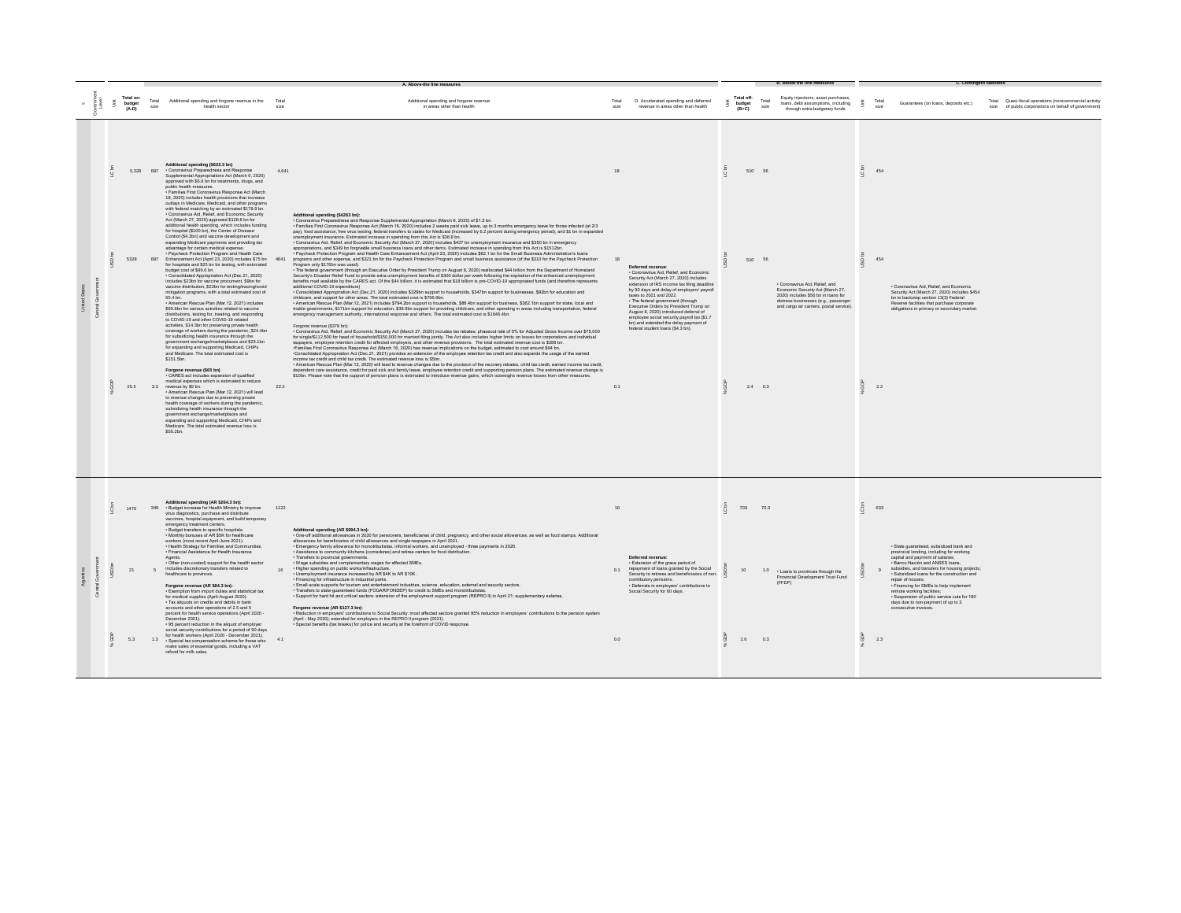| # | Government Level | Unit | Total on-budget (A-D) | Total size | Additional spending and forgone revenue in the health sector | Total size | Additional spending and forgone revenue in areas other than health | Total size | D. Accelerated spending and deferred revenue in areas other than health | Unit | Total off-budget (B+C) | Total size | Equity injections, asset purchases, loans, debt assumptions, including through extra-budgetary funds | Unit | Total size | Guarantees (on loans, deposits etc.) | Total size | Quasi-fiscal operations (noncommercial activity of public corporations on behalf of government) |
|---|---|---|---|---|---|---|---|---|---|---|---|---|---|---|---|---|---|---|
| | | | | | **A. Above-the line measures** | | | | | | | | **B. Below the line measures** | | | **C. Contingent liabilities** | | |
| United States | Central Government | LC bn | 5,328 | 687 | **Additional spending ($622.3 bn)**<br>• Coronavirus Preparedness and Response Supplemental Appropriations Act (March 6, 2020) approved with $6.8 bn for treatments, drugs, and public health measures.<br>• Families First Coronavirus Response Act (March 18, 2020) includes health provisions that increase outlays in Medicare, Medicaid, and other programs with federal matching by an estimated $178.9 bn.<br>• Coronavirus Aid, Relief, and Economic Security Act (March 27, 2020) approved $128.8 bn for additional health spending, which includes funding for hospital ($100 bn), the Center of Disease Control ($4.3bn) and vaccine development and expanding Medicare payments and providing tax advantage for certain medical expense.<br>• Paycheck Protection Program and Health Care Enhancement Act (April 23, 2020) includes $75 bn for hospitals and $25 bn for testing, with estimated budget cost of $99.6 bn.<br>• Consolidated Appropriation Act (Dec.21, 2020) includes $23bn for vaccine procument, $9bn for vaccine distribution, $22bn for testing/tracing/covid mitigation programs, with a total estimated cost of 65.4 bn.<br>• American Rescue Plan (Mar.12, 2021) includes $95.8bn for various activities related to vaccine distributions, testing for, treating, and responding to COVID-19 and other COVID-19 related activities, $14.3bn for preserving private health coverage of workers during the pandemic, $24.4bn for subsidizing health insurance through the government exchange/marketplaces and $23.1bn for expanding and supporting Medicaid, CHIPs and Medicare. The total estimated cost is $151.5bn.<br><br>**Forgone revenue ($65 bn)**<br>• CARES act includes expansion of qualified medical expenses which is estimated to reduce revenue by $9 bn.<br>• American Rescue Plan (Mar.12, 2021) will lead to revenue changes due to preserving private health coverage of workers during the pandemic, subsidizing health insurance through the government exchange/marketplaces and expanding and supporting Medicaid, CHIPs and Medicare. The total estimated revenue loss is $56.2bn. | 4,641 | **Additional spending ($4263 bn):**<br>• Coronavirus Preparedness and Response Supplemental Appropriation (March 6, 2020) of $1.2 bn.<br>• Families First Coronavirus Response Act (March 18, 2020) includes 2 weeks paid sick leave, up to 3 months emergency leave for those infected (at 2/3 pay), food assistance, free virus testing; federal transfers to states for Medicaid (increased by 6.2 percent during emergency period); and $1 bn in expanded unemployment insurance. Estimated increase in spending from this Act is $30.0 bn.<br>• Coronavirus Aid, Relief, and Economic Security Act (March 27, 2020) includes $437 bn unemployment insurance and $350 bn in emergency appropriations, and $349 bn forgivable small business loans and other items. Estimated increase in spending from this Act is $1512bn.<br>• Paycheck Protection Program and Health Care Enhancement Act (April 23, 2020) includes $62.1 bn for the Small Business Administration's loans programs and other expense, and $321 bn for the Paycheck Protection Program and small business assistance (of the $310 for the Paycheck Protection Program only $176bn was used).<br>• The federal government (through an Executive Order by President Trump on August 8, 2020) reallocated $44 billion from the Department of Homeland Security's Disaster Relief Fund to provide extra unemployment benefits of $300 dollar per week following the expiration of the enhanced unemployment benefits mad available by the CARES act. Of the $44 billion, it is estimated that $18 billion is pre-COVID-19 appropriated funds (and therefore represents additional COVID-19 expenditure)<br>• Consolidated Appropriation Act (Dec.21, 2020) includes $329bn support to households, $347bn support for businesses, $92bn for education and childcare, and support for other areas. The total estimated cost is $796.9bn.<br>• American Rescue Plan (Mar.12, 2021) includes $794.2bn support to households, $86.4bn support for business, $362.7bn support for state, local and triable governments, $171bn support for education, $36.9bn support for providing childcare, and other spending in areas including transportation, federal emergency management authority, international response and others. The total estimated cost is $1646.4bn.<br><br>Forgone revenue ($378 bn):<br>• Coronavirus Aid, Relief, and Economic Security Act (March 27, 2020) includes tax rebates: phaseout rate of 5% for Adjusted Gross Income over $75,000 for single/$112,500 for head of household/$150,000 for married filing jointly. The Act also includes higher limits on losses for corporations and individual taxpayers, employee retention credit for affected employers, and other revenue provisions. The total estimated revenue cost is $288 bn.<br>•Families First Coronavirus Response Act (March 16, 2020) has revenue implications on the budget, estimated to cost around $94 bn.<br>•Consolidated Appropriation Act (Dec.21, 2021) provides an extension of the employee retention tax credit and also expands the usage of the earned income tax credit and child tax credit. The estimated revenue loss is $5bn.<br>• American Rescue Plan (Mar.12, 2021) will lead to revenue changes due to the provision of the recovery rebates, child tax credit, earned income tax credit, dependent care assistance, credit for paid sick and family leave, employee retention credit and supporting pension plans. The estimated revenue change is $10bn. Please note that the support of pension plans is estimated to introduce revenue gains, which outweighs revenue losses from other measures. | 18 | **Deferred revenue:**<br>• Coronavirus Aid, Relief, and Economic Security Act (March 27, 2020) includes extension of IRS income tax-filing deadline by 90 days and delay of employers' payroll taxes to 2021 and 2022.<br>• The federal government (through Executive Orders by President Trump on August 8, 2020) introduced deferral of employee social security payroll tax ($1.7 bn) and extended the delay payment of federal student loans ($4.3 bn). | LC bn | 510 | 56 | • Coronavirus Aid, Relief, and Economic Security Act (March 27, 2020) includes $56 bn in loans for distress businesses (e.g., passenger and cargo air carriers, postal service). | LC bn | 454 | • Coronavirus Aid, Relief, and Economic Security Act (March 27, 2020) includes $454 bn to backstop section 13(3) Federal Reserve facilities that purchase corporate obligations in primary or secondary market. | | |
| | | USD bn | 5328 | 687 | | 4641 | | 18 | | USD bn | 510 | 56 | | USD bn | 454 | | | |
| | | % GDP | 25.5 | 3.3 | | 22.2 | | 0.1 | | % GDP | 2.4 | 0.3 | | % GDP | 2.2 | | | |
| Argentina | Central Government | LC bn | 1470 | 349 | **Additional spending (AR $264.3 bn):**<br>• Budget increase for Health Ministry to improve virus diagnostics, purchase and distribute vaccines, hospital equipment, and build temporary emergency treatment centers.<br>• Budget transfers to specific hospitals.<br>• Monthly bonuses of AR $5K for healthcare workers (most recent April-June 2021).<br>• Health Strategy for Families and Communities.<br>• Financial Assistance for Health Insurance Agents.<br>• Other (non-costed) support for the health sector includes discretionary transfers related to healthcare to provinces.<br><br>**Forgone revenue (AR $84.3 bn):**<br>• Exemption from import duties and statistical tax for medical supplies (April-August 2020).<br>• Tax aliquots on credits and debits in bank accounts and other operations of 2.5 and 5 percent for health service operations (April 2020 - December 2021).<br>• 95 percent reduction in the aliquot of employer social security contributions for a period of 90 days for health workers (April 2020 - December 2021).<br>• Special tax compensation scheme for those who make sales of essential goods, including a VAT refund for milk sales. | 1122 | **Additional spending (AR $994.3 bn):**<br>• One-off additional allowances in 2020 for pensioners, beneficiaries of child, pregnancy, and other social allowances, as well as food stamps. Additional allowances for beneficiaries of child allowances and single-taxpayers in April 2021.<br>• Emergency family allowance for monotributistas, informal workers, and unemployed - three payments in 2020.<br>• Assistance to community kitchens (comedores) and retiree centers for food distribution.<br>• Transfers to provincial governments.<br>• Wage subsidies and complementary wages for affected SMEs.<br>• Higher spending on public works/infrastructure.<br>• Unemployment insurance increased by AR $4K to AR $10K.<br>• Financing for infrastructure in industrial parks.<br>• Small-scale supports for tourism and entertainment industries, science, education, external and security sectors.<br>• Transfers to state-guaranteed funds (FOGAR/FONDEP) for credit to SMEs and monotributistas.<br>• Support for hard hit and critical sectors: extension of the employment support program (REPRO II) in April 21; supplementary salaries.<br><br>**Forgone revenue (AR $127.3 bn):**<br>• Reduction in employers' contributions to Social Security: most affected sectors granted 95% reduction in employers' contributions to the pension system (April - May 2020); extended for employers in the REPRO II program (2021).<br>• Special benefits (tax breaks) for police and security at the forefront of COVID response. | 10 | **Deferred revenue:**<br>• Extension of the grace period of repayment of loans granted by the Social Security to retirees and beneficiaries of non-contributory pensions.<br>• Deferrals in employers' contributions to Social Security for 60 days. | LC bn | 703 | 70.3 | • Loans to provinces through the Provincial Development Trust Fund (FFDP) | LC bn | 633 | • State guaranteed, subsidized bank and provincial lending, including for working capital and payment of salaries;<br>• Banco Nación and ANSES loans, subsidies, and transfers for housing projects;<br>• Subsidized loans for the construction and repair of houses;<br>• Financing for SMEs to help implement remote working facilities;<br>• Suspension of public service cuts for 180 days due to non-payment of up to 3 consecutive invoices. | | |
| | | USD bn | 21 | 5 | | 16 | | 0.1 | | USD bn | 10 | 1.0 | | USD bn | 9 | | | |
| | | % GDP | 5.3 | 1.3 | | 4.1 | | 0.0 | | % GDP | 2.6 | 0.3 | | % GDP | 2.3 | | | |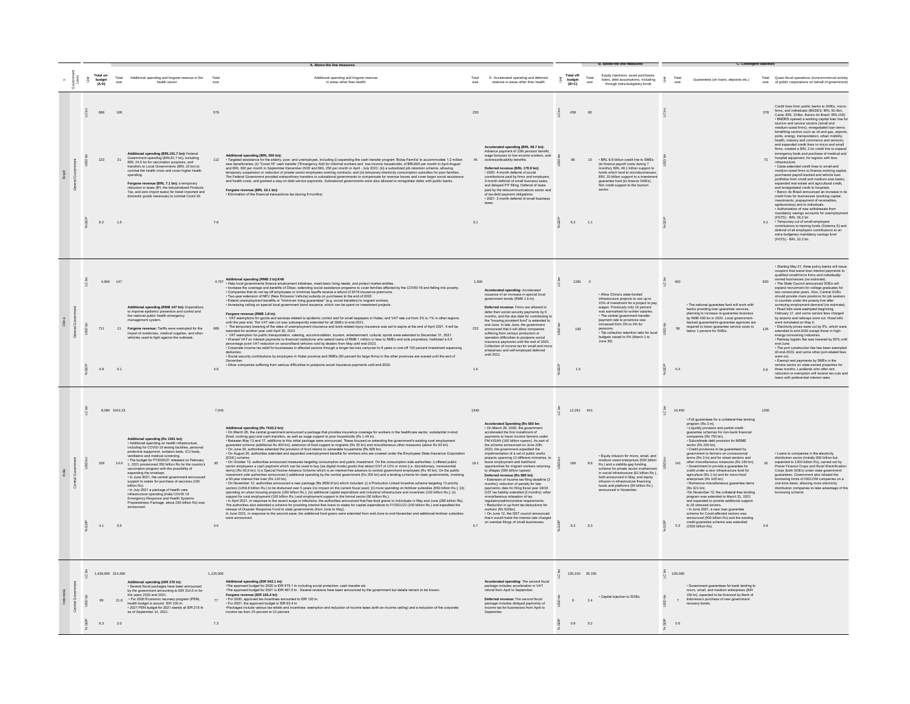| # | Government Level | Unit | Total on-budget (A-D) | Total size | Additional spending and forgone revenue in the health sector | Total size | Additional spending and forgone revenue in areas other than health | Total size | D. Accelerated spending and deferred revenue in areas other than health | Unit | Total off-budget (B+C) | Total size | Equity injections, asset purchases, loans, debt assumptions, including through extra-budgetary funds | Unit | Total size | Guarantees (on loans, deposits etc.) | Total size | Quasi-fiscal operations (noncommercial activity of public corporations on behalf of government) |
|---|---|---|---|---|---|---|---|---|---|---|---|---|---|---|---|---|---|---|
| | | | **A. Above-the line measures** | | | | | | | | **B. Below the line measures** | | | **C. Contingent liabilities** | | | | |
| Brazil | General Government | LC bn | 688 | 109 | | 579 | | 230 | | LC bn | 458 | 80 | | LC bn | | | 378 | |
| | | USD bn | 133 | 21 | **Additional spending (BRL101.7 bn):** Federal Government spending (BRL91.7 bn), including BRL 24.5 bn for vaccination purposes, and transfers to Local Governments (BRL 10 bn) to combat the health crisis and cover higher health spending. **Forgone revenue (BRL 7.1 bn):** a temporary reduction in taxes (IPI, the Industrialized Products Tax, and zero import taxes) for listed imported and domestic goods necessary to combat Covid-19. | 112 | **Additional spending (BRL 560 bn):** • Targeted assistance for the elderly, poor, and unemployed, including (i) expanding the cash transfer program 'Bolsa Familia' to accommodate 1.2 million new beneficiaries; (ii) "Covid-19" cash transfer ("Emergency Aid) for informal workers and low-income households, of BRL600 per month in April-August and BRL 300 per month in September-December 2020 and BRL 250 per month in April - July 2021; (iii) a subsidized job retention scheme, allowing temporary suspension or reduction of private sector employees working contracts; and (iv) temporary electricity consumption subsidies for poor families. The Federal Government provided extraordinary transfers to subnational governments to compensate for revenue losses and cover larger social assistance and health costs, and granted a stay on debt service payments. Subnational governments were also allowed to renegotiate debts with public banks. **Forgone revenue (BRL 19.1 bn):** • Elimination of the financial transactions tax (during 9 months) | 45 | **Accelerated spending (BRL 58.7 bn):** Advance payment of 13th pension benefit, wage bonuses to low-income workers, and sickness/disability benefits. **Deferred revenue (BRL 170.9 bn):** • 2020: 4-month deferral of social contributions paid by firms and employers, 3-month deferral of small business taxes, and delayed PIT filing. Deferral of taxes paid by the telecommunications sector and of tax debt payment obligations. • 2021: 3 month deferral of small business taxes. | USD bn | 89 | 15 | • BRL 6.8 billion credit line to SMEs (to finance payroll costs during 7 months); BRL 46.1 billion support to funds which lend to microbusinesses; BRL 20 billion support to a investment guaranteed fund (to finance SMEs), 5bn credit support to the tourism sector. | USD bn | | | 73 | Credit lines from public banks to SMEs, micro-firms, and individuals (BNDES: BRL 55.4bn, Caixa: BRL 154bn, Banco do Brasil: BRL100): • BNDES opened a working capital loan line for tourism and service sectors (small and medium-sized firms); renegotiated loan terms benefiting sectors such as oil and gas, airports, ports, energy, transportation, urban mobility, health, industry and commerce and services; and expanded credit lines to micro and small firms; created a BRL 2 bn credit line to expand emergency beds and purchase of medical and hospital equipment, for regions with less infrastructure. • Caixa extended credit lines to small-and medium-sized firms to finance working capital, purchased payroll-backed and vehicle loan portfolios from small and medium-size banks, and renegotiated credit to hospitals. • Banco do Brasil announced an increase in its credit lines for businesses (working capital, investments, prepayment of receivables, agribusiness) and to individuals. • Authorization of new withdrawals from mandatory savings accounts for unemployment (FGTS) - BRL 36.2 bn • Temporary cut of small employers contributions to training funds (Sistema S) and deferral of all employers contributions to an extra-budgetary mandatory savings fund (FGTS) - BRL 32.2 bn. |
| | | %GDP | 9.2 | 1.5 | | 7.8 | | 3.1 | | %GDP | 6.2 | 1.1 | | %GDP | | | 5.1 | |
| China | General Government | LC bn | 4,904 | 147 | | 4,757 | | 1,600 | | LC bn | 1330 | 0 | | LC bn | 400 | | 930 | |
| | | USD bn | 711 | 21 | **Additional spending (RMB 147 bn):** Expenditure to improve epidemic prevention and control and the national public health emergency management system. **Forgone revenue:** Tariffs were exempted for the import of medicines, medical supplies, and other vehicles used to fight against the outbreak. | 689 | **Additional spending (RMB 3 tn):K48** • Help local governments finance employment initiatives, meet basic living needs, and protect market entities. • Increase the coverage and benefits of Dibao: extending social assistance programs to cover families affected by the COVID-19 and falling into poverty. • Companies that do not lay off employees or minimize layoffs receive a refund of 2019 insurance premiums. • Two-year extension of NEV (New Emission Vehicle) subsidy on purchases to the end of 2022. • Extend unemployment benefits or "minimum living guarantees" (e.g. social transfers) to migrant workers. • Increasing ceiling on special local government bond issuance, which can be spent on investment projects. **Forgone revenue (RMB 1.8 tn):** • VAT exemptions for goods and services related to epidemic control and for small taxpayers in Hubei; and VAT rate cut from 3% to 1% in other regions until the year end. The VAT rate cut was subsequently extended for all SMEs to end-2021. • The temporary lowering of the rates of unemployment insurance and work-related injury insurance was set to expire at the end of April 2021. It will be extended for another year until April 30, 2022. • VAT exemption for public transportation, catering, accommodation, tourism, entertainment, cultural, sports were extended to December 31, 2021. • Waived VAT on interest payments to financial institutions who extend loans of RMB 1 million or less to SMEs and sole proprietors. Instituted a 0.5 percentage point VAT reduction on secondhand vehicles sold by dealers from May until end-2023. • Corporate income tax relief for businesses in affected sectors through a longer tax loss carryover to 8 years or one-off 100 percent investment expensing deduction. • Social security contributions by employers in Hubei province and SMEs (50 percent for large firms) in the other provinces are waived until the end of December. • Allow companies suffering from serious difficulties to postpone social insurance payments until end-2020. | 232 | **Accelerated spending:** Accelerated issuance of an increase in special local government bonds (RMB 1.6 tn). **Deferred revenue:** Firms are allowed to defer their social security payments by 6 months, and the due date for contributing to the "housing provident fund" is extended to end-June. In late June, the government announced that it will allow companies suffering from serious production or operation difficulties to postpone social insurance payments until the end of 2020. Collection of income tax for small and micro enterprises and self-employed deferred until 2021. | USD bn | 193 | | • Allow China's state-funded infrastructure projects to use up to 15% of investment for a project to pay wages. Previously only 10 percent was earmarked for worker salaries. • The central government transfer payment rate to provinces was increased from 3% to 4% for pensions. • Tax collection retention ratio for local budgets raised to 5% (March 1 to June 30). | USD bn | 58 | • The national guarantee fund will work with banks providing loan guarantee services, planning to increase re-guarantee business by RMB 400 bn in 2020. Local government-backed guarantee/re-guarantee agencies are required to lower guarantee service costs to below 1 percent for SMEs. | 135 | • Starting May 21, three policy banks will issue coupons that waive loan interest payments to qualified small/micro firms and individually-owned businesses (no estimate). • The State Council announced SOEs will expand recruitment for college graduates for two consecutive years. Also, Central SOEs should provide more positions for job seekers in counties under the poverty line after surveying employment demand (no estimate). • Road tolls were exempted beginning February 17, and some service fees charged by airports and railways were cut. Road tolls were reinstated on May 6. • Electricity prices were cut by 5%, which were extended to end-2020 except those in high-energy-consuming industries. • Railway logistic fee was lowered by 50% until end-June. • The port construction fee has been exempted till end-2020, and some other port-related fees were cut. • Exempt rent payments by SMEs in the service sector on state-owned properties for three months. Landlords who offer rent reduction or exemption will receive tax cuts and loans with preferential interest rates. |
| | | %GDP | 4.8 | 0.1 | | 4.6 | | 1.6 | | %GDP | 1.3 | | | %GDP | 0.4 | | 0.9 | |
| India | Central Government | LC bn | 8,084 | 1041.23 | | 7,043 | | 1340 | | LC bn | 12,291 | 641 | | LC bn | 10,450 | | 1200 | |
| | | USD bn | 109 | 14.0 | **Additional spending (Rs 1041 bn):** • Additional spending on health infrastructure, including for COVID-19 testing facilities, personal protective equipment, isolation beds, ICU beds, ventilators and medical screening. • The budget for FY2020/21 released on February 1, 2021 provisioned 350 billion Rs for the country's vaccination program with the possibility of expanding the envelope. • In June 2021, the central government announced support to states for purchase of vaccines (100 billion Rs). • In July 2021 a package of health care infrastructure spending (India COVID 19 Emergency Response and Health Systems Preparedness Package, about 230 billion Rs) was announced. | 95 | **Additional spending (Rs 7043.2 bn):** • On March 26, the central government announced a package that provides insurance coverage for workers in the healthcare sector, substantial in-kind (food; cooking gas) and cash transfers, as well as wage support to poor households (Rs 1.49 tn). • Between May 13 and 17, additions to this initial package were announced. These focused on extending the government's existing rural employment guarantee scheme (additional Rs 400 bn), extension of food support to migrants (Rs 35 bn) and miscellaneous other measures (about Rs 93 bn). • On June 30, authorities extended the provision of food rations to vulnerable households (Rs 829 bn). • On August 20, authorities extended and expanded unemployment benefits for workers who are covered under the Employees State Insurance Corporation (ESIC) scheme. • On October 12, authorities announced measures targeting consumption and public investment. On the consumption side authorities: i) offered public sector employees a cash payment which can be used to buy (via digital mode) goods that attract GST of 12% or more (i.e. discretionary, nonessential items) (Rs 56.8 bn); ii) a Special Festive Advance Scheme which is an interest-free advance to central government employees (Rs 40 bn). On the public investment side authorities announced i) additional spending by the central government (Rs 250 bn) and a lending scheme for state governments, involving a 50-year interest free loan (Rs 120 bn). • On November 12, authorities announced a new package (Rs 2650.8 bn) which included: (i) a Production Linked Incentive scheme targeting 13 priority sectors (1459.8 billion Rs.) to be disbursed over 5 years (no impact on the current fiscal year); (ii) more spending on fertilizer subsidies (650 billion Rs.); (iii) spending on urban housing projects (180 billion Rs.); (iv) additional capital expenditure and industrial infrastructure and incentives (102 billion Rs.); (v) support for rural employment (100 billion Rs.) and employment support in the formal sector (60 billion Rs.). • In April 2021, in response to the recent surge in infections, the authorities announced that free food grains to individuals in May and June (260 billion Rs). The authorities also extended a scheme for providing interest-free loans to states for capital expenditure to FY2021/22 (150 billion Rs.) and expedited the release of Disaster Response Fund to state governments (from June to May). In June 2021, in response to the second wave, the additional food grains were extended from end-June to end-November and additional fertilizer subsidies were announced. | 18.1 | **Accelerated Spending (Rs 660 bn):** • On March 26, 2020, the government accelerated the first installment of payments to lower income farmers under PM KISAN (160 billion rupees). As part of the scheme announced on June 20th, 2020, the government expedited the implementation of a set of public works projects spanning 12 different ministries, to boost employment and livelihood opportunities for migrant workers returning to villages (500 billion rupees) **Deferred revenue (Rs 680 bn):** • Extension of income tax filing deadline (3 months); reduction of penalty for late payments; date for filing fiscal year 18/19 GST tax liability extended (3 months); other miscellaneous relaxation of tax regulatory/administrative requirements. • Reduction in up-front tax deductions for workers (Rs 500bn). • On June 12, the GST council announced that it would halve the interest rate charged on overdue filings of small businesses. | USD bn | 166 | 8.6 | • Equity infusion for micro, small, and medium-sized enterprises (500 billion Rs.) and a viability-gap funding scheme for private sector involvement in social infrastructure (81 billion Rs.), both announced in May; and equity infusion in infrastructure financing funds and platforms (60 billion Rs.) announced in November. | USD bn | 141 | • Full guarantees for a collateral-free lending program (Rs 3 tn). • Liquidity provision and partial credit-guarantee schemes for non-bank financial companies (Rs 750 bn). • Subordinate debt provision for MSME sector (Rs.200 bn). • Credit provisions to be guaranteed by government to farmers on concessional terms (Rs 3 tn) and for street vendors and other miscellaneous measures (Rs 180 bn). • Government to provide a guarantee for credit under a new infrastructure fund for agriculture (Rs 1 tn) and for micro-food enterprises (Rs 100 bn). • Numerous miscellaneous guarantee items (Rs 321 bn). •On November 12, the collateral-free lending program was extended to March 31, 2021 and expanded to provide additional support to 26 stressed sectors. • In June 2021, a new loan guarantee scheme for Covid-affected sectors was announced (500 billion Rs) and the existing credit guarantee scheme was extended (1500 billion Rs). | 16 | • Loans to companies in the electricity distribution sector (initially 900 billion but expanded to 1200 billion Rs), carried out by Power Finance Corps and Rural Electrification Corps (both SOEs) under state government guarantees. Government also relaxed the borrowing limits of DISCOM companies on a one-time basis, allowing more electricity distribution companies to take advantage of the borrowing scheme. |
| | | %GDP | 4.1 | 0.5 | | 3.6 | | 0.7 | | %GDP | 6.2 | 0.3 | | %GDP | 5.3 | | 0.6 | |
| Indonesia | Central Government | LC bn | 1,439,950 | 314,450 | | 1,125,500 | | | | LC bn | 135,150 | 35,150 | | LC bn | 100,000 | | | |
| | | USD bn | 99 | 21.6 | **Additional spending (IDR 276 tn):** • Several fiscal packages have been announced by the government amounting to IDR 314.5 tn for the years 2020 and 2021. • For 2020 Economic recovery program (PEN), health budget is around IDR 100 tn. • 2021 PEN budget for 2021 stands at IDR 215 tn as of September 14, 2021. | 77 | **Additional spending (IDR 942.1 tn):** •The approved budget for 2020 is IDR 475.1 tn including social protection, cash transfer etc •The approved budget for 2021 is IDR 467.0 tn . Several revisions have been announced by the government but details remain to be known. **Forgone revenue (IDR 183.4 tn):** • For 2020, approved tax incentives amounted to IDR 120 tn. • For 2021, the approved budget is IDR 63.4 tn •Packages include various tax reliefs and incentives: exemption and reduction of income taxes (with an income ceiling) and a reduction of the corporate income tax from 25 percent to 22 percent. | | **Accelerated spending:** The second fiscal package include acceleration in VAT refund from April to September. **Deferred revenue:** The second fiscal package includes delayed payments of income tax for businesses from April to September. | USD bn | 9 | 2.4 | • Capital injection to SOEs. | USD bn | 7 | • Government guarantees for bank lending to micro, small, and medium enterprises (IDR 150 tn), expected to be financed by Bank of Indonesia's purchase of new government recovery bonds. | | |
| | | %GDP | 9.3 | 2.0 | | 7.3 | | | | %GDP | 0.9 | 0.2 | | %GDP | 0.6 | | | |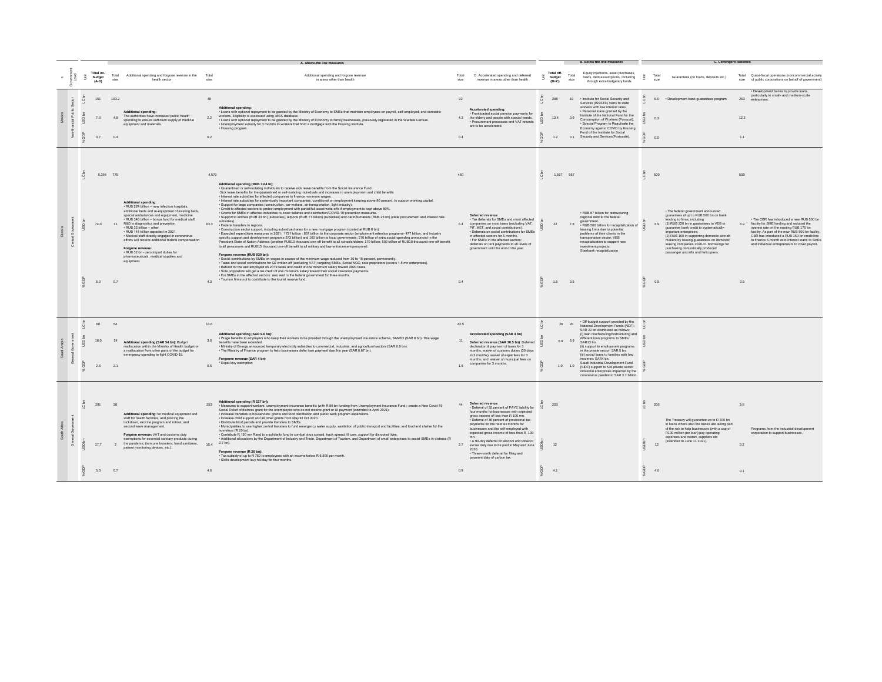| K | Government Level | Unit | Total on-budget (A-D) | Total size | Additional spending and forgone revenue in the health sector | Total size | Additional spending and forgone revenue in areas other than health | Total size | D. Accelerated spending and deferred revenue in areas other than health | Unit | Total off-budget (B+C) | Total size | Equity injections, asset purchases, loans, debt assumptions, including through extra-budgetary funds | Unit | Total size | Guarantees (on loans, deposits etc.) | Total size | Quasi-fiscal operations (noncommercial activity of public corporations on behalf of government) |
|---|---|---|---|---|---|---|---|---|---|---|---|---|---|---|---|---|---|---|
| | | | | | **A. Above-the line measures** | | | | | | | | **B. Below the line measures** | | | **C. Contingent liabilities** | | |
| Mexico | Non-financial Public Sector | LC bn | 151 | 103.2 | **Additional spending:** The authorities have increased public health spending to ensure sufficient supply of medical equipment and materials. | 48 | **Additional spending:** • Loans with optional repayment to be granted by the Ministry of Economy to SMEs that maintain employees on payroll, self-employed, and domestic workers. Eligibility is assessed using IMSS database. • Loans with optional repayment to be granted by the Ministry of Economy to family businesses, previously registered in the Welfare Census. • Unemployment subsidy for 3 months to workers that hold a mortgage with the Housing Institute. • Housing program. | 92 | **Accelerated spending:** • Frontloaded social pension payments for the elderly and people with special needs. • Procurement processes and VAT refunds are to be accelerated. | LC bn | 288 | 19 | • Institute for Social Security and Services (ISSSTE) loans to state workers with low interest rates. • Personal loans granted by the Institute of the National Fund for the Consumption of Workers (Fonacot). • Special Program to Reactivate the Economy against COVID by Housing Fund of the Institute for Social Security and Services(Fovissste). | LC bn | 6.0 | • Development bank guarantees program | 263 | • Development banks to provide loans, particularly to small- and medium-scale enterprises. |
| | | USD bn | 7.0 | 4.8 | | 2.2 | | 4.3 | | USD bn | 13.4 | 0.9 | | USD bn | 0.3 | | 12.2 | |
| | | % GDP | 0.7 | 0.4 | | 0.2 | | 0.4 | | % GDP | 1.2 | 0.1 | | % GDP | 0.0 | | 1.1 | |
| Russia | Central Government | LC bn | 5,354 | 775 | **Additional spending:** • RUB 224 billion – new infection hospitals, additional beds and re-equipment of existing beds, special ambulances and equipment, medicine • RUB 346 billion – bonus fund for medical staff, R&D in diagnostics and prevention • RUB 32 billion – other • RUB 141 billion expected in 2021. • Medical staff directly engaged in coronavirus efforts will receive additional federal compensation **Forgone revenue:** • RUB 32 bn - zero import duties for pharmaceuticals, medical supplies and equipment. | 4,579 | **Additional spending (RUB 3.64 tn):** • Quarantined or self-isolating individuals to receive sick leave benefits from the Social Insurance Fund. -Sick leave benefits for the quarantined or self-isolating individuals and increases in unemployment and child benefits • Interest rate subsidies for affected companies to finance minimum wages. • Interest rate subsidies for systemically important companies, conditional on employment keeping above 90 percent, to support working capital. • Support for large companies (construction, car-makers, air transportation, light industry). • Credit to affected sectors to protect employment with partial/full asset write-offs if employment is kept above 80%. • Grants for SMEs in affected industries to cover salaries and disinfection/COVID-19 prevention measures. • Support to airlines (RUB 23 bn) (subsidies), airports (RUR 11 billion) (subsidies) and car-KBDmakers (RUB 25 bn) (state procurement and interest rate subsidies). • Federal transfers to regions. • Construction sector support, including subsidized rates for a new mortgage program (costed at RUB 6 bn). • Expected expenditure measures in 2021: 1721 billion : 851 billion to the corporate sector (employment retention programs- 477 billion, and industry specific support and development programs-373 billion) and 100 billion to local governments; 270 billion of extra social spending announced in the President State of Nation Address (another RUB10 thousand one-off benefit to all schoolchildren, 170 billion; 500 billion of RUB10 thousand one-off benefit to all pensioners and RUB15 thousand one-off benefit to all military and law-enforcement personnel. **Forgone revenue (RUB 939 bn):** • Social contributions by SMEs on wages in excess of the minimum wage reduced from 30 to 15 percent, permanently. • Taxes and social contributions for Q2 written off (excluding VAT) targeting SMEs, Social NGO, sole proprietors (covers 1.5 mn enterprises). • Refund for the self-employed on 2019 taxes and credit of one minimum salary toward 2020 taxes. • Sole proprietors will get a tax credit of one minimum salary toward their social insurance payments. • For SMEs in the affected sectors: zero rent to the federal government for three months. • Tourism firms not to contribute to the tourist reserve fund. | 460 | **Deferred revenue:** • Tax deferrals for SMEs and most affected companies on most taxes (excluding VAT, PIT, MET, and social contributions). • Deferrals on social contributions for SMEs in affected sectors for 6 months. • For SMEs in the affected sectors: deferrals on rent payments to all levels of government until the end of the year. | LC bn | 1,567 | 567 | • RUB 67 billion for restructuring regional debt to the federal government. • RUB 500 billion for recapitalization of leasing firms due to potential problems of their clients in the transportation sector; VEB recapitalization to support new investment projects; Sberbank recapitalization | LC bn | 500 | • The federal government announced guarantees of up to RUB 500 bn on bank lending to firms, including (1) RUB 220 bn in guarantees to VEB to guarantee bank credit to systematically-important enterprises; (2) RUB 160 in supporting domestic aircraft makers by issuing guarantees on domestic leasing companies 2020-21 borrowings for purchasing domestically produced passenger aircrafts and helicopters. | 500 | • The CBR has introduced a new RUB 500 bn facility for SME lending and reduced the interest rate on the existing RUB 175 bn facility. As part of the new RUB 500 bn facility, CBR has introduced a RUB 150 bn credit line to finance 6-month zero-interest loans to SMEs and individual entrepreneurs to cover payroll. |
| | | USD bn | 74.0 | 11 | | 63.3 | | 6.4 | | USD bn | 22 | 7.8 | | USD bn | 6.9 | | 6.9 | |
| | | % GDP | 5.0 | 0.7 | | 4.3 | | 0.4 | | % GDP | 1.5 | 0.5 | | % GDP | 0.5 | | 0.5 | |
| Saudi Arabia | General Government | LC bn | 68 | 54 | **Additional spending (SAR 54 bn):** Budget reallocation within the Ministry of Health budget or a reallocation from other parts of the budget for emergency spending to fight COVID-19. | 13.6 | **Additional spending (SAR 9.6 bn):** • Wage benefits to employers who keep their workers to be provided through the unemployment insurance scheme, SANED (SAR 8 bn). This wage benefits have been extended. • Ministry of Energy announced temporary electricity subsidies to commercial, industrial, and agricultural sectors (SAR 0.9 bn). • The Ministry of Finance program to help businesses defer loan payment due this year (SAR 0.67 bn). **Forgone revenue (SAR 4 bn)** * Expat levy exemption | 42.5 | **Accelerated spending (SAR 4 bn)** **Deferred revenue (SAR 38.5 bn):** Deferred declaration & payment of taxes for 3 months, waiver of customs duties (30 days to 3 months), waiver of expat fees for 3 months; and waiver of municipal fees on companies for 3 months. | LC bn | 26 | 26 | • Off-budget support provided by the National Development Funds (NDF): SAR 22 bn distributed as follows: (i) loan rescheduling/restructuring and different loan programs to SMEs: SAR13 bn. (ii) support to employment programs in the private sector: SAR 5 bn. (iii) social loans to families with low incomes: SAR4 bn. Saudi Industrial Development Fund (SIDF) support to 536 private sector industrial enterprises impacted by the coronavirus pandemic SAR 3.7 billion | LC bn | | | | |
| | | USD bn | 18.0 | 14 | | 3.6 | | 11 | | USD bn | 6.9 | 6.9 | | USD bn | | | | |
| | | % GDP | 2.6 | 2.1 | | 0.5 | | 1.6 | | % GDP | 1.0 | 1.0 | | % GDP | | | | |
| South Africa | General Government | LC bn | 291 | 38 | **Additional spending:** for medical equipment and staff for health facilities, and policing the lockdown, vaccine program and rollout, and second wave management. **Forgone revenue:** VAT and customs duty exemptions for essential sanitary products during the pandemic (immune boosters, hand sanitizers, patient monitoring devices, etc.). | 253 | **Additional spending (R 227 bn):** • Measures to support workers' unemployment insurance benefits (with R 80 bn funding from Unemployment Insurance Fund); create a New Covid-19 Social Relief of distress grant for the unemployed who do not receive grant or UI payment (extended to April 2021). • Increase transfers to households: grants and food distribution and public work program expansions. • Increase child support and all other grants from May till Oct 2020. • Distribute food parcels and provide transfers to SMEs. • Municipalities to use higher central transfers to fund emergency water supply, sanitation of public transport and facilities, and food and shelter for the homeless (R 20 bn). • Contribute R 150 mn Rand to a solidarity fund to combat virus spread, track spread, ill care, support for disrupted lives. • Additional allocations by the Department of Industry and Trade, Department of Tourism, and Department of small enterprises to assist SMEs in distress (R 2.7 bn). **Forgone revenue (R 26 bn):** • Tax subsidy of up to R 750 to employees with an income below R 6,500 per month. • Skills development levy holiday for four months. | 44 | **Deferred revenue:** • Deferral of 35 percent of PAYE liability for four months for businesses with expected gross income of less than R 100 mn. • Deferral of 35 percent of provisional tax payments for the next six months for businesses and the self-employed with expected gross income of less than R 100 mn. • A 90-day deferral for alcohol and tobacco excise duty due to be paid in May and June 2020. • Three-month deferral for filing and payment date of carbon tax. | LC bn | 203 | | | LC bn | 200 | The Treasury will guarantee up to R 200 bn in loans where also the banks are taking part of the risk to help businesses (with a cap of R100 million per loan) pay operating expenses and restart, suppliers etc (extended to June 11 2021). | 3.0 | Programs from the industrial development corporation to support businesses. |
| | | USD bn | 17.7 | 2 | | 15.4 | | 2.7 | | USD bn | 12 | | | USD bn | 12 | | 0.2 | |
| | | % GDP | 5.3 | 0.7 | | 4.6 | | 0.9 | | % GDP | 4.1 | | | % GDP | 4.0 | | 0.1 | |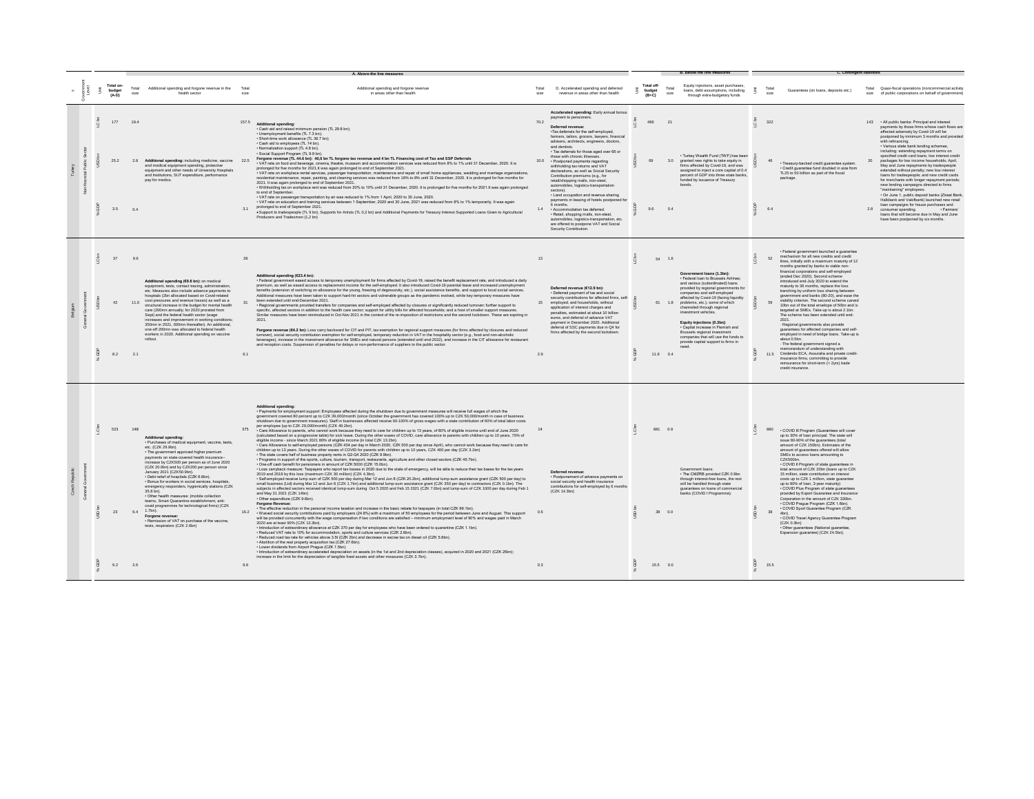| # | Government Level | Unit | Total on-budget (A-D) | Total size | Additional spending and forgone revenue in the health sector | Total size | Additional spending and forgone revenue in areas other than health | Total size | D. Accelerated spending and deferred revenue in areas other than health | Unit | Total off-budget (B+C) | Total size | Equity injections, asset purchases, loans, debt assumptions, including through extra-budgetary funds | Unit | Total size | Guarantees (on loans, deposits etc.) | Total size | Quasi-fiscal operations (noncommercial activity of public corporations on behalf of government) |
|---|---|---|---|---|---|---|---|---|---|---|---|---|---|---|---|---|---|---|
| | | | | A. Above-the line measures | | | | | | | | B. Below the line measures | | C. Contingent liabilities | | | | |
| Turkey | Non-financial Public Sector | LC bn | 177 | 19.4 | | 157.5 | | 70.2 | **Accelerated spending:** Early annual bonus payment to pensioners. | LC bn | 486 | 21 | | LC bn | 322 | | 143 | |
| | | USD bn | 25.2 | 2.8 | **Additional spending:** including medicine, vaccine and medical equipment spending, protective equipment and other needs of University Hospitals and Institutions, SUT expenditure, performance pay for medics. | 22.5 | **Additional spending:** • Cash aid and raised minimum pension (TL 29.8 bn); • Unemployment benefits (TL 7.3 bn); • Short-time work allowance (TL 36.7 bn); • Cash aid to employees (TL 14 bn). • Normalization support (TL 4.8 bn). • Social Support Program (TL 9.9 bn). **Forgone revenue (TL 44.6 bn): 40.6 bn TL forgone tax revenue and 4 bn TL Financing cost of Tax and SSP Deferrals** • VAT rate on food and beverage, cinema, theatre, museum and accommodation services was reduced from 8% to 1% until 31 December, 2020. It is prolonged for five months for 2021.It was again prolonged to end of September 2021. • VAT rate on workplace rental services, passenger transportation, maintenance and repair of small home appliances, wedding and marriage organizations, residential maintenance, repair, painting, and cleaning services was reduced from 18% to 8% until 31 December, 2020. It is prolonged for five months for 2021. It was again prolonged to end of September 2021. • Withholding tax on workplace rent was reduced from 20% to 10% until 31 December, 2020. It is prolonged for five months for 2021.It was again prolonged to end of September. • VAT rate on passenger transportation by air was reduced to 1% from 1 April, 2020 to 30 June, 2020. • VAT rate on education and training services between 1 September, 2020 and 30 June, 2021 was reduced from 8% to 1% temporarily. It was again prolonged to end of September 2021. • Support to tradespeople (TL 9 bn), Supports for Artists (TL 0.2 bn) and Additional Payments for Treasury Interest Supported Loans Given to Agricultural Producers and Tradesmen (1.2 bn) | 10.0 | **Deferred revenue:** •Tax deferrals for the self-employed, farmers, tailors, grocers, lawyers, financial advisers, architects, engineers, doctors, and dentists. • Tax deferrals for those aged over 65 or those with chronic illnesses. • Postponed payments regarding withholding tax returns and VAT declarations, as well as Social Security Contribution premiums (e.g., for retail/shopping malls, iron-steel, automobiles, logistics-transportation sectors). • Land occupation and revenue sharing payments in leasing of hotels postponed for 6 months. • Accommodation tax deferred. • Retail, shopping malls, iron-steel, automobiles, logistics-transportation, etc. are offered to postpone VAT and Social Security Contribution. | USD bn | 69 | 3.0 | • Turkey Wealth Fund (TWF) has been granted new rights to take equity in firms affected by Covid-19, and was assigned to inject a core capital of 0.4 percent of GDP into three state banks, funded by issuance of Treasury bonds. | USD bn | 46 | • Treasury-backed credit guarantee system. • Credit guarantee fund doubled in size from TL25 to 50 billion as part of the fiscal package. | 20 | • All public banks: Principal and interest payments by those firms whose cash flows are affected adversely by Covid-19 will be postponed by minimum 3 months and provided with refinancing. • Various state bank lending schemes, including: extending repayment terms on specified credit card loans; low interest credit packages for low income households; April, May and June repayments by tradespeople extended without penalty; new low interest loans for tradespeople; and new credit cards for merchants with longer repayment periods; new lending campaigns directed to firms "maintaining" employees. • On June 1, public deposit banks (Ziraat Bank, Halkbank and Vakifbank) launched new retail loan campaigns for house purchases and consumer spending. • Farmers' loans that will become due in May and June have been postponed by six months. |
| | | % GDP | 3.5 | 0.4 | | 3.1 | | 1.4 | | % GDP | 9.6 | 0.4 | | % GDP | 6.4 | | 2.8 | |
| Belgium | General Government | LC bn | 37 | 9.6 | | 26 | | 13 | | LC bn | 54 | 1.6 | | LC bn | 52 | • Federal government launched a guarantee mechanism for all new credits and credit lines, initially with a maximum maturity of 12 months granted by banks to viable non-financial corporations and self-employed (ended Dec 2020). Second scheme introduced end-July 2020 to extend the maturity to 36 months, replace the loss tranching by uniform loss sharing between government and banks (80-20), and ease the viability criterion. The second scheme carved 10bn out of the total envelope of 50bn and is targeted at SMEs. Take-up is about 2.1bn. The scheme has been extended until end-2021. · Regional governments also provide guarantees for affected companies and self-employed in need of bridge loans. Take-up is about 0.5bn. · The federal government signed a memorandum of understanding with Credendo ECA, Assuralia and private credit-insurance firms, committing to provide reinsurance for short-term (< 2yrs) trade credit insurance. | | |
| | | USD bn | 42 | 11.0 | **Additional spending (€9.6 bn):** on medical equipment, tests, contact tracing, administration, etc. Measures also include advance payments to hospitals (2bn allocated based on Covid-related cost pressures and revenue losses) as well as a structural increase in the budget for mental health care (200mn annually; for 2020 prorated from Sept) and the federal health sector (wage increases and improvement in working conditions; 350mn in 2021, 600mn thereafter). An additional, one-off 200mn was allocated to federal health workers in 2020. Additional spending on vaccine rollout. | 31 | **Additional spending (€23.4 bn):** • Federal government eased access to temporary unemployment for firms affected by Covid-19, raised the benefit replacement rate, and introduced a daily premium, as well as eased access to replacement income for the self-employed. It also introduced Covid-19 parental leave and increased unemployment benefits (extension of switching on allowance for the young, freezing of degressivity, etc.), social assistance benefits, and support to local social services. Additional measures have been taken to support hard-hit sectors and vulnerable groups as the pandemic evolved, while key temporary measures have been extended until end-December 2021. • Regional governments provided transfers for companies and self-employed affected by closures or significantly reduced turnover; further support to specific, affected sectors in addition to the health care sector; support for utility bills for affected households; and a host of smaller support measures. Similar measures have been reintroduced in Oct-Nov 2021 in the context of the re-imposition of restrictions and the second lockdown. These are expiring in 2021. **Forgone revenue (€4.2 bn):** Loss carry backward for CIT and PIT, tax exemption for regional support measures (for firms affected by closures and reduced turnover), social security contribution exemption for self-employed, temporary reduction in VAT in the hospitality sector (e.g., food and non-alcoholic beverages), increase in the investment allowance for SMEs and natural persons (extended until end-2022), and increase in the CIT allowance for restaurant and reception costs. Suspension of penalties for delays or non-performance of suppliers to the public sector. | 15 | **Deferred revenue (€12.9 bn):** • Deferred payment of tax and social security contributions for affected firms, self-employed, and households, without application of interest charges and penalties, estimated at about 10 billion euros, and deferral of advance VAT payment in December 2020. Additional deferral of SSC payments due in Q4 for firms affected by the second lockdown. | USD bn | 61 | 1.8 | **Government loans (1.3bn):** • Federal loan to Brussels Airlines; and various (subordinated) loans provided by regional governments for companies and self-employed affected by Covid-19 (facing liquidity problems, etc.); some of which channeled through regional investment vehicles. **Equity injections (0.3bn):** • Capital increase in Flemish and Brussels regional investment companies that will use the funds to provide capital support to firms in need. | USD bn | 59 | | | |
| | | % GDP | 8.2 | 2.1 | | 6.1 | | 2.9 | | % GDP | 11.9 | 0.4 | | % GDP | 11.5 | | | |
| Czech Republic | General Government | LC bn | 523 | 148 | | 375 | | 14 | | LC bn | 881 | 0.9 | | LC bn | 880 | • COVID III Program (Guarantees will cover up to 30% of loan principal. The state will issue 80-90% of the guarantees (total amount of CZK 150bn). Estimates of the amount of guarantees offered will allow SMEs to access loans amounting to CZK500bn. • COVID II Program of state guarantees in total amount of CZK 20bn (loans up to CZK 15 million, state contribution on interest costs up to CZK 1 million, state guarantee up to 80% of loan, 3-year maturity) • COVID Plus Program of state guarantees provided by Export Guarantee and Insurance Corporation in the amount of CZK 330bn. • COVID Prague Program (CZK 1.6bn). • COVID Sport Guarantee Program (CZK 4bn). • COVID Travel Agency Guarantee Program (CZK 0.3bn) • Other guarantees (National guarantee, Expansion guarantee) (CZK 24.5bn). | | |
| | | USD bn | 23 | 6.4 | **Additional spending:** • Purchases of medical equipment, vaccine, tests, etc. (CZK 29.9bn). • The government approved higher premium payments on state-covered health insurance-- increase by CZK500 per person as of June 2020 (CZK 20.9bn) and by CZK200 per person since January 2021 (CZK50.9bn). • Debt relief of hospitals (CZK 6.8bn). • Bonus for workers in social services, hospitals, emergency responders, hygienically stations (CZK 35.8 bn). • Other health measures: (mobile collection teams, Smart Quarantine establishment, anti-covid programmes for technological firms) (CZK 1.7bn). **Forgone revenue:** • Remission of VAT on purchase of the vaccine, tests, respirators (CZK 2.6bn) | 16.2 | **Additional spending:** • Payments for employment support: Employees affected during the shutdown due to government measures will receive full wages of which the government covered 80 percent up to CZK 39,000/month (since October the government has covered 100% up to CZK 50,000/month in case of business shutdown due to government measures). Staff in businesses affected receive 60-100% of gross wages with a state contribution of 60% of total labor costs per employee (up to CZK 29,000/month) (CZK 49.2bn). • Care Allowance to parents, who cannot work because they need to care for children up to 13 years, of 80% of eligible income until end of June 2020 (calculated based on a progressive table) for sick leave. During the other waves of COVID, care allowance to parents with children up to 10 years, 70% of eligible income - since March 2021 80% of eligible income (in total CZK 13.2bn). • Care Allowance to self-employed persons (CZK 424 per day in March 2020, CZK 500 per day since April), who cannot work because they need to care for children up to 13 years. During the other waves of COVID for parents with children up to 10 years, CZK 400 per day (CZK 3.1bn) • The state covers half of business property rents in Q2-Q4 2020 (CZK 9.9bn). • Programs in support of the sports, culture, tourism, transport, restaurants, agriculture and other closed sectors (CZK 45.7bn). • One-off cash benefit for pensioners in amount of CZK 5000 (CZK 15.0bn). • Loss carryback measure: Taxpayers who report tax losses in 2020 due to the state of emergency, will be able to reduce their tax bases for the tax years 2019 and 2018 by this loss (maximum CZK 30 million) (CZK 4.3bn). • Self-employed receive lump sum of CZK 500 per day during Mar 12 and Jun 8 (CZK 20.2bn), additional lump-sum assistance grant (CZK 500 per day) to small business (Ltd) during Mar 12 and Jun 8 (CZK 1.7bn) and additional lump-sum assistance grant (CZK 350 per day) to contractors (CZK 0.1bn). The subjects in affected sectors received identical lump-sum during Oct 5 2020 and Feb 15 2021 (CZK 7.6bn) and lump-sum of CZK 1000 per day during Feb 1 and May 31 2021 (CZK 14bn) • Other expenditure (CZK 9.6bn). **Forgone Revenue:** • The effective reduction in the personal income taxation and increase in the basic rebate for taxpayers (in total CZK 99.1bn). • Waived social security contributions paid by employers (24.8%) with a maximum of 50 employees for the period between June and August. This support will be provided concurrently with the wage compensation if two conditions are satisfied – minimum employment level of 90% and wages paid in March 2020 are at least 90% (CZK 13.3bn). • Introduction of extraordinary allowance at CZK 370 per day for employees who have been ordered to quarantine (CZK 1.1bn). • Reduced VAT rate to 10% for accommodation, sports and culture services (CZK 2.6bn). • Reduced road tax rate for vehicles above 3.5t (CZK 2bn) and decrease in excise tax on diesel oil (CZK 5.6bn). • Abolition of the real property acquisition tax (CZK 27.6bn). • Lower dividends from Airport Prague (CZK 1.5bn). • Introduction of extraordinary accelerated depreciation on assets (in the 1st and 2nd depreciation classes), acquired in 2020 and 2021 (CZK 25bn); increase in the limit for the depreciation of tangible fixed assets and other measures (CZK 3.7bn). | 0.6 | **Deferred revenue:** • Postponement of advance payments on social security and health insurance contributions for self-employed by 6 months (CZK 14.3bn) | USD bn | 38 | 0.0 | Government loans: • The CMZRB provided CZK 0.9bn through interest-free loans, the rest will be handled through state guarantees on loans of commercial banks (COVID I Programme). | USD bn | 38 | | | |
| | | % GDP | 9.2 | 2.6 | | 6.6 | | 0.3 | | % GDP | 15.5 | 0.0 | | % GDP | 15.5 | | | |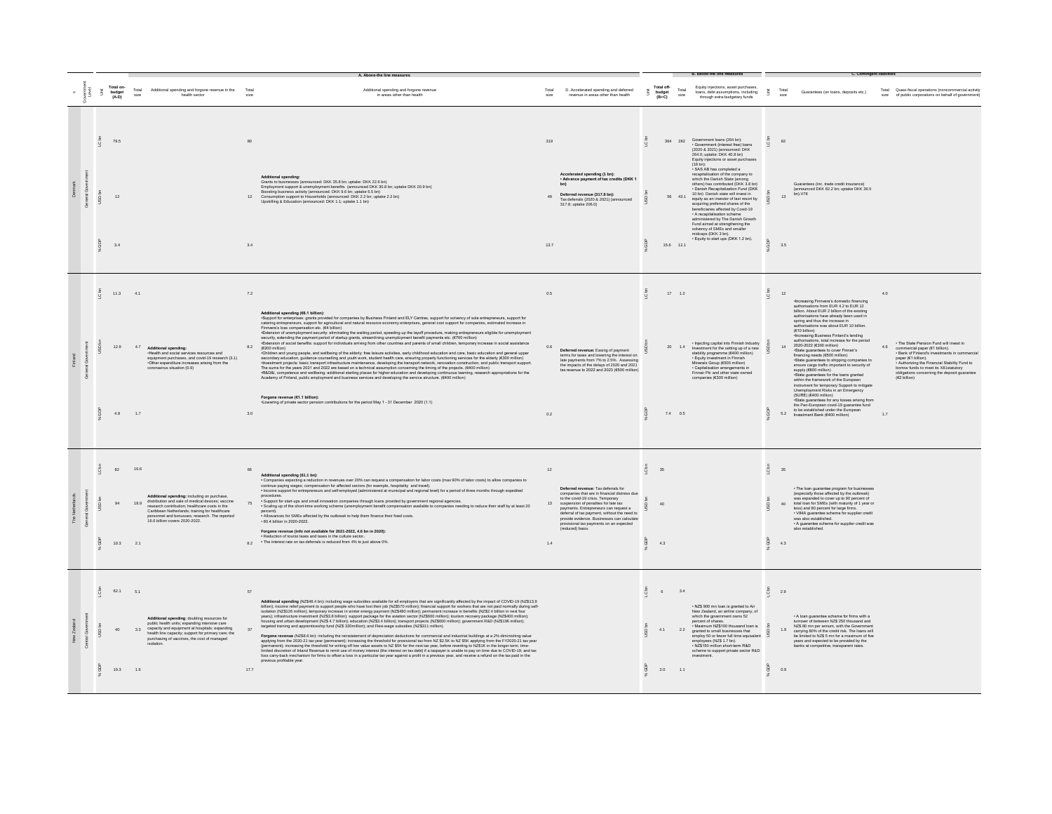| # | Government Level | Unit | Total on-budget (A-D) | A. Above-the line measures: Total size | Additional spending and forgone revenue in the health sector | Total size | Additional spending and forgone revenue in areas other than health | Total size | D. Accelerated spending and deferred revenue in areas other than health | Unit | B. Below the line measures: Total off-budget (B+C) | Total size | Equity injections, asset purchases, loans, debt assumptions, including through extra-budgetary funds | Unit | C. Contingent liabilities: Total size | Guarantees (on loans, deposits etc.) | Total size | Quasi-fiscal operations (noncommercial activity of public corporations on behalf of government) |
|---|---|---|---|---|---|---|---|---|---|---|---|---|---|---|---|---|---|---|
| Denmark | General Government | LC bn | 79.5 | | | 80 | Additional spending:<br>Grants to businesses (announced: DKK 35.8 bn; uptake: DKK 22.6 bn)<br>Employment support & unemployment benefits (announced DKK 30.8 bn; uptake DKK 20.9 bn)<br>Boosting business activity (announced: DKK 9.6 bn; uptake 6.5 bn)<br>Consumption support to Households (announced: DKK 2.2 bn; uptake 2.2 bn)<br>Upskilling & Education (announced: DKK 1.1; uptake 1.1 bn) | 319 | Accelerated spending (1 bn):<br>• Advance payment of tax credits (DKK 1 bn)<br><br>Deferred revenue (317.8 bn):<br>Tax deferrals (2020 & 2021) (announced 317.8; uptake 206.0) | LC bn | 364 | 282 | Government loans (264 bn):<br>• Government (interest free) loans (2020 & 2021) (announced: DKK 264.0; uptake: DKK 40.8 bn)<br>Equity injections or asset purchases (18 bn):<br>• SAS AB has completed a recapitalisation of the company to which the Danish State (among others) has contributed (DKK 3.8 bn)<br>• Danish Recapitalization Fund (DKK 10 bn): Danish state will invest in equity as an investor of last resort by acquiring preferred shares of the beneficiaries affected by Covid-19<br>• A recapitalisation scheme administered by The Danish Growth Fund aimed at strengthening the solvency of SMEs and smaller midcaps (DKK 3 bn).<br>• Equity to start ups (DKK 1.2 bn). | LC bn | 82 | Guarantees (inc. trade credit insurance) (announced DKK 82.2 bn; uptake DKK 36.5 bn).V78 | | |
| | | USD bn | 12 | | | 12 | | 49 | | USD bn | 56 | 43.1 | | USD bn | 13 | | | |
| | | % GDP | 3.4 | | | 3.4 | | 13.7 | | % GDP | 15.6 | 12.1 | | % GDP | 3.5 | | | |
| Finland | General Government | LC bn | 11.3 | 4.1 | Additional spending:<br>•Health and social services resources and equipment purchases, and covid-19 research (3.1)<br>•Other expenditure increases arising from the coronavirus situation (0.9) | 7.2 | Additional spending (€6.1 billion):<br>•Support for enterprises: grants provided for companies by Business Finland and ELY Centres, support for solvency of sole entrepreneurs, support for catering entrepreneurs, support for agricultural and natural resource economy entrepreneurs, general cost support for companies, estimated increase in Finnvera's loss compensation etc. (€4 billion)<br>•Extension of unemployment security: eliminating the waiting period, speeding up the layoff procedure, making entrepreneurs eligible for unemployment security, extending the payment period of startup grants, streamlining unemployment benefit payments etc. (€700 million)<br>•Extension of social benefits: support for individuals arriving from other countries and parents of small children, temporary increase in social assistance (€200 million)<br>•Children and young people, and wellbeing of the elderly: free leisure activities, early childhood education and care, basic education and general upper secondary education, guidance counselling and youth work, student health care, ensuring properly functioning services for the elderly (€300 million)<br>•Investment projects: basic transport infrastructure maintenance, developing the transport network, renovation construction, and public transport support. The sums for the years 2021 and 2022 are based on a technical assumption concerning the timing of the projects. (€400 million)<br>•R&D&I, competence and wellbeing: additional starting places for higher education and developing continuous learning, research appropriations for the Academy of Finland, public employment and business services and developing the service structure. (€400 million)<br><br>Forgone revenue (€1.1 billion):<br>•Lowering of private sector pension contributions for the period May 1 - 31 December 2020 (1.1) | 0.5 | Deferred revenue: Easing of payment terms for taxes and lowering the interest on late payments from 7% to 2.5%. Assessing the impacts of the delays of 2020 and 2021 tax revenue to 2022 and 2023 (€500 million) | LC bn | 17 | 1.2 | • Injecting capital into Finnish Industry Investment for the setting up of a new stability programme (€400 million)<br>• Equity investment in Finnish Minerals Group (€500 million)<br>• Capitalisation arrangements in Finnair Plc and other state owned companies (€300 million) | LC bn | 12 | •Increasing Finnvera's domestic financing authorisations from EUR 4.2 to EUR 12 billion. About EUR 2 billion of the existing authorisations have already been used in spring and thus the increase in authorisations was about EUR 10 billion. (€10 billion)<br>•Increasing Business Finland's lending authorisations; total increase for the period 2020-2022 (€300 million)<br>•State guarantees to cover Finnair's financing needs (€500 million)<br>•State guarantees to shipping companies to ensure cargo traffic important to security of supply (€600 million)<br>•State guarantees for the loans granted within the framework of the European instrument for temporary Support to mitigate Unemployment Risks in an Emergency (SURE) (€400 million)<br>•State guarantees for any losses arising from the Pan-European covid-19 guarantee fund to be established under the European Investment Bank (€400 million) | 4.0 | • The State Pension Fund will invest in commercial paper (€1 billion).<br>• Bank of Finland's investments in commercial paper (€1 billion).<br>• Authorizing the Financial Stability Fund to borrow funds to meet its X81statutory obligations concerning the deposit guarantee (€2 billion) |
| | | USD bn | 12.9 | 4.7 | | 8.2 | | 0.6 | | USD bn | 20 | 1.4 | | USD bn | 14 | | 4.6 | |
| | | % GDP | 4.8 | 1.7 | | 3.0 | | 0.2 | | % GDP | 7.4 | 0.5 | | % GDP | 5.2 | | 1.7 | |
| The Netherlands | General Government | LC bn | 82 | 16.6 | Additional spending: including on purchase, distribution and sale of medical devices; vaccine research contribution; healthcare costs in the Caribbean Netherlands; training for healthcare personnel and bonuses; research. The reported 16.6 billion covers 2020-2022. | 66 | Additional spending (61.1 bn):<br>• Companies expecting a reduction in revenues over 20% can request a compensation for labor costs (max 90% of labor costs) to allow companies to continue paying wages; compensation for affected sectors (for example, hospitality and travel).<br>• Income support for entrepreneurs and self-employed (administered at municipal and regional level) for a period of three months through expedited procedures.<br>• Support for start-ups and small innovation companies through loans provided by government regional agencies.<br>• Scaling up of the short-time working scheme (unemployment benefit compensation available to companies needing to reduce their staff by at least 20 percent).<br>• Allowances for SMEs affected by the outbreak to help them finance their fixed costs.<br>• 60.4 billion in 2020-2022.<br><br>Forgone revenue (info not available for 2021-2022, 4.6 bn in 2020):<br>• Reduction of tourist taxes and taxes in the culture sector.<br>• The interest rate on tax deferrals is reduced from 4% to just above 0%. | 12 | Deferred revenue: Tax deferrals for companies that are in financial distress due to the covid-19 crisis. Temporary suspension of penalties for late tax payments. Entrepreneurs can request a deferral of tax payment, without the need to provide evidence. Businesses can calculate provisional tax payments on an expected (reduced) basis. | LC bn | 35 | | | LC bn | 35 | • The loan guarantee program for businesses (especially those affected by the outbreak) was expanded to cover up to 90 percent of total loan for SMEs (with maturity of 1 year or less) and 80 percent for large firms.<br>• V84A guarantee scheme for supplier credit was also established.<br>• A guarantee scheme for supplier credit was also established. | | |
| | | USD bn | 94 | 18.9 | | 75 | | 13 | | USD bn | 40 | | | USD bn | 40 | | | |
| | | % GDP | 10.3 | 2.1 | | 8.2 | | 1.4 | | % GDP | 4.3 | | | % GDP | 4.3 | | | |
| New Zealand | Central Government | LC bn | 62.1 | 5.1 | Additional spending: doubling resources for public health units; expanding intensive care capacity and equipment at hospitals; expanding health line capacity; support for primary care; the purchasing of vaccines, the cost of managed isolation. | 57 | Additional spending (NZ$48.4 bn): including wage subsidies available for all employers that are significantly affected by the impact of COVID-19 (NZ$13.9 billion); income relief payment to support people who have lost their job (NZ$570 million); financial support for workers that are not paid normally during self-isolation (NZ$126 million); temporary increase in winter energy payment (NZ$480 million); permanent increase in benefits (NZ$2.4 billion in next four years); infrastructure investment (NZ$3.8 billion); support package for the aviation sector (NZ$600 million); tourism recovery package (NZ$400 million); housing and urban development (NZ$ 4.7 billion); education (NZ$3.4 billion); transport projects (NZ$600 million); government R&D (NZ$196 million); targeted training and apprenticeship fund (NZ$ 320million); and Flexi-wage subsidies (NZ$311 million).<br><br>Forgone revenue (NZ$8.6 bn): including the reinstatement of depreciation deductions for commercial and industrial buildings at a 2% diminishing value applying from the 2020-21 tax year (permanent); increasing the threshold for provisional tax from NZ $2.5K to NZ $5K applying from the FY2020-21 tax year (permanent); increasing the threshold for writing off low value assets to NZ $5K for the next tax year, before reverting to NZ$1K in the longer term; time-limited discretion of Inland Revenue to remit use of money interest (the interest on tax debt) if a taxpayer is unable to pay on time due to COVID-19; and tax loss carry-back mechanism for firms to offset a loss in a particular tax year against a profit in a previous year, and receive a refund on the tax paid in the previous profitable year. | | | LC bn | 6 | 3.4 | • NZ$ 900 mn loan is granted to Air New Zealand, an airline company, of which the government owns 52 percent of shares.<br>• Maximum NZ$100 thousand loan is granted to small businesses that employ 50 or fewer full time equivalent employees (NZ$ 1.7 bn).<br>• NZ$150 million short-term R&D scheme to support private sector R&D investment. | LC bn | 2.9 | • A loan guarantee scheme for firms with a turnover of between NZ$ 250 thousand and NZ$ 80 mn per annum, with the Government carrying 80% of the credit risk. The loans will be limited to NZ$ 5 mn for a maximum of five years and expected to be provided by the banks at competitive, transparent rates. | | |
| | | USD bn | 40 | 3.3 | | 37 | | | | USD bn | 4.1 | 2.2 | | USD bn | 1.9 | | | |
| | | % GDP | 19.3 | 1.6 | | 17.7 | | | | % GDP | 2.0 | 1.1 | | % GDP | 0.9 | | | |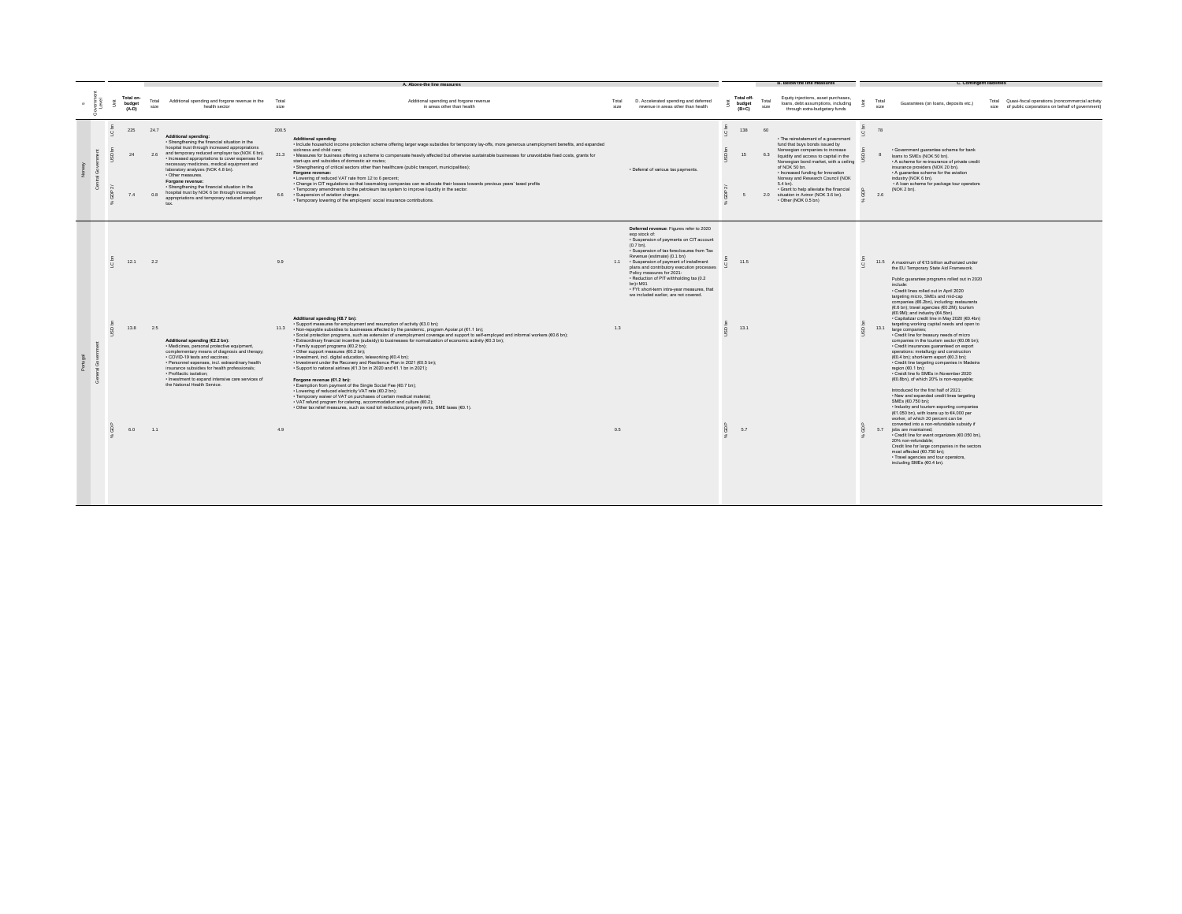| R | Government Level | Unit | Total on-budget (A-D) | A. Above-the line measures | | | | | | B. Below the line measures | | | | C. Contingent liabilities | | | | |
|---|---|---|---|---|---|---|---|---|---|---|---|---|---|---|---|---|---|---|
| | | | | Total size | Additional spending and forgone revenue in the health sector | Total size | Additional spending and forgone revenue in areas other than health | Total size | D. Accelerated spending and deferred revenue in areas other than health | Unit | Total off-budget (B+C) | Total size | Equity injections, asset purchases, loans, debt assumptions, including through extra-budgetary funds | Unit | Total size | Guarantees (on loans, deposits etc.) | Total size | Quasi-fiscal operations (noncommercial activity of public corporations on behalf of government) |
| Norway | Central Government | LC bn | 225 | 24.7 | | 200.5 | | | | LC bn | 136 | 60 | | LC bn | 78 | | | |
| | | USD bn | 24 | 2.6 | **Additional spending:**<br>• Strengthening the financial situation in the hospital trust through increased appropriations and temporary reduced employer tax (NOK 6 bn).<br>• Increased appropriations to cover expenses for necessary medicines, medical equipment and laboratory analyzes (NOK 4.8 bn).<br>• Other measures.<br>**Forgone revenue:**<br>• Strengthening the financial situation in the hospital trust by NOK 6 bn through increased appropriations and temporary reduced employer tax. | 21.3 | **Additional spending:**<br>• Include household income protection scheme offering larger wage subsidies for temporary lay-offs, more generous unemployment benefits, and expanded sickness and child care;<br>• Measures for business offering a scheme to compensate heavily affected but otherwise sustainable businesses for unavoidable fixed costs, grants for start-ups and subsidies of domestic air routes;<br>• Strengthening of critical sectors other than healthcare (public transport, municipalities);<br>**Forgone revenue:**<br>• Lowering of reduced VAT rate from 12 to 6 percent;<br>• Change in CIT regulations so that lossmaking companies can re-allocate their losses towards previous years' taxed profits<br>• Temporary amendments to the petroleum tax system to improve liquidity in the sector.<br>• Suspension of aviation charges.<br>• Temporary lowering of the employers' social insurance contributions. | | • Deferral of various tax payments. | USD bn | 15 | 6.3 | • The reinstatement of a government fund that buys bonds issued by Norwegian companies to increase liquidity and access to capital in the Norwegian bond market, with a ceiling of NOK 50 bn.<br>• Increased funding for Innovation Norway and Research Council (NOK 5.4 bn).<br>• Grant to help alleviate the financial situation in Avinor (NOK 3.6 bn).<br>• Other (NOK 0.5 bn) | USD bn | 8 | • Government guarantee scheme for bank loans to SMEs (NOK 50 bn).<br>• A scheme for re-insurance of private credit insurance providers (NOK 20 bn).<br>• A guarantee scheme for the aviation industry (NOK 6 bn).<br>• A loan scheme for package tour operators (NOK 2 bn). | | |
| | | % GDP 2/ | 7.4 | 0.8 | | 6.6 | | | | % GDP 2/ | 5 | 2.0 | | % GDP | 2.6 | | | |
| Portugal | General Government | LC bn | 12.1 | 2.2 | | 9.9 | | 1.1 | **Deferred revenue**: Figures refer to 2020 eop stock of:<br>• Suspension of payments on CIT account (0.7 bn).<br>• Suspension of tax foreclosures from Tax Revenue (estimate) (0.1 bn)<br>• Suspension of payment of installment plans and contributory execution processes<br>Policy measures for 2021:<br>• Reduction of PIT withholding tax (0.2 bn)+M91<br>• FYI: short-term intra-year measures, that we included earlier, are not covered. | LC bn | 11.5 | | | LC bn | 11.5 | A maximum of €13 billion authorized under the EU Temporary State Aid Framework. | | |
| | | USD bn | 13.8 | 2.5 | **Additional spending (€2.2 bn):**<br>• Medicines, personal protective equipment, complementary means of diagnosis and therapy;<br>• COVID-19 tests and vaccines;<br>• Personnel expenses, incl. extraordinary health insurance subsidies for health professionals;<br>• Profilactic isolation;<br>• Investment to expand intensive care services of the National Health Service. | 11.3 | **Additional spending (€8.7 bn):**<br>• Support measures for employment and resumption of activity (€3.0 bn);<br>• Non-repayable subsidies to businesses affected by the pandemic, program Apoiar.pt (€1.1 bn);<br>• Social protection programs, such as extension of unemployment coverage and support to self-employed and informal workers (€0.6 bn);<br>• Extraordinary financial incentive (subsidy) to businesses for normalization of economic activity (€0.3 bn);<br>• Family support programs (€0.2 bn);<br>• Other support measures (€0.2 bn);<br>• Investment, incl. digital education, teleworking (€0.4 bn);<br>• Investment under the Recovery and Resilience Plan in 2021 (€0.5 bn);<br>• Support to national airlines (€1.3 bn in 2020 and €1.1 bn in 2021);<br><br>**Forgone revenue (€1.2 bn):**<br>• Exemption from payment of the Single Social Fee (€0.7 bn);<br>• Lowering of reduced electricity VAT rate (€0.2 bn);<br>• Temporary waiver of VAT on purchases of certain medical material;<br>• VAT refund program for catering, accommodation and culture (€0.2);<br>• Other tax relief measures, such as road toll reductions,property rents, SME taxes (€0.1). | 1.3 | | USD bn | 13.1 | | | USD bn | 13.1 | Public guarantee programs rolled out in 2020 include:<br>• Credit lines rolled out in April 2020 targeting micro, SMEs and mid-cap companies (€6.2bn), including: restaurants (€.6 bn); travel agencies (€0.2M); tourism (€0.9M); and industry (€4.5bn);<br>• Capitalizer credit line in May 2020 (€0.4bn) targeting working capital needs and open to large companies;<br>• Credit line for treasury needs of micro companies in the tourism sector (€0.06 bn);<br>• Credit insurances guaranteed on export operations: metallurgy and construction (€0.4 bn); short-term export (€0.3 bn);<br>• Credit line targeting companies in Madeira region (€0.1 bn);<br>• Credit line fo SMEs in November 2020 (€0.8bn), of which 20% is non-repayable;<br><br>Introduced for the first half of 2021:<br>• New and expanded credit lines targeting SMEs (€0.750 bn);<br>• Industry and tourism exporting companies (€1.050 bn), with loans up to €4,000 per worker, of which 20 percent can be converted into a non-refundable subsidy if jobs are maintained;<br>• Credit line for event organizers (€0.050 bn), 20% non-refundable;<br>Credit line for large companies in the sectors most affected (€0.750 bn);<br>• Travel agencies and tour operators, including SMEs (€0.4 bn). | | |
| | | % GDP | 6.0 | 1.1 | | 4.9 | | 0.5 | | % GDP | 5.7 | | | % GDP | 5.7 | | | |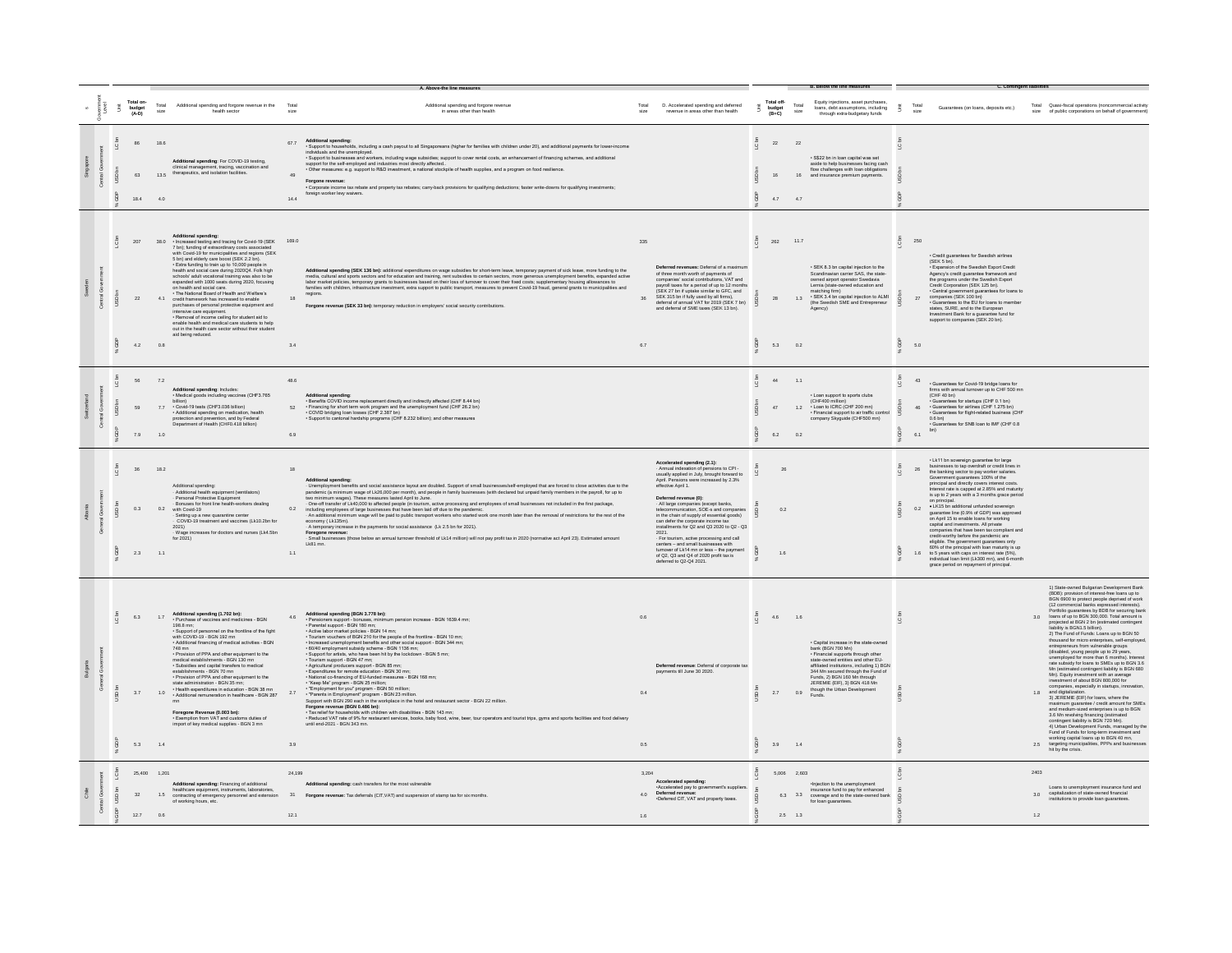| # | Government Level | Unit | Total on-budget (A-D) | Total size | Additional spending and forgone revenue in the health sector | Total size | A. Above-the line measures: Additional spending and forgone revenue in areas other than health | Total size | D. Accelerated spending and deferred revenue in areas other than health | Unit | Total off-budget (B+C) | Total size | B. Below the line measures: Equity injections, asset purchases, loans, debt assumptions, including through extra-budgetary funds | Unit | Total size | C. Contingent liabilities: Guarantees (on loans, deposits etc.) | Total size | Quasi-fiscal operations (noncommercial activity of public corporations on behalf of government) |
|---|---|---|---|---|---|---|---|---|---|---|---|---|---|---|---|---|---|---|
| Singapore | Central Government | LC bn | 86 | 18.6 | Additional spending: For COVID-19 testing, clinical management, tracing, vaccination and therapeutics, and isolation facilities. | 67.7 | Additional spending: • Support to households, including a cash payout to all Singaporeans (higher for families with children under 20), and additional payments for lower-income individuals and the unemployed. • Support to businesses and workers, including wage subsidies; support to cover rental costs, an enhancement of financing schemes, and additional support for the self-employed and industries most directly affected. • Other measures: e.g. support to R&D investment, a national stockpile of health supplies, and a program on food resilience. Forgone revenue: • Corporate income tax rebate and property tax rebates; carry-back provisions for qualifying deductions; faster write-downs for qualifying investments; foreign worker levy waivers. | | | LC bn | 22 | 22 | • S$22 bn in loan capital was set aside to help businesses facing cash flow challenges with loan obligations and insurance premium payments. | LC bn | | | | |
| | | USD bn | 63 | 13.5 | | 49 | | | | USD bn | 16 | 16 | | USD bn | | | | |
| | | % GDP | 18.4 | 4.0 | | 14.4 | | | | % GDP | 4.7 | 4.7 | | % GDP | | | | |
| Sweden | Central Government | LC bn | 207 | 38.0 | Additional spending: • Increased testing and tracing for Covid-19 (SEK 7 bn); funding of extraordinary costs associated with Covid-19 for municipalities and regions (SEK 5 bn) and elderly care boost (SEK 2.2 bn). • Extra funding to train up to 10,000 people in health and social care during 2020Q4. Folk high schools' adult vocational training was also to be expanded with 1000 seats during 2020, focusing on health and social care. • The National Board of Health and Welfare's credit framework has increased to enable purchases of personal protective equipment and intensive care equipment. • Removal of income ceiling for student aid to enable health and medical care students to help out in the health care sector without their student aid being reduced. | 169.0 | Additional spending (SEK 136 bn): additional expenditures on wage subsidies for short-term leave, temporary payment of sick leave, more funding to the media, cultural and sports sectors and for education and training, rent subsidies to certain sectors, more generous unemployment benefits, expanded active labor market policies, temporary grants to businesses based on their loss of turnover to cover their fixed costs; supplementary housing allowances to families with children, infrastructure investment, extra support to public transport, measures to prevent Covid-19 fraud, general grants to municipalities and regions. Forgone revenue (SEK 33 bn): temporary reduction in employers' social security contributions. | 335 | Deferred revenues: Deferral of a maximum of three month worth of payments of companies' social contributions, VAT and payroll taxes for a period of up to 12 months (SEK 27 bn if uptake similar to GFC, and SEK 315 bn if fully used by all firms), deferral of annual VAT for 2019 (SEK 7 bn) and deferral of SME taxes (SEK 13 bn). | LC bn | 262 | 11.7 | • SEK 8.3 bn capital injection to the Scandinavian carrier SAS, the state-owned airport operator Swedavia, Lernia (state-owned education and matching firm) • SEK 3.4 bn capital injection to ALMI (the Swedish SME and Entrepreneur Agency) | LC bn | 250 | • Credit guarantees for Swedish airlines (SEK 5 bn). • Expansion of the Swedish Export Credit Agency's credit guarantee framework and the programs under the Swedish Export Credit Corporation (SEK 125 bn). • Central government guarantees for loans to companies (SEK 100 bn) • Guarantees to the EU for loans to member states, SURE, and to the European Investment Bank for a guarantee fund for support to companies (SEK 20 bn). | | |
| | | USD bn | 22 | 4.1 | | 18 | | 36 | | USD bn | 28 | 1.3 | | USD bn | 27 | | | |
| | | % GDP | 4.2 | 0.8 | | 3.4 | | 6.7 | | % GDP | 5.3 | 0.2 | | % GDP | 5.0 | | | |
| Switzerland | Central Government | LC bn | 56 | 7.2 | Additional spending: Includes: • Medical goods including vaccines (CHF3.765 billion) • Covid-19 tests (CHF3.036 billion) • Additional spending on medication, health protection and prevention, and by Federal Department of Health (CHF0.418 billion) | 48.6 | Additional spending: • Benefits COVID income replacement directly and indirectly affected (CHF 8.44 bn) • Financing for short term work program and the unemployment fund (CHF 26.2 bn) • COVID bridging loan losses (CHF 2.387 bn) • Support to cantonal hardship programs (CHF 8.232 billion); and other measures | | | LC bn | 44 | 1.1 | • Loan support to sports clubs (CHF400 million) • Loan to ICRC (CHF 200 mn) • Financial support to air traffic control company Skyguide (CHF500 mn) | LC bn | 43 | • Guarantees for Covid-19 bridge loans for firms with annual turnover up to CHF 500 mn (CHF 40 bn) • Guarantees for startups (CHF 0.1 bn) • Guarantees for airlines (CHF 1.275 bn) • Guarantees for flight-related business (CHF 0.6 bn) • Guarantees for SNB loan to IMF (CHF 0.8 bn) | | |
| | | USD bn | 59 | 7.7 | | 52 | | | | USD bn | 47 | 1.2 | | USD bn | 46 | | | |
| | | % GDP | 7.9 | 1.0 | | 6.9 | | | | % GDP | 6.2 | 0.2 | | % GDP | 6.1 | | | |
| Albania | General Government | LC bn | 36 | 18.2 | Additional spending: · Additional health equipment (ventilators) · Personal Protective Equipment · Bonuses for front line health-workers dealing with Covid-19 · Setting up a new quarantine center · COVID-19 treatment and vaccines (Lk10.2bn for 2021) · Wage increases for doctors and nurses (Lk4.5bn for 2021) | 18 | Additional spending: · Unemployment benefits and social assistance layout are doubled. Support of small businesses/self-employed that are forced to close activities due to the pandemic (a minimum wage of Lk26,000 per month), and people in family businesses (with declared but unpaid family members in the payroll, for up to two minimum wages). These measures lasted April to June. · One-off transfer of Lk40,000 to affected people (in tourism, active processing and employees of small businesses not included in the first package, including employees of large businesses that have been laid off due to the pandemic. · An additional minimum wage will be paid to public transport workers who started work one month later than the removal of restrictions for the rest of the economy ( Lk135m). · A temporary increase in the payments for social assistance (Lk 2.5 bn for 2021). Foregone revenue: · Small businesses (those below an annual turnover threshold of Lk14 million) will not pay profit tax in 2020 (normative act April 23). Estimated amount Lk81 mn. | | Accelerated spending (2.1): · Annual indexation of pensions to CPI - usually applied in July, brought forward to April. Pensions were increased by 2.3% effective April 1. Deferred revenue (0): · All large companies (except banks, telecommunication, SOE-s and companies in the chain of supply of essential goods) can defer the corporate income tax installments for Q2 and Q3 2020 to Q2 - Q3 2021. · For tourism, active processing and call centers – and small businesses with turnover of Lk14 mn or less – the payment of Q2, Q3 and Q4 of 2020 profit tax is deferred to Q2-Q4 2021. | LC bn | 26 | | | LC bn | 26 | • Lk11 bn sovereign guarantee for large businesses to tap overdraft or credit lines in the banking sector to pay worker salaries. Government guarantees 100% of the principal and directly covers interest costs. Interest rate is capped at 2.85% and maturity is up to 2 years with a 3 months grace period on principal. • LK15 bn additional unfunded sovereign guarantee line (0.9% of GDP) was approved on April 15 to enable loans for working capital and investments. All private companies that have been tax compliant and credit-worthy before the pandemic are eligible. The government guarantees only 60% of the principal with loan maturity is up to 5 years with caps on interest rate (5%), individual loan limit (Lk300 mn), and 6-month grace period on repayment of principal. | | |
| | | USD bn | 0.3 | 0.2 | | 0.2 | | | | USD bn | 0.2 | | | USD bn | 0.2 | | | |
| | | % GDP | 2.3 | 1.1 | | 1.1 | | | | % GDP | 1.6 | | | % GDP | 1.6 | | | |
| Bulgaria | General Government | LC bn | 6.3 | 1.7 | Additional spending (1.702 bn): • Purchase of vaccines and medicines - BGN 198.8 mn; • Support of personnel on the frontline of the fight with COVID-19 - BGN 192 mn • Additional financing of medical activities - BGN 748 mn • Provision of PPA and other equipment to the medical establishments - BGN 130 mn • Subsidies and capital transfers to medical establishments - BGN 70 mn • Provision of PPA and other equipment to the state administration - BGN 35 mn; • Health expenditures in education - BGN 38 mn • Additional remuneration in healthcare - BGN 287 mn Foregone Revenue (0.003 bn): • Exemption from VAT and customs duties of import of key medical supplies - BGN 3 mn | 4.6 | Additional spending (BGN 3.778 bn): • Pensioners support - bonuses, minimum pension increase - BGN 1639.4 mn; • Parental support - BGN 180 mn; • Active labor market policies - BGN 14 mn; • Tourism vouchers of BGN 210 for the people of the frontline - BGN 10 mn; • Increased unemployment benefits and other social support - BGN 344 mn; • 60/40 employment subsidy scheme - BGN 1136 mn; • Support for artists, who have been hit by the lockdown - BGN 5 mn; • Tourism support - BGN 47 mn; • Agricultural producers support - BGN 85 mn; • Expenditures for remote education - BGN 30 mn; • National co-financing of EU-funded measures - BGN 168 mn; • "Keep Me" program - BGN 25 million; • "Employment for you" program - BGN 50 million; • "Parents in Employment" program - BGN 23 million. Support with BGN 290 each in the workplace in the hotel and restaurant sector - BGN 22 million. Foregone revenue (BGN 0.486 bn): • Tax relief for households with children with disabilities - BGN 143 mn; • Reduced VAT rate of 9% for restaurant services, books, baby food, wine, beer, tour operators and tourist trips, gyms and sports facilities and food delivery until end-2021 - BGN 343 mn. | 0.6 | Deferred revenue: Deferral of corporate tax payments till June 30 2020. | LC bn | 4.6 | 1.6 | • Capital increase in the state-owned bank (BGN 700 Mn) • Financial supports through other state-owned entities and other EU-affiliated institutions, including 1) BGN 344 Mn secured through the Fund of Funds, 2) BGN 160 Mn through JEREMIE (EIF), 3) BGN 418 Mn though the Urban Development Funds. | LC bn | | | 3.0 | 1) State-owned Bulgarian Development Bank (BDB): provision of interest-free loans up to BGN 6900 to protect people deprived of work (12 commercial banks expressed interests). Portfolio guarantees by BDB for securing bank loans of up to BGN 300,000. Total amount is projected at BGN 2 bn (estimated contingent liability is BGN1.5 billion). 2) The Fund of Funds: Loans up to BGN 50 thousand for micro enterprises, self-employed, entrepreneurs from vulnerable groups (disabled, young people up to 29 years, unemployed for more than 6 months). Interest rate subsidy for loans to SMEs up to BGN 3.6 Mn (estimated contingent liability is BGN 680 Mn). Equity investment with an average investment of about BGN 800,000 for companies, especially in startups, innovation, and digitalization. 3) JEREMIE (EIF) for loans, where the maximum guarantee / credit amount for SMEs and medium-sized enterprises is up to BGN 3.6 Mn revolving financing (estimated contingent liability is BGN 720 Mn). 4) Urban Development Funds, managed by the Fund of Funds for long-term investment and working capital loans up to BGN 40 mn, targeting municipalities, PPPs and businesses hit by the crisis. |
| | | USD bn | 3.7 | 1.0 | | 2.7 | | 0.4 | | USD bn | 2.7 | 0.9 | | USD bn | | | 1.8 | |
| | | % GDP | 5.3 | 1.4 | | 3.9 | | 0.5 | | % GDP | 3.9 | 1.4 | | % GDP | | | 2.5 | |
| Chile | Central Government | LC bn | 25,400 | 1,201 | Additional spending: Financing of additional healthcare equipment, instruments, laboratories, contracting of emergency personnel and extension of working hours, etc. | 24,199 | Additional spending: cash transfers for the most vulnerable Forgone revenue: Tax deferrals (CIT,VAT) and suspension of stamp tax for six months. | 3,204 | Accelerated spending: •Accelerated pay to government's suppliers. Deferred revenue: •Deferred CIT, VAT and property taxes. | LC bn | 5,006 | 2,603 | •Injection to the unemployment insurance fund to pay for enhanced coverage and to the state-owned bank for loan guarantees. | LC bn | | | 2403 | Loans to unemployment insurance fund and capitalization of state-owned financial institutions to provide loan guarantees. |
| | | USD bn | 32 | 1.5 | | 31 | | 4.0 | | USD bn | 6.3 | 3.3 | | USD bn | | | 3.0 | |
| | | % GDP | 12.7 | 0.6 | | 12.1 | | 1.6 | | % GDP | 2.5 | 1.3 | | % GDP | | | 1.2 | |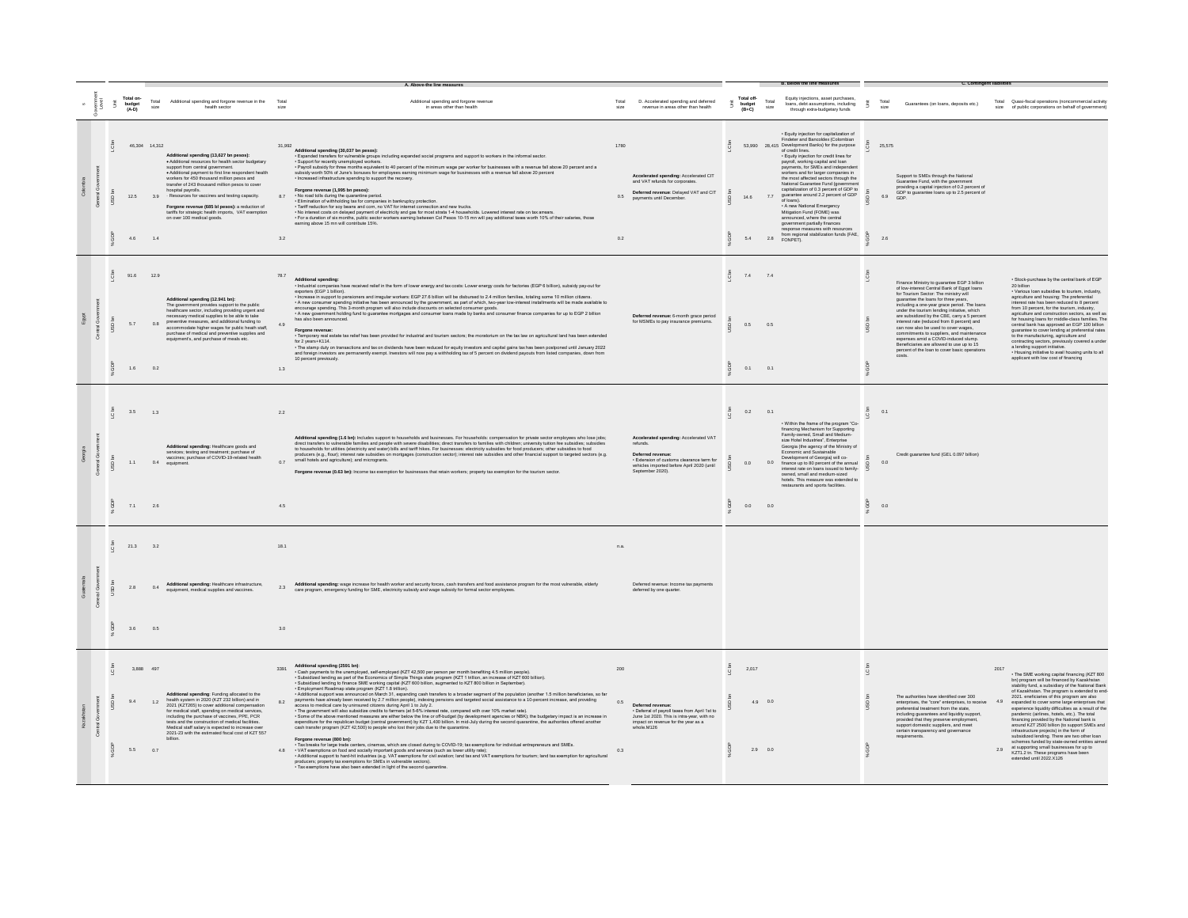| # | Government Level | Unit | Total on-budget (A-D) | Total size | Additional spending and forgone revenue in the health sector | Total size | Additional spending and forgone revenue in areas other than health | Total size | D. Accelerated spending and deferred revenue in areas other than health | Unit | Total off-budget (B+C) | Total size | Equity injections, asset purchases, loans, debt assumptions, including through extra-budgetary funds | Unit | Total size | Guarantees (on loans, deposits etc.) | Total size | Quasi-fiscal operations (noncommercial activity of public corporations on behalf of government) |
|---|---|---|---|---|---|---|---|---|---|---|---|---|---|---|---|---|---|---|
| | | | **A. Above-the line measures** | | | | | | | | **B. Below the line measures** | | | **C. Contingent liabilities** | | | | |
| Colombia | General Government | LC bn | 46,304 | 14,312 | **Additional spending (13,627 bn pesos):** • Additional resources for health sector budgetary support from central government. • Additional payment to first line respondent health workers for 450 thousand million pesos and transfer of 243 thousand million pesos to cover hospital payrolls. - Resources for vaccines and testing capacity. **Forgone revenue (685 bl pesos):** a reduction of tariffs for strategic health imports, VAT exemption on over 100 medical goods. | 31,992 | **Additional spending (30,037 bn pesos):** • Expanded transfers for vulnerable groups including expanded social programs and support to workers in the informal sector. • Support for recently unemployed workers. • Payroll subsidy for three months equivalent to 40 percent of the minimum wage per worker for businesses with a revenue fall above 20 percent and a subsidy worth 50% of June's bonuses for employees earning minimum wage for businesses with a revenue fall above 20 percent • Increased infrastructure spending to support the recovery. **Forgone revenue (1,955 bn pesos):** • No road tolls during the quarantine period. • Elimination of withholding tax for companies in bankruptcy protection. • Tariff reduction for soy beans and corn, no VAT for internet connection and new trucks. • No interest costs on delayed payment of electricity and gas for most strata 1-4 households. Lowered interest rate on tax arrears. • For a duration of six months, public sector workers earning between Col Pesos 10-15 mn will pay additional taxes worth 10% of their salaries, those earning above 15 mn will contribute 15%. | 1780 | **Accelerated spending:** Accelerated CIT and VAT refunds for corporates. **Deferred revenue:** Delayed VAT and CIT payments until December. | LC bn | 53,990 | 28,415 | • Equity injection for capitalization of Findeter and Bancoldex (Colombian Development Banks) for the purpose of credit lines. • Equity injection for credit lines for payroll, working capital and loan payments, for SMEs and independent workers and for larger companies in the most affected sectors through the National Guarantee Fund (government capitalization of 0.3 percent of GDP to guarantee around 2.2 percent of GDP of loans). • A new National Emergency Mitigation Fund (FOME) was announced, where the central government partially finances response measures with resources from regional stabilization funds (FAE, FONPET). | LC bn | 25,575 | Support to SMEs through the National Guarantee Fund, with the government providing a capital injection of 0.2 percent of GDP to guarantee loans up to 2.5 percent of GDP. | | |
| | | USD bn | 12.5 | 3.9 | | 8.7 | | 0.5 | | USD bn | 14.6 | 7.7 | | USD bn | 6.9 | | | |
| | | % GDP | 4.6 | 1.4 | | 3.2 | | 0.2 | | % GDP | 5.4 | 2.8 | | % GDP | 2.6 | | | |
| Egypt | Central Government | LC bn | 91.6 | 12.9 | **Additional spending (12.941 bn):** The government provides support to the public healthcare sector, including providing urgent and necessary medical supplies to be able to take preventive measures, and additional funding to accommodate higher wages for public health staff, purchase of medical and preventive supplies and equipment's, and purchase of meals etc. | 78.7 | **Additional spending:** • Industrial companies have received relief in the form of lower energy and tax costs: Lower energy costs for factories (EGP 6 billion), subsidy pay-out for exporters (EGP 1 billion). • Increase in support to pensioners and irregular workers: EGP 27.6 billion will be disbursed to 2.4 million families, totaling some 10 million citizens. • A new consumer spending initiative has been announced by the government, as part of which, two-year low-interest installments will be made available to encourage spending. This 3-month program will also include discounts on selected consumer goods. • A new government holding fund to guarantee mortgages and consumer loans made by banks and consumer finance companies for up to EGP 2 billion has also been announced. **Forgone revenue:** • Temporary real estate tax relief has been provided for industrial and tourism sectors; the moratorium on the tax law on agricultural land has been extended for 2 years-K114. • The stamp duty on transactions and tax on dividends have been reduced for equity investors and capital gains tax has been postponed until January 2022 and foreign investors are permanently exempt. Investors will now pay a withholding tax of 5 percent on dividend payouts from listed companies, down from 10 percent previously. | | **Deferred revenue:** 6-month grace period for MSMEs to pay insurance premiums. | LC bn | 7.4 | 7.4 | | LC bn | | Finance Ministry to guarantee EGP 3 billion of low-interest Central Bank of Egypt loans for Tourism Sector: The ministry will guarantee the loans for three years, including a one-year grace period. The loans under the tourism lending initiative, which are subsidized by the CBE, carry a 5 percent interest rate (reduced from 8 percent) and can now also be used to cover wages, commitments to suppliers, and maintenance expenses amid a COVID-induced slump. Beneficiaries are allowed to use up to 15 percent of the loan to cover basic operations costs. | | • Stock-purchase by the central bank of EGP 20 billion • Various loan subsidies to tourism, industry, agriculture and housing: The preferential interest rate has been reduced to 8 percent from 10 percent, for the tourism, industry, agriculture and construction sectors, as well as for housing loans for middle-class families. The central bank has approved an EGP 100 billion guarantee to cover lending at preferential rates to the manufacturing, agriculture and contracting sectors, previously covered a under a lending support initiative. • Housing initiative to avail housing units to all applicant with low cost of financing |
| | | USD bn | 5.7 | 0.8 | | 4.9 | | | | USD bn | 0.5 | 0.5 | | USD bn | | | | |
| | | % GDP | 1.6 | 0.2 | | 1.3 | | | | % GDP | 0.1 | 0.1 | | % GDP | | | | |
| Georgia | General Government | LC bn | 3.5 | 1.3 | **Additional spending:** Healthcare goods and services; testing and treatment; purchase of vaccines; purchase of COVID-19-related health equipment. | 2.2 | **Additional spending (1.6 bn):** Includes support to households and businesses. For households: compensation for private sector employees who lose jobs; direct transfers to vulnerable families and people with severe disabilities; direct transfers to families with children; university tuition fee subsidies; subsidies to households for utilities (electricity and water) bills and tariff hikes. For businesses: electricity subsidies for food producers; other subsidies to food producers (e.g., flour); interest rate subsidies on mortgages (construction sector); interest rate subsidies and other financial support to targeted sectors (e.g. small hotels and agriculture); and micrograms. **Forgone revenue (0.63 bn):** Income tax exemption for businesses that retain workers; property tax exemption for the tourism sector. | | **Accelerated spending:** Accelerated VAT refunds. **Deferred revenue:** • Extension of customs clearance term for vehicles imported before April 2020 (until September 2020). | LC bn | 0.2 | 0.1 | • Within the frame of the program "Co-financing Mechanism for Supporting Family-owned, Small and Medium-size Hotel Industries", Enterprise Georgia (the agency of the Ministry of Economic and Sustainable Development of Georgia) will co-finance up to 80 percent of the annual interest rate on loans issued to family-owned, small and medium-sized hotels. This measure was extended to restaurants and sports facilities. | LC bn | 0.1 | Credit guarantee fund (GEL 0.097 billion) | | |
| | | USD bn | 1.1 | 0.4 | | 0.7 | | | | USD bn | 0.0 | 0.0 | | USD bn | 0.0 | | | |
| | | % GDP | 7.1 | 2.6 | | 4.5 | | | | % GDP | 0.0 | 0.0 | | % GDP | 0.0 | | | |
| Guatemala | Central Government | LC bn | 21.3 | 3.2 | **Additional spending:** Healthcare infrastructure, equipment, medical supplies and vaccines. | 18.1 | **Additional spending:** wage increase for health worker and security forces, cash transfers and food assistance program for the most vulnerable, elderly care program, emergency funding for SME, electricity subsidy and wage subsidy for formal sector employees. | n.a. | Deferred revenue: Income tax payments deferred by one quarter. | | | | | | | | | |
| | | USD bn | 2.8 | 0.4 | | 2.3 | | | | | | | | | | | | |
| | | % GDP | 3.6 | 0.5 | | 3.0 | | | | | | | | | | | | |
| Kazakhstan | Central Government | LC bn | 3,888 | 497 | **Additional spending:** Funding allocated to the health system in 2020 (KZT 232 billion) and in 2021 (KZT265) to cover additional compensation for medical staff, spending on medical services, including the purchase of vaccines, PPE, PCR tests and the construction of medical facilities. Medical staff salary is expected to increase over 2021-23 with the estimated fiscal cost of KZT 557 billion. | 3391 | **Additional spending (2591 bn):** • Cash payments to the unemployed, self-employed (KZT 42,500 per person per month benefiting 4.5 million people). • Subsidized lending as part of the Economics of Simple Things state program (KZT 1 trillion, an increase of KZT 600 billion). • Subsidized lending to finance SME working capital (KZT 600 billion, augmented to KZT 800 billion in September). • Employment Roadmap state program (KZT 1.8 trillion). • Additional support was announced on March 31, expanding cash transfers to a broader segment of the population (another 1.5 million beneficiaries, so far payments have already been received by 2.7 million people), indexing pensions and targeted social assistance to a 10-percent increase, and providing access to medical care by uninsured citizens during April 1 to July 2. • The government will also subsidize credits to farmers (at 5-6% interest rate, compared with over 10% market rate). • Some of the above mentioned measures are either below the line or off-budget (by development agencies or NBK); the budgetary impact is an increase in expenditure for the republican budget (central government) by KZT 1,400 billion. In mid-July during the second quarantine, the authorities offered another cash transfer program (KZT 42,500) to people who lost their jobs due to the quarantine. **Forgone revenue (800 bn):** • Tax breaks for large trade centers, cinemas, which are closed during to COVID-19; tax exemptions for individual entrepreneurs and SMEs. • VAT exemptions on food and socially important goods and services (such as lower utility rate); • Additional support to hard-hit industries (e.g. VAT exemptions for civil aviation; land tax and VAT exemptions for tourism; land tax exemption for agricultural producers; property tax exemptions for SMEs in vulnerable sectors). • Tax exemptions have also been extended in light of the second quarantine. | 200 | **Deferred revenue:** • Deferral of payroll taxes from April 1st to June 1st 2020. This is intra-year, with no impact on revenue for the year as a whole.M126 | LC bn | 2,017 | | | LC bn | | The authorities have identified over 300 enterprises, the "core" enterprises, to receive preferential treatment from the state, including guarantees and liquidity support, provided that they preserve employment, support domestic suppliers, and meet certain transparency and governance requirements. | 2017 | • The SME working capital financing (KZT 800 bn) program will be financed by Kazakhstan stability fund, a subsidiary of the National Bank of Kazakhstan. The program is extended to end-2021. eneficiaries of this program are also expanded to cover some large enterprises that experience liquidity difficulties as a result of the pandemic (airlines, hotels, etc.). The total financing provided by the National bank is around KZT 2500 billion (to support SMEs and infrastructure projects) in the form of subsidized lending. There are two other loan schemes funded by state-owned entities aimed at supporting small businesses for up to KZT1.2 tn. These programs have been extended until 2022.X126 |
| | | USD bn | 9.4 | 1.2 | | 8.2 | | 0.5 | | USD bn | 4.9 | 0.0 | | USD bn | | | 4.9 | |
| | | % GDP | 5.5 | 0.7 | | 4.8 | | 0.3 | | % GDP | 2.9 | 0.0 | | % GDP | | | 2.9 | |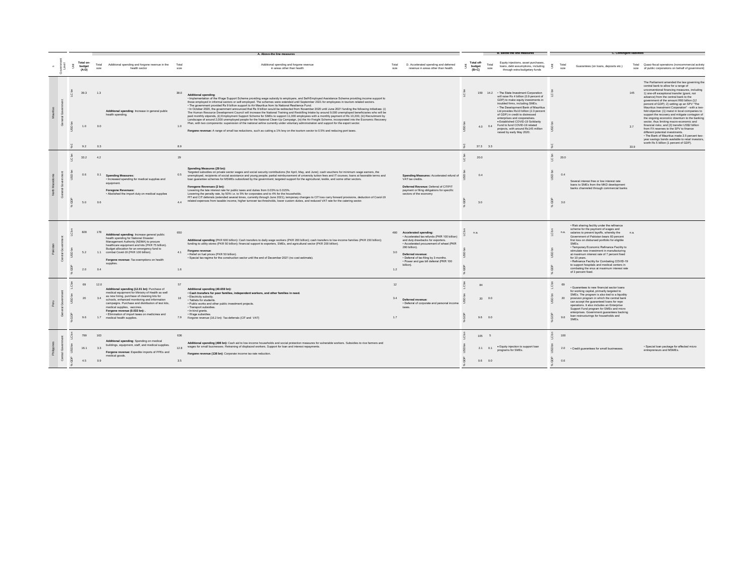| Country | Government Level | Unit | Total on-budget (A-D) | A. Above-the line measures: Total size | Additional spending and forgone revenue in the health sector | Total size | Additional spending and forgone revenue in areas other than health | Total size | D. Accelerated spending and deferred revenue in areas other than health | Unit | Total off-budget (B+C) | B. Below the line measures: Total size | Equity injections, asset purchases, loans, debt assumptions, including through extra-budgetary funds | Unit | C. Contingent liabilities: Total size | Guarantees (on loans, deposits etc.) | Total size | Quasi-fiscal operations (noncommercial activity of public corporations on behalf of government) |
|---|---|---|---|---|---|---|---|---|---|---|---|---|---|---|---|---|---|---|
| Mauritius | General Government | LC bn | 39.3 | 1.3 | **Additional spending**: Increase in general public health spending. | 38.0 | **Additional spending**:<br>• Implementation of the Wage Support Scheme providing wage subsidy to employers, and Self-Employed Assistance Scheme providing income support to those employed in informal sectors or self-employed. The schemes were extended until September 2021 for employees in tourism-related sectors.<br>• The government provided Rs 9 billion support to Air Mauritius from its National Resilience Fund.<br>• In October 2020, the government announced that Rs 9 billion would be redirected from November 2020 until June 2021 funding the following initiatives: (i) The Human Resource Development Council will increase the National Training and Reskilling Intake by around 9,000 unemployed beneficiaries who will be paid monthly stipends, (ii) Employment Support Scheme for SMEs to support 11,000 employees with a monthly payment of Rs 10,200, (iii) Recruitment by Landscope of around 2,000 unemployed people for the National Clean-Up Campaign, (iv) the Air Freight Scheme, incorporated into the Economic Recovery Plan, with two components: supervision of the national airline currently under voluntary administration and support for the export sector.<br>**Forgone revenue:** A range of small tax reductions, such as cutting a 1% levy on the tourism sector to 0.5% and reducing port taxes. | | | LC bn | 159 | 14.2 | • The State Investment Corporation will raise Rs 4 billion (0.9 percent of GDP) to make equity investments in troubled firms, including SMEs.<br>• The Development Bank of Mauritius Ltd provides Rs10 billion (2.3 percent of GDP) in credit to distressed enterprises and cooperatives.<br>• Established COVID-19 Solidarity Fund to fund COVID-19 related projects, with around Rs145 million raised by early May 2020. | LC bn | | | 145 | The Parliament amended the law governing the central bank to allow for a range of unconventional financing measures, including 1) one-off exceptional transfer (grant, not advance) from the central bank to the government of the amount R60 billion (12 percent of GDP); 2) setting up an SPV "The Mauritius Investment Corporation" - with a two-fold objective: (1) invest in local companies to support the recovery and mitigate contagion of the ongoing economic downturn to the banking sector, thus limiting macro-economic and financial risks; and (2) transfer US$2 billion from FX reserves to the SPV to finance different potential investments.<br>• The Bank of Mauritius made 2.5 percent two-year savings bonds available to retail investors, worth Rs 5 billion (1 percent of GDP). |
| | | USD bn | 1.0 | 0.0 | | 1.0 | | | | USD bn | 4.0 | 0.4 | | USD bn | | | 3.7 | |
| | | % C | 9.2 | 0.3 | | 8.9 | | | | % C | 37.3 | 3.3 | | % C | | | 33.9 | |
| North Macedonia | General Government | LC bn | 33.2 | 4.2 | **Spending Measures:**<br>• Increased spending for medical supplies and equipment.<br>**Foregone Revenues:**<br>• Abolished the import duty on medical supplies | 29 | **Spending Measures (29 bn):**<br>Targeted subsidies on private sector wages and social security contributions (for April, May, and June); cash vouchers for minimum wage earners, the unemployed, recipients of social assistance and young people; partial reimbursement of university tuition fees and IT courses; loans at favorable terms and loan guarantee schemes for MSMEs subsidized by the government; targeted support for the agricultural, textile, and some other sectors.<br>**Foregone Revenues (2 bn):**<br>Lowering the late interest rate for public taxes and duties from 0.03% to 0.015%.<br>Lowering the penalty rate, by 50% i.e. to 5% for corporates and to 4% for the households.<br>PIT and CIT deferrals (extended several times, currently through June 2021); temporary changes to CIT loss carry forward provisions, deduction of Covid-19 related expenses from taxable income, higher turnover tax thresholds, lower custom duties, and reduced VAT rate for the catering sector. | | **Spending Measures:** Accelerated refund of VAT tax credits.<br>**Deferred Revenue:** Deferral of CIT/PIT payment or filing obligations for specific sectors of the economy | LC bn | 20.0 | | | LC bn | 20.0 | Several interest free or low interest rate loans to SMEs from the MKD development banks channeled through commercial banks | | |
| | | USD bn | 0.6 | 0.1 | | 0.5 | | | | USD bn | 0.4 | | | USD bn | 0.4 | | | |
| | | % GDP | 5.0 | 0.6 | | 4.4 | | | | % GDP | 3.0 | | | % GDP | 3.0 | | | |
| Pakistan | Central Government | LC bn | 828 | 178 | **Additional spending**: Increase general public health spending for National Disaster Management Authority (NDMA) to procure healthcare equipment and kits (PKR 75 billion). Budget allocation for an emergency fund to combat Covid-19 (PKR 100 billion).<br>**Forgone revenue:** Tax exemptions on health supplies. | 650 | **Additional spending** (PKR 600 billion): Cash transfers to daily wage workers (PKR 200 billion); cash transfers to low-income families (PKR 150 billion); funding to utility stores (PKR 50 billion); financial support to exporters, SMEs, and agricultural sector (PKR 200 billion).<br>**Forgone revenue**:<br>• Relief on fuel prices (PKR 50 billion).<br>• Special tax regime for the construction sector until the end of December 2021 (no cost estimate). | 480 | **Accelerated spending:**<br>• Accelerated tax refunds (PKR 100 billion) and duty drawbacks for exporters.<br>• Accelerated procurement of wheat (PKR 280 billion).<br>**Deferred revenue:**<br>• Deferral of tax filing by 3 months.<br>• Power and gas bill deferral (PKR 100 billion). | LC bn | n.a. | | | LC bn | n.a. | • Risk sharing facility under the refinance scheme for the payment of wages and salaries to prevent layoffs, whereby the Government of Pakistan bears 60 percent first loss on disbursed portfolio for eligible SMEs.<br>• Temporary Economic Refinance Facility to stimulate new investment in manufacturing at maximum interest rate of 7 percent fixed for 10 years.<br>• Refinance Facility for Combating COVID-19 to support hospitals and medical centers in combating the virus at maximum interest rate of 3 percent fixed. | n.a. | |
| | | USD bn | 5.2 | 1.1 | | 4.1 | | 3.0 | | USD bn | | | | USD bn | | | | |
| | | % GDP | 2.0 | 0.4 | | 1.6 | | 1.2 | | % GDP | | | | % GDP | | | | |
| Peru | General Government | LC bn | 69 | 12.0 | **Additional spending (12.01 bn)**: Purchase of medical equipment for Ministry of Health as well as new hiring, purchase of cleaning kits for schools, enhanced monitoring and information campaigns. Purchase and distribution of test kits, medical supplies, vaccines.<br>**Forgone revenue (0.033 bn):** .<br>• Elimination of import taxes on medicines and medical health supplies. | 57 | **Additional spending (40.659 bn):**<br>• **Cash transfers for poor families, independent workers, and other families in need.**<br>• Electricity subsidy.<br>• Tablets for students.<br>• Public works and other public investment projects.<br>• Transport subsidies.<br>• In-kind grants.<br>• Wage subsidies.<br>Forgone revenue (16.2 bn): Tax deferrals (CIT and VAT) | 12 | **Deferred revenue:**<br>• Deferral of corporate and personal income taxes. | LC bn | 84 | | | LC bn | 69 | • Guarantees to new financial sector loans for working capital, primarily targeted to SMEs. The program is also tied to a liquidity provision program in which the central bank can accept the guaranteed loans for repo operations. It also includes an Enterprise Support Fund program for SMEs and micro enterprises. Government guarantees backing loan restructurings for households and SMEs. | | |
| | | USD bn | 20 | 3.4 | | 16 | | 3.4 | | USD bn | 20 | 0.0 | | USD bn | 20 | | | |
| | | % GDP | 9.6 | 1.7 | | 7.9 | | 1.7 | | % GDP | 9.6 | 0.0 | | % GDP | 9.6 | | | |
| Philippines | Central Government | LC bn | 799 | 163 | **Additional spending**: Spending on medical buildings, equipment, staff, and medical supplies.<br>**Forgone revenue:** Expedite imports of PPEs and medical goods. | 636 | **Additional spending (498 bn):** Cash aid to low-income households and social protection measures for vulnerable workers. Subsidies to rice farmers and wages for small businesses. Retraining of displaced workers. Support for loan and interest repayments.<br>**Forgone revenue (138 bn):** Corporate income tax rate reduction. | | | LC bn | 105 | 5 | • Equity injection to support loan programs for SMEs. | LC bn | 100 | • Credit guarantees for small businesses. | | • Special loan package for affected micro entrepreneurs and MSMEs. |
| | | USD bn | 16.1 | 3.3 | | 12.8 | | | | USD bn | 2.1 | 0.1 | | USD bn | 2.0 | | | |
| | | % GDP | 4.5 | 0.9 | | 3.5 | | | | % GDP | 0.6 | 0.0 | | % GDP | 0.6 | | | |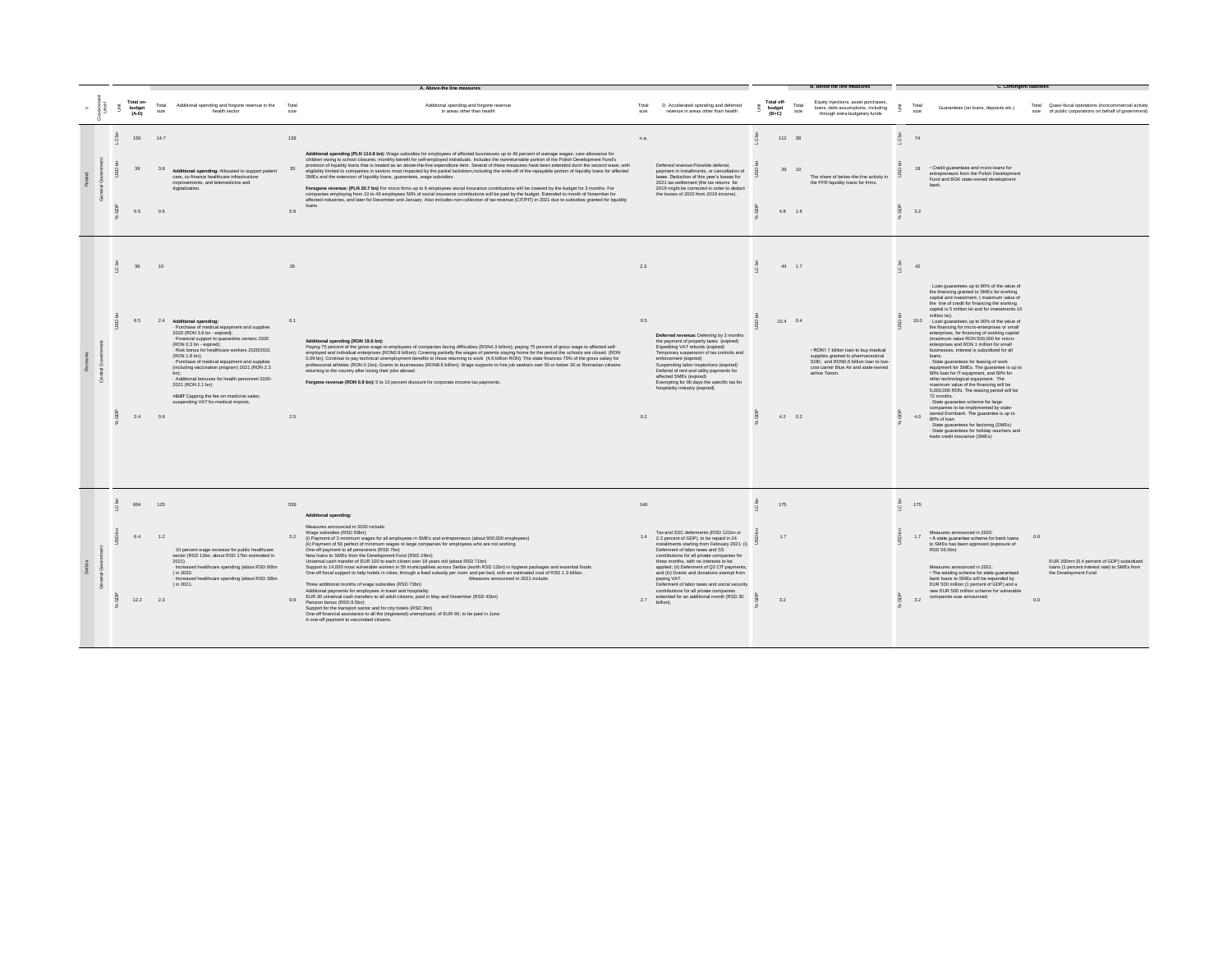| # | Government Level | Unit | Total on-budget (A-D) | A. Above-the line measures: Total size | Additional spending and forgone revenue in the health sector | Total size | Additional spending and forgone revenue in areas other than health | Total size | D. Accelerated spending and deferred revenue in areas other than health | Unit | B. Below the line measures: Total off-budget (B+C) | Total size | Equity injections, asset purchases, loans, debt assumptions, including through extra-budgetary funds | Unit | C. Contingent liabilities: Total size | Guarantees (on loans, deposits etc.) | Total size | Quasi-fiscal operations (noncommercial activity of public corporations on behalf of government) |
|---|---|---|---|---|---|---|---|---|---|---|---|---|---|---|---|---|---|---|
| Poland | General Government | LC bn | 150 | 14.7 | Additional spending: Allocated to support patient care, co-finance healthcare infrastructure improvements, and telemedicine and digitalization. | 136 | **Additional spending (PLN 114.8 bn):** Wage subsidies for employees of affected businesses up to 40 percent of average wages; care allowance for children owing to school closures; monthly benefit for self-employed individuals. Includes the nonreturnable portion of the Polish Development Fund's provision of liquidity loans that is treated as an above-the-line expenditure item. Several of these measures have been extended durin the second wave, with eligibility limited to companies in sectors most impacted by the partial lockdown,including the write-off of the repayable portion of liquidity loans for affected SMEs and the extension of liquidity loans, guarantees, wage subsidies. **Foregone revenue: (PLN 20.7 bn)** For micro firms up to 9 employees social insurance contributions will be covered by the budget for 3 months. For companies employing from 10 to 49 employees 50% of social insurance contributions will be paid by the budget. Extended to month of November for affected industries, and later for December and January. Also includes non-collection of tax revenue (CIT/PIT) in 2021 due to subsidies granted for liquidity loans. | n.a. | Deferred revenue:Possible deferral, payment in installments, or cancellation of taxes. Deduction of this year's losses for 2021 tax settlement (the tax returns for 2019 might be corrected in order to deduct the losses of 2020 from 2019 income). | LC bn | 112 | 38 | The share of below-the-line activity in the PFR liquidity loans for firms. | LC bn | 74 | • Credit guarantees and micro-loans for entrepreneurs from the Polish Development Fund and BGK state-owned development bank. | | |
| | | USD bn | 39 | 3.8 | | 35 | | | | USD bn | 29 | 10 | | USD bn | 19 | | | |
| | | % GDP | 6.5 | 0.6 | | 5.8 | | | | % GDP | 4.8 | 1.6 | | % GDP | 3.2 | | | |
| Romania | Central Government | LC bn | 36 | 10 | **Additional spending:** - Purchase of medical equipment and supplies 2020 (RON 3.8 bn - expired); - Financial support to quarantine centers 2020 (RON 0.3 bn - expired); - Risk bonus for healthcare workers 2020/2021 (RON 1.8 bn); - Purchase of medical equipment and supplies (including vaccination program) 2021 (RON 2.3 bn); - Additional bonuses for health personnel 2020-2021 (RON 2.1 bn). **+/147** Capping the fee on medicine sales; suspending VAT for medical imports. | 26 | **Additional spending (RON 19.6 bn):** Paying 75 percent of the gross wage to employees of companies facing difficulties (RON4.3 billion); paying 75 percent of gross wage to affected self-employed and individual enterprises (RON0.9 billion); Covering partially the wages of parents staying home for the period the schools are closed (RON 0.09 bn); Continue to pay technical unemployment benefits to those returning to work (4.6 billion RON); The state finances 75% of the gross salary for professional athletes (RON 0.1bn); Grants to businesses (RON8.6 billion); Wage supports to hire job seekers over 50 or below 30 or Romanian citizens returning to the country after losing their jobs abroad. **Forgone revenue (RON 0.9 bn):** 5 to 10 percent discount for corporate income tax payments. | 2.3 | **Deferred revenue:** Deferring by 3 months the payment of property taxes (expired) Expediting VAT refunds (expired) Temporary suspension of tax controls and enforcement (expired) Suspending labor inspections (expired) Deferral of rent and utility payments for affected SMEs (expired) Exempting for 90 days the specific tax for hospitality industry (expired) | LC bn | 44 | 1.7 | • RON1.1 billion loan to buy medical supplies granted to pharmaceutical SOE; and RON0.6 billion loan to low-cost carrier Blue Air and state-owned airline Tarom. | LC bn | 42 | - Loan guarantees up to 80% of the value of the financing granted to SMEs for working capital and investment. ( maximum value of the line of credit for financing the working capital is 5 million lei and for investments 10 million lei). - Loan guarantees up to 90% of the value of the financing for micro-enterprises or small enterprises, for financing of working capital (maximum value RON 500,000 for micro-enterprises and RON 1 million for small businesses. Interest is subsidized for all loans. - State guarantees for leasing of work equipment for SMEs. The guarantee is up to 80% loan for IT equipment, and 60% for other technological equipment. The maximum value of the financing will be 5,000,000 RON. The leasing period will be 72 months. - State guarantee scheme for large companies to be implemented by state-owned Eximbank. The guarantee is up to 80% of loan - State guarantees for factoring (SMEs) - State guarantees for holiday vouchers and trade credit insurance (SMEs) | | |
| | | USD bn | 8.5 | 2.4 | | 6.1 | | 0.5 | | USD bn | 10.4 | 0.4 | | USD bn | 10.0 | | | |
| | | % GDP | 3.4 | 0.9 | | 2.5 | | 0.2 | | % GDP | 4.2 | 0.2 | | % GDP | 4.0 | | | |
| Serbia | General Government | LC bn | 664 | 125 | - 10 percent wage increase for public healthcare sector (RSD 13bn, about RSD 17bn estimated in 2021) - Increased healthcare spending (about RSD 60bn ) in 2020. - Increased healthcare spending (about RSD 36bn ) in 2021. | 539 | **Additional spending:** Measures announced in 2020 include: Wage subsidies (RSD 93bn): (i) Payment of 3 minimum wages for all employees in SMEs and entrepreneurs (about 900,000 employees) (ii) Payment of 50 perfect of minimum wages to large companies for employees who are not working One-off payment to all pensioners (RSD 7bn) New loans to SMEs from the Development Fund (RSD 24bn) Universal cash transfer of EUR 100 to each citizen over 18 years old (about RSD 71bn) Support to 14,000 most vulnerable women in 50 municipalities across Serbia (worth RSD 12bn) in hygiene packages and essential foods One-off fiscal support to help hotels in cities, through a fixed subsidy per room and per bed, with an estimated cost of RSD 1.3 billion. Measures announced in 2021 include: Three additional months of wage subsidies (RSD 73bn) Additional payments for employees in travel and hospitality EUR 30 universal cash transfers to all adult citizens, paid in May and November (RSD 43bn) Pension bonus (RSD 8.5bn) Support for the transport sector and for city hotels (RSD 3bn) One-off financial assistance to all the (registered) unemployed, of EUR 60, to be paid in June. A one-off payment to vaccinated citizens. | 148 | Tax and SSC deferments (RSD 121bn or 2.2 percent of GDP), to be repaid in 24 installments starting from February 2021: (i) Deferment of labor taxes and SS contributions for all private companies for three months, with no interests to be applied; (ii) Deferment of Q2 CIT payments; and (iii) Grants and donations exempt from paying VAT. Deferment of labor taxes and social security contributions for all private companies extended for an additional month (RSD 30 billion). | LC bn | 175 | | | LC bn | 175 | Measures announced in 2020: • A state guarantee scheme for bank loans to SMEs has been approved (exposure of RSD 58.5bn) Measures announced in 2021: • The existing scheme for state guaranteed bank loans to SMEs will be expanded by EUR 500 million (1 percent of GDP) and a new EUR 500 million scheme for vulnerable companies was announced. | | EUR 200mn (0.4 percent of GDP) subsidized loans (1 percent interest rate) to SMEs from the Development Fund |
| | | USD bn | 6.4 | 1.2 | | 5.2 | | 1.4 | | USD bn | 1.7 | | | USD bn | 1.7 | | 0.0 | |
| | | % GDP | 12.2 | 2.3 | | 9.9 | | 2.7 | | % GDP | 3.2 | | | % GDP | 3.2 | | 0.0 | |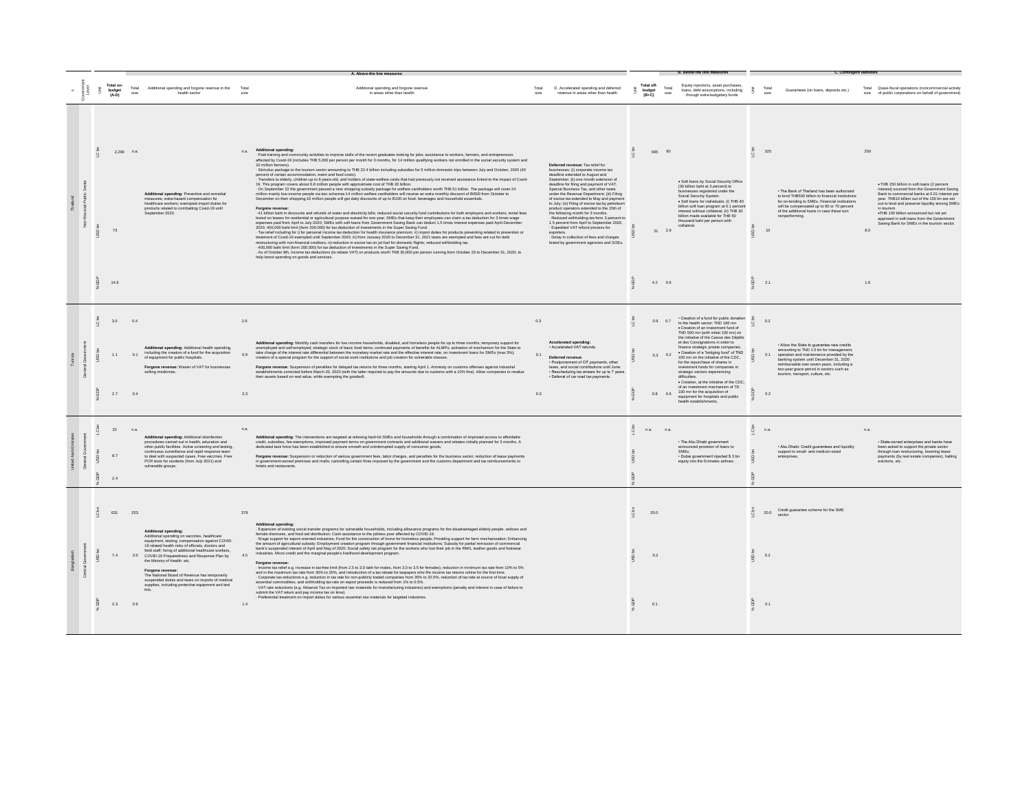| K | Government Level | Unit | Total on-budget (A-D) | Total size | Additional spending and forgone revenue in the health sector | Total size | Additional spending and forgone revenue in areas other than health | Total size | D. Accelerated spending and deferred revenue in areas other than health | Unit | Total off-budget (B+C) | Total size | Equity injections, asset purchases, loans, debt assumptions, including through extra-budgetary funds | Unit | Total size | Guarantees (on loans, deposits etc.) | Total size | Quasi-fiscal operations (noncommercial activity of public corporations on behalf of government) |
|---|---|---|---|---|---|---|---|---|---|---|---|---|---|---|---|---|---|---|
| | | | A. Above-the line measures | | | | | | | B. Below the line measures | | | | C. Contingent liabilities | | | | |
| Thailand | Non-financial Public Sector | LC bn | 2,290 | n.a. | | n.a. | | | | LC bn | 665 | 90 | | LC bn | 325 | | 250 | |
| | | USD bn | 73 | | **Additional spending**: Preventive and remedial measures; extra-hazard compensation for healthcare workers; exempted import duties for products related to combating Covid-19 until September 2020. | | **Additional spending:** · Paid training and community activities to improve skills of the recent graduates looking for jobs; assistance to workers, farmers, and entrepreneurs affected by Covid-19 (includes THB 5,000 per person per month for 3 months, for 14 million qualifying workers not enrolled in the social security system and 10 million farmers). · Stimulus package to the tourism sector amounting to THB 22.4 billion including subsidies for 5 million domestic trips between July and October; 2020 (40 percent of certain accommodation, event and food costs). · Transfers to elderly, children up to 6-years-old, and holders of state-welfare cards that had previously not received assistance linked to the impact of Covid-19. This program covers about 6.8 million people with approximate cost of THB 20 billion. · On September 22 the government passed a new shopping subsidy package for welfare cardholders worth THB 51 billion. The package will cover 24 million mainly low-income people via two schemes:14 million welfare cardholders will receive an extra monthly discount of Bt500 from October to December on their shopping;10 million people will get daily discounts of up to B100 on food, beverages and household essentials. **Forgone revenue:** · 41 billion baht in discounts and refunds of water and electricity bills; reduced social security fund contributions for both employers and workers; rental fees levied on leases for residential or agricultural purpose waived for one year; SMEs that keep their employees can claim a tax deduction for 3 times wage expenses paid from April to July 2020; SMEs with soft loans from Government Saving Bank can deduct 1.5 times interest expenses paid April-December 2020. 400,000 baht limit (form 200,000) for tax deduction of investments in the Super Saving Fund. · Tax relief including for i) for personal income tax deduction for health insurance premium; ii) import duties for products preventing related to prevention or treatment of Covid-19 exempted until September 2020; ii) from January 2020 to December 31, 2021 taxes are exempted and fees are cut for debt restructuring with non-financial creditors; iv) reduction in excise tax on jet fuel for domestic flights; reduced withholding tax. · 400,000 baht limit (form 200,000) for tax deduction of investments in the Super Saving Fund. · As of October 8th, income tax deductions (to rebate VAT) on products worth THB 30,000 per person running from October 23 to December 31, 2020, to help boost spending on goods and services. | | **Deferred revenue:** Tax relief for businesses: (i) corporate income tax deadline extended to August and September; (ii) one month extension of deadline for filing and payment of VAT, Special Business Tax, and other taxes under the Revenue Department; (iii) Filing of excise tax extended to May and payment to July; (iv) Filing of excise tax by petroleum product operators extended to the 15th of the following month for 3 months. · Reduced withholding tax form 3 percent to 1.5 percent from April to September 2020. · Expedited VAT refund process for exporters. · Delay in collection of fees and charges levied by government agencies and SOEs. | USD bn | 21 | 2.9 | • Soft loans by Social Security Office (30 billion baht at 3 percent) to businesses registered under the Social Security System. • Soft loans for individuals: (i) THB 40 billion soft loan program at 0.1 percent interest without collateral; (ii) THB 20 billion made available for THB 50 thousand baht per person with collateral. | USD bn | 10 | • The Bank of Thailand has been authorized to lend THB500 billion to financial institutions for on-lending to SMEs. Financial institutions will be compensated up to 60 or 70 percent of the additional loans in case these turn nonperforming. | 8.0 | • THB 150 billion in soft loans (2 percent interest) sourced from the Government Saving Bank to commercial banks at 0.01 interest per year. THB10 billion out of the 150 bn are set out to lend and preserve liquidity among SMEs in tourism. •THB 100 billion announced but not yet approved in soft loans from the Government Saving Bank for SMEs in the tourism sector. |
| | | % GDP | 14.6 | | | | | | | % GDP | 4.2 | 0.6 | | % GDP | 2.1 | | 1.6 | |
| Tunisia | General Government | LC bn | 3.0 | 0.4 | | 2.6 | | 0.3 | | LC bn | 0.9 | 0.7 | | LC bn | 0.2 | | | |
| | | USD bn | 1.1 | 0.1 | **Additional spending**: Additional health spending, including the creation of a fund for the acquisition of equipment for public hospitals. **Forgone revenue**: Waiver of VAT for businesses selling medicines. | 0.9 | **Additional spending**: Monthly cash transfers for low income households, disabled, and homeless people for up to three months; temporary support for unemployed and self-employed; strategic stock of basic food items; continued payments of benefits for ALMPs; activation of mechanism for the State to take charge of the interest rate differential between the monetary market rate and the effective interest rate, on investment loans for SMEs (max 3%); creation of a special program for the support of social work institutions and job creation for vulnerable classes. **Forgone revenue**: Suspension of penalties for delayed tax returns for three months, starting April 1. Amnesty on customs offenses against industrial establishments convicted before March 20, 2020 (with the latter required to pay the amounts due to customs with a 10% fine). Allow companies to revalue their assets based on real value, while exempting the goodwill. | 0.1 | **Accelerated spending:** • Accelerated VAT refunds. **Deferred revenue:** • Postponement of CIT payments, other taxes, and social contributions until June. • Rescheduling tax arrears for up to 7 years. • Deferral of car road tax payments. | USD bn | 0.3 | 0.2 | • Creation of a fund for public donation to the health sector: TND 186 mn • Creation of an investment fund of TND 500 mn (with initial 100 mn) on the initiative of the Caisse des Dépôts et des Consignations in order to finance strategic private companies. • Creation of a "bridging fund" of TND 100 mn on the initiative of the CDC, for the repurchase of shares in investment funds for companies in strategic sectors experiencing difficulties. • Creation, at the initiative of the CDC, of an investment mechanism of TD 100 mn for the acquisition of equipment for hospitals and public health establishments. | USD bn | 0.1 | • Allow the State to guarantee new credits amounting to TND 1.5 bn for management, operation and maintenance provided by the banking system until December 31, 2020 reimbursable over seven years, including a two-year grace period in sectors such as tourism, transport, culture, etc. | | |
| | | % GDP | 2.7 | 0.4 | | 2.3 | | 0.3 | | % GDP | 0.8 | 0.6 | | % GDP | 0.2 | | | |
| United Arab Emirates | General Government | LC bn | 32 | n.a. | | n.a. | | | | LC bn | n.a. | n.a. | | LC bn | n.a. | | n.a. | |
| | | USD bn | 8.7 | | **Additional spending**: Additional disinfection procedures carried out in health, education and other public facilities. Active screening and testing, continuous surveillance and rapid response team to deal with suspected cases. Free vaccines. Free PCR tests for students (from July 2021) and vulnerable groups. | | **Additional spending**: The interventions are targeted at relieving hard-hit SMEs and households through a combination of improved access to affordable credit, subsidies, fee exemptions, improved payment terms on government contracts and additional waivers and rebates initially planned for 3 months. A dedicated task force has been established to ensure smooth and uninterrupted supply of consumer goods. **Forgone revenue**: Suspension or reduction of various government fees, labor charges, and penalties for the business sector; reduction of lease payments in government-owned premises and malls; cancelling certain fines imposed by the government and the customs department and tax reimbursements to hotels and restaurants. | | | USD bn | | | • The Abu Dhabi government announced provision of loans to SMEs. • Dubai government injected $ 3 bn equity into the Emirates airlines. | USD bn | | • Abu Dhabi: Credit guarantees and liquidity support to small- and medium-sized enterprises. | | • State-owned enterprises and banks have been asked to support the private sector through loan restructuring, lowering lease payments (by real estate companies), halting evictions, etc. |
| | | % GDP | 2.4 | | | | | | | % GDP | | | | % GDP | | | | |
| Bangladesh | Central Government | LC bn | 631 | 253 | | 378 | | | | LC bn | 20.0 | | | LC bn | 20.0 | Credit guarantee scheme for the SME sector. | | |
| | | USD bn | 7.4 | 3.0 | **Additional spending:** Additional spending on vaccines, healthcare equipment, testing; compensation against COVID-19 related health risks of officials, doctors and field staff; hiring of additional healthcare workers, COVID-19 Preparedness and Response Plan by the Ministry of Health. etc. **Forgone revenue:** The National Board of Revenue has temporarily suspended duties and taxes on imports of medical supplies, including protective equipment and test kits. | 4.5 | **Additional spending:** · Expansion of existing social transfer programs for vulnerable households, including allowance programs for the disadvantaged elderly people, widows and female divorcees, and food aid distribution; Cash assistance to the jobless poor affected by COVID-19. · Wage support for export-oriented industries; Fund for the construction of home for homeless people; Providing support for farm mechanization; Enhancing the amount of agricultural subsidy; Employment creation program through government financial institutions; Subsidy for partial remission of commercial bank's suspended interest of April and May of 2020; Social safety net program for the workers who lost their job in the RMG, leather goods and footwear industries. Micro-credit and the marginal people's livelihood development program. **Forgone revenue:** · Income tax relief e.g. increase in tax-free limit (from 2.5 to 3.0 lakh for males, from 3.0 to 3.5 for females), reduction in minimum tax rate from 10% to 5% and in the maximum tax rate from 30% to 25%, and introduction of a tax rebate for taxpayers who file income tax returns online for the first time. · Corporate tax reductions e.g. reduction in tax rate for non-publicly traded companies from 35% to 32.5%, reduction of tax rate at source of local supply of essential commodities, and withholding tax rate on export proceeds is reduced from 1% to 0.5%. · VAT rate reductions (e.g. Advance Tax on imported raw materials for manufacturing industries) and exemptions (penalty and interest in case of failure to submit the VAT return and pay income tax on time). · Preferential treatment on import duties for various essential raw materials for targeted industries. | | | USD bn | 0.2 | | | USD bn | 0.2 | | | |
| | | % GDP | 2.3 | 0.9 | | 1.4 | | | | % GDP | 0.1 | | | % GDP | 0.1 | | | |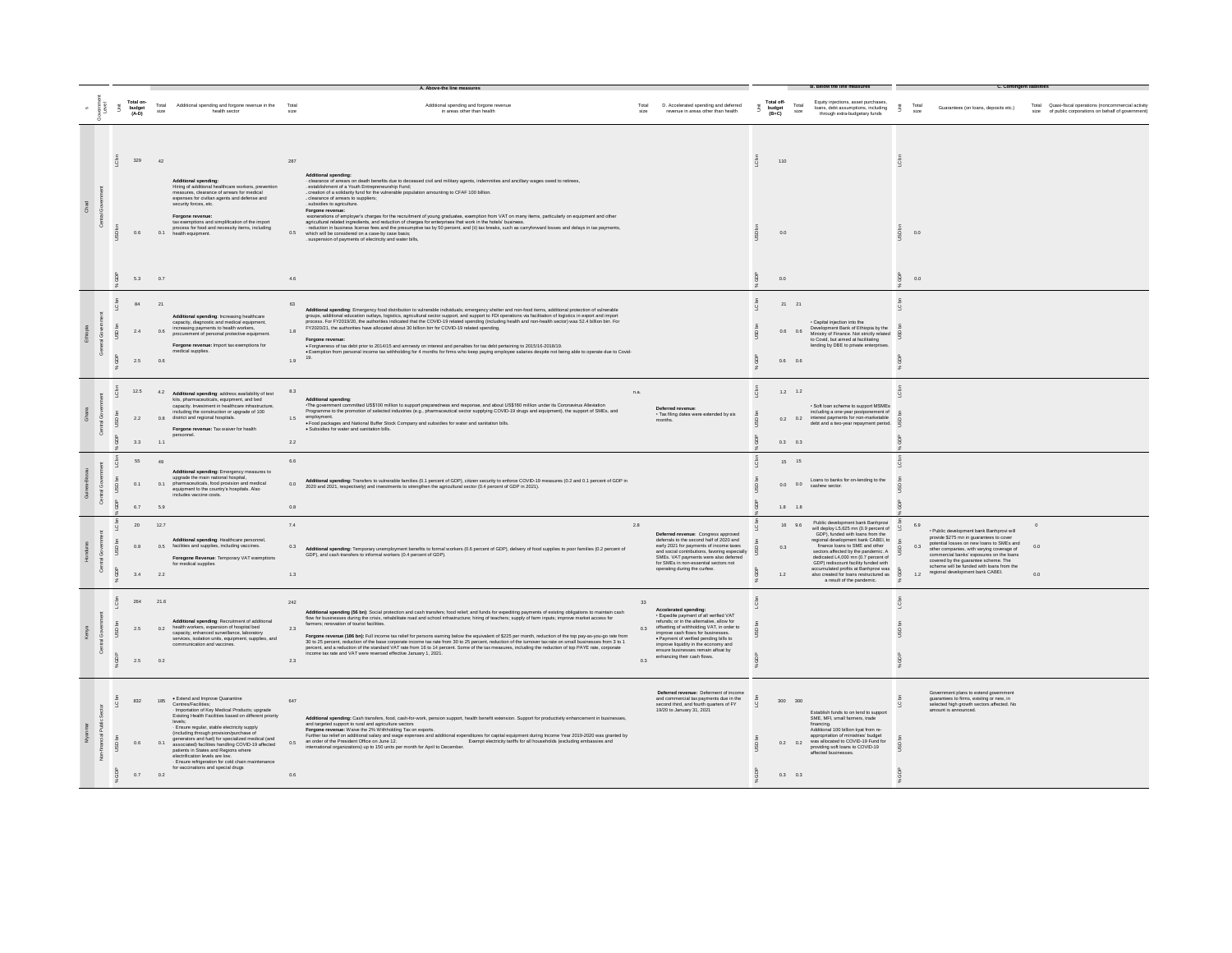| Country | Government Level | Unit | Total on-budget (A-D) | A. Above-the-line measures: Total size | Additional spending and forgone revenue in the health sector | Total size | Additional spending and forgone revenue in areas other than health | Total size | D. Accelerated spending and deferred revenue in areas other than health | Unit | B. Below the line measures: Total off-budget (B+C) | Total size | Equity injections, asset purchases, loans, debt assumptions, including through extra-budgetary funds | Unit | C. Contingent liabilities: Total size | Guarantees (on loans, deposits etc.) | Total size | Quasi-fiscal operations (noncommercial activity of public corporations on behalf of government) |
|---|---|---|---|---|---|---|---|---|---|---|---|---|---|---|---|---|---|---|
| Chad | Central Government | LC bn | 329 | 42 | | 287 | | | | LC bn | 110 | | | LC bn | | | | |
| | | USD bn | 0.6 | 0.1 | **Additional spending:** Hiring of additional healthcare workers, prevention measures, clearance of arrears for medical expenses for civilian agents and defense and security forces, etc. **Forgone revenue:** tax exemptions and simplification of the import process for food and necessity items, including health equipment. | 0.5 | **Additional spending:** - clearance of arrears on death benefits due to deceased civil and military agents, indemnities and ancillary wages owed to retirees, - establishment of a Youth Entrepreneurship Fund; - creation of a solidarity fund for the vulnerable population amounting to CFAF 100 billion. - clearance of arrears to suppliers; - subsidies to agriculture. **Forgone revenue:** exonerations of employer's charges for the recruitment of young graduates, exemption from VAT on many items, particularly on equipment and other agricultural related ingredients, and reduction of charges for enterprises that work in the hotels' business. - reduction in business license fees and the presumptive tax by 50 percent, and (ii) tax breaks, such as carryforward losses and delays in tax payments, which will be considered on a case-by case basis; - suspension of payments of electricity and water bills, | | | USD bn | 0.0 | | | USD bn | 0.0 | | | |
| | | % GDP | 5.3 | 0.7 | | 4.6 | | | | % GDP | 0.0 | | | % GDP | 0.0 | | | |
| Ethiopia | General Government | LC bn | 84 | 21 | | 63 | | | | LC bn | 21 | 21 | | LC bn | | | | |
| | | USD bn | 2.4 | 0.6 | **Additional spending:** Increasing healthcare capacity, diagnostic and medical equipment, increasing payments to health workers, procurement of personal protective equipment. **Forgone revenue:** Import tax exemptions for medical supplies. | 1.8 | **Additional spending:** Emergency food distribution to vulnerable individuals; emergency shelter and non-food items, additional protection of vulnerable groups, additional education outlays, logistics, agricultural sector support, and support to FDI operations via facilitation of logistics in export and import process. For FY2019/20, the authorities indicated that the COVID-19 related spending (including health and non-health sector) was 52.4 billion birr. For FY2020/21, the authorities have allocated about 30 billion birr for COVID-19 related spending. **Forgone revenue:** • Forgiveness of tax debt prior to 2014/15 and amnesty on interest and penalties for tax debt pertaining to 2015/16-2018/19. • Exemption from personal income tax withholding for 4 months for firms who keep paying employee salaries despite not being able to operate due to Covid-19. | | | USD bn | 0.6 | 0.6 | • Capital injection into the Development Bank of Ethiopia by the Ministry of Finance. Not strictly related to Covid, but aimed at facilitating lending by DBE to private enterprises. | USD bn | | | | |
| | | % GDP | 2.5 | 0.6 | | 1.9 | | | | % GDP | 0.6 | 0.6 | | % GDP | | | | |
| Ghana | Central Government | LC bn | 12.5 | 4.2 | | 8.3 | | n.a. | | LC bn | 1.2 | 1.2 | | LC bn | | | | |
| | | USD bn | 2.2 | 0.8 | **Additional spending:** address availability of test kits, pharmaceuticals, equipment, and bed capacity. Investment in healthcare infrastructure, including the construction or upgrade of 100 district and regional hospitals. **Forgone revenue:** Tax waiver for health personnel. | 1.5 | **Additional spending:** • The government committed US$100 million to support preparedness and response, and about US$160 million under its Coronavirus Alleviation Programme to the promotion of selected industries (e.g., pharmaceutical sector supplying COVID-19 drugs and equipment), the support of SMEs, and employment. • Food packages and National Buffer Stock Company and subsidies for water and sanitation bills. • Subsidies for water and sanitation bills. | | **Deferred revenue:** • Tax filing dates were extended by six months. | USD bn | 0.2 | 0.2 | • Soft loan scheme to support MSMEs including a one-year postponement of interest payments for non-marketable debt and a two-year repayment period. | USD bn | | | | |
| | | % GDP | 3.3 | 1.1 | | 2.2 | | | | % GDP | 0.3 | 0.3 | | % GDP | | | | |
| Guinea-Bissau | Central Government | LC bn | 55 | 49 | | 6.6 | | | | LC bn | 15 | 15 | | LC bn | | | | |
| | | USD bn | 0.1 | 0.1 | **Additional spending:** Emergency measures to upgrade the main national hospital, pharmaceuticals, food provision and medical equipment to the country's hospitals. Also includes vaccine costs. | 0.0 | **Additional spending:** Transfers to vulnerable families (0.1 percent of GDP), citizen security to enforce COVID-19 measures (0.2 and 0.1 percent of GDP in 2020 and 2021, respectively) and investments to strengthen the agricultural sector (0.4 percent of GDP in 2021). | | | USD bn | 0.0 | 0.0 | Loans to banks for on-lending to the cashew sector. | USD bn | | | | |
| | | % GDP | 6.7 | 5.9 | | 0.8 | | | | % GDP | 1.8 | 1.8 | | % GDP | | | | |
| Honduras | Central Government | LC bn | 20 | 12.7 | | 7.4 | | 2.8 | | LC bn | 16 | 9.6 | | LC bn | 6.9 | | 0 | |
| | | USD bn | 0.8 | 0.5 | **Additional spending:** Healthcare personnel, facilities and supplies, including vaccines. **Foregone Revenue:** Temporary VAT exemptions for medical supplies | 0.3 | **Additional spending:** Temporary unemployment benefits to formal workers (0.6 percent of GDP), delivery of food supplies to poor families (0.2 percent of GDP), and cash transfers to informal workers (0.4 percent of GDP). | | **Deferred revenue:** Congress approved deferrals to the second half of 2020 and early 2021 for payments of income taxes and social contributions, favoring especially SMEs. VAT payments were also deferred for SMEs in non-essential sectors not operating during the curfew. | USD bn | 0.3 | | Public development bank Banhprovi will deploy L5,625 mn (0.9 percent of GDP), funded with loans from the regional development bank CABEI, to finance loans to SME and other sectors affected by the pandemic. A dedicated L4,000 mn (0.7 percent of GDP) rediscount facility funded with accumulated profits at Banhprovi was also created for loans restructured as a result of the pandemic. | USD bn | 0.3 | • Public development bank Banhprovi will provide $275 mn in guarantees to cover potential losses on new loans to SMEs and other companies, with varying coverage of commercial banks' exposures on the loans covered by the guarantee scheme. The scheme will be funded with loans from the regional development bank CABEI. | 0.0 | |
| | | % GDP | 3.4 | 2.2 | | 1.3 | | | | % GDP | 1.2 | | | % GDP | 1.2 | | 0.0 | |
| Kenya | Central Government | LC bn | 264 | 21.6 | | 242 | | 33 | | LC bn | | | | LC bn | | | | |
| | | USD bn | 2.5 | 0.2 | **Additional spending:** Recruitment of additional health workers, expansion of hospital bed capacity, enhanced surveillance, laboratory services, isolation units, equipment, supplies, and communication and vaccines. | 2.3 | **Additional spending (56 bn):** Social protection and cash transfers; food relief; and funds for expediting payments of existing obligations to maintain cash flow for businesses during the crisis, rehabilitate road and school infrastructure; hiring of teachers; supply of farm inputs; improve market access for farmers; renovation of tourist facilities. **Forgone revenue (186 bn):** Full income tax relief for persons earning below the equivalent of $225 per month, reduction of the top pay-as-you-go rate from 30 to 25 percent, reduction of the base corporate income tax rate from 30 to 25 percent, reduction of the turnover tax rate on small businesses from 3 to 1 percent, and a reduction of the standard VAT rate from 16 to 14 percent. Some of the tax measures, including the reduction of top PAYE rate, corporate income tax rate and VAT were reversed effective January 1, 2021. | 0.3 | **Accelerated spending:** • Expedite payment of all verified VAT refunds; or in the alternative, allow for offsetting of withholding VAT, in order to improve cash flows for businesses. • Payment of verified pending bills to improve liquidity in the economy and ensure businesses remain afloat by enhancing their cash flows. | USD bn | | | | USD bn | | | | |
| | | % GDP | 2.5 | 0.2 | | 2.3 | | 0.3 | | % GDP | | | | % GDP | | | | |
| Myanmar | Non-financial Public Sector | LC bn | 832 | 185 | | 647 | | | | LC bn | 300 | 300 | | LC bn | | Government plans to extend government guarantees to firms, existing or new, in selected high growth sectors affected. No amount is announced. | | |
| | | USD bn | 0.6 | 0.1 | • Extend and Improve Quarantine Centres/Facilities; · Importation of Key Medical Products; upgrade Existing Health Facilities based on different priority levels; · Ensure regular, stable electricity supply (including through provision/purchase of generators and fuel) for specialized medical (and associated) facilities handling COVID-19 affected patients in States and Regions where electrification levels are low. · Ensure refrigeration for cold chain maintenance for vaccinations and special drugs | 0.5 | **Additional spending:** Cash transfers, food, cash-for-work, pension support, health benefit extension. Support for productivity enhancement in businesses, and targeted support to rural and agriculture sectors. **Forgone revenue:** Waive the 2% Withholding Tax on exports. Further tax relief on additional salary and wage expenses and additional expenditures for capital equipment during Income Year 2019-2020 was granted by an order of the President Office on June 12. Exempt electricity tariffs for all households (excluding embassies and international organizations) up to 150 units per month for April to December. | | **Deferred revenue:** Deferment of income and commercial tax payments due in the second third, and fourth quarters of FY 19/20 to January 31, 2021. | USD bn | 0.2 | 0.2 | Establish funds to on lend to support SME, MFI, small farmers, trade financing. Additional 100 billion kyat from re-appropriation of ministries' budget was allocated to COVID-19 Fund for providing soft loans to COVID-19 affected businesses. | USD bn | | | | |
| | | % GDP | 0.7 | 0.2 | | 0.6 | | | | % GDP | 0.3 | 0.3 | | % GDP | | | | |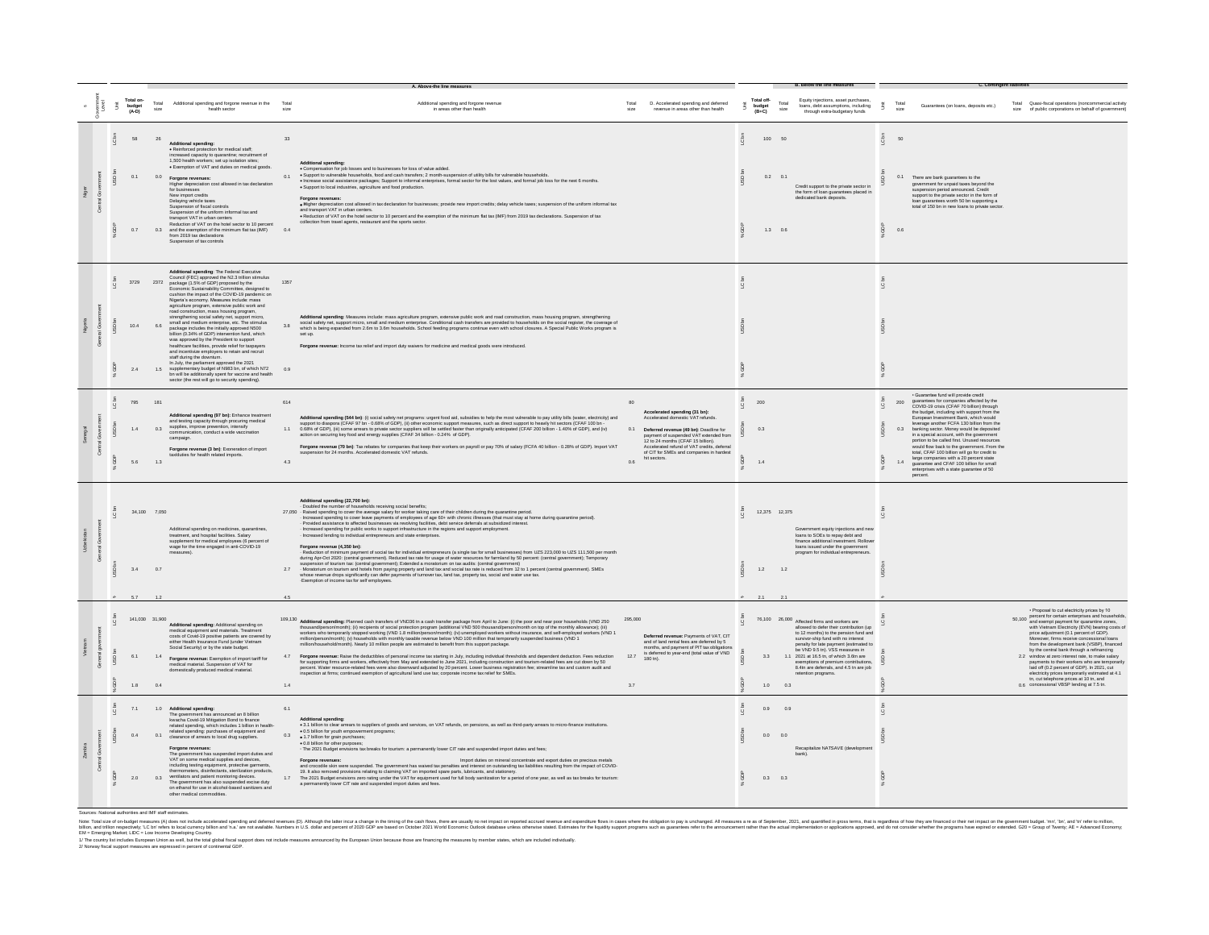| Country | Government Level | Unit | Total on-budget (A-D) | Total size | Additional spending and forgone revenue in the health sector | Total size | A. Above-the-line measures<br>Additional spending and forgone revenue in areas other than health | Total size | D. Accelerated spending and deferred revenue in areas other than health | Unit | Total off-budget (B+C) | Total size | B. Below the line measures<br>Equity injections, asset purchases, loans, debt assumptions, including through extra-budgetary funds | Unit | Total size | C. Contingent liabilities<br>Guarantees (on loans, deposits etc.) | Total size | Quasi-fiscal operations (noncommercial activity of public corporations on behalf of government) |
|---|---|---|---|---|---|---|---|---|---|---|---|---|---|---|---|---|---|---|
| Niger | Central Government | LC bn | 58 | 26 | **Additional spending:**<br>• Reinforced protection for medical staff; increased capacity to quarantine; recruitment of 1,500 health workers; set up isolation sites;<br>• Exemption of VAT and duties on medical goods.<br>**Forgone revenues:**<br>Higher depreciation cost allowed in tax declaration for businesses<br>New import credits<br>Delaying vehicle taxes<br>Suspension of fiscal controls<br>Suspension of the uniform informal tax and transport VAT in urban centers<br>Reduction of VAT on the hotel sector to 10 percent and the exemption of the minimum flat tax (IMF) from 2019 tax declarations<br>Suspension of tax controls | 33 | **Additional spending:**<br>• Compensation for job losses and to businesses for loss of value added.<br>• Support to vulnerable households, food and cash transfers; 2 month-suspension of utility bills for vulnerable households.<br>• Increase social assistance packages; Support to informal enterprises, formal sector for the lost values, and formal job loss for the next 6 months.<br>• Support to local industries, agriculture and food production.<br>**Forgone revenues:**<br>• Higher depreciation cost allowed in tax declaration for businesses; provide new import credits; delay vehicle taxes; suspension of the uniform informal tax and transport VAT in urban centers.<br>• Reduction of VAT on the hotel sector to 10 percent and the exemption of the minimum flat tax (IMF) from 2019 tax declarations. Suspension of tax collection from travel agents, restaurant and the sports sector. | | | LC bn | 100 | 50 | Credit support to the private sector in the form of loan guarantees placed in dedicated bank deposits. | LC bn | 50 | There are bank guarantees to the government for unpaid taxes beyond the suspension period announced. Credit support to the private sector in the form of loan guarantees worth 50 bn supporting a total of 150 bn in new loans to private sector. | | |
| | | USD bn | 0.1 | 0.0 | | 0.1 | | | | USD bn | 0.2 | 0.1 | | USD bn | 0.1 | | | |
| | | % GDP | 0.7 | 0.3 | | 0.4 | | | | % GDP | 1.3 | 0.6 | | % GDP | 0.6 | | | |
| Nigeria | General Government | LC bn | 3729 | 2372 | **Additional spending**: The Federal Executive Council (FEC) approved the N2.3 trillion stimulus package (1.5% of GDP) proposed by the Economic Sustainability Committee, designed to cushion the impact of the COVID-19 pandemic on Nigeria's economy. Measures include: mass agriculture program, extensive public work and road construction, mass housing program, strengthening social safety net, support micro, small and medium enterprise, etc. The stimulus package includes the initially approved N500 billion (0.34% of GDP) intervention fund, which was approved by the President to support healthcare facilities, provide relief for taxpayers and incentivize employers to retain and recruit staff during the downturn.<br>In July, the parliament approved the 2021 supplementary budget of N983 bn, of which N72 bn will be additionally spent for vaccine and health sector (the rest will go to security spending). | 1357 | **Additional spending**: Measures include: mass agriculture program, extensive public work and road construction, mass housing program, strengthening social safety net, support micro, small and medium enterprise. Conditional cash transfers are provided to households on the social register, the coverage of which is being expanded from 2.6m to 3.6m households. School feeding programs continue even with school closures. A Special Public Works program is set up.<br>**Forgone revenue**: Income tax relief and import duty waivers for medicine and medical goods were introduced. | | | LC bn | | | | LC bn | | | | |
| | | USD bn | 10.4 | 6.6 | | 3.8 | | | | USD bn | | | | USD bn | | | | |
| | | % GDP | 2.4 | 1.5 | | 0.9 | | | | % GDP | | | | % GDP | | | | |
| Senegal | Central Government | LC bn | 795 | 181 | **Additional spending (97 bn)**: Enhance treatment and testing capacity through procuring medical supplies, improve prevention, intensify communication, conduct a wide vaccination campaign.<br>**Forgone revenue (3 bn)**: Exoneration of import taxduties for health related imports. | 614 | **Additional spending (544 bn)**: (i) social safety net programs: urgent food aid, subsidies to help the most vulnerable to pay utility bills (water, electricity) and support to diaspora (CFAF 97 bn - 0.68% of GDP); (ii) other economic support measures, such as direct support to heavily hit sectors (CFAF 100 bn - 0.68% of GDP); (iii) some arrears to private sector suppliers will be settled faster than originally anticipated (CFAF 200 billion - 1.40% of GDP); and (iv) action on securing key food and energy supplies (CFAF 34 billion - 0.24% of GDP).<br>**Forgone revenue (70 bn)**: Tax rebates for companies that keep their workers on payroll or pay 70% of salary (FCFA 40 billion - 0.28% of GDP). Import VAT suspension for 24 months. Accelerated domestic VAT refunds. | 80 | **Accelerated spending (31 bn)**: Accelerated domestic VAT refunds.<br>**Deferred revenue (49 bn)**: Deadline for payment of suspended VAT extended from 12 to 24 months (CFAF 15 billion). Accelerated refund of VAT credits, deferral of CIT for SMEs and companies in hardest hit sectors. | LC bn | 200 | | | LC bn | 200 | • Guarantee fund will provide credit guarantees for companies affected by the COVID-19 crisis (CFAF 70 billion) through the budget, including with support from the European Investment Bank, which would leverage another FCFA 130 billion from the banking sector. Money would be deposited in a special account, with the government portion to be called first. Unused resources would flow back to the government. From the total, CFAF 100 billion will go for credit to large companies with a 20 percent state guarantee and CFAF 100 billion for small enterprises with a state guarantee of 50 percent. | | |
| | | USD bn | 1.4 | 0.3 | | 1.1 | | 0.1 | | USD bn | 0.3 | | | USD bn | 0.3 | | | |
| | | % GDP | 5.6 | 1.3 | | 4.3 | | 0.6 | | % GDP | 1.4 | | | % GDP | 1.4 | | | |
| Uzbekistan | General Government | LC bn | 34,100 | 7,050 | Additional spending on medicines, guarantees, treatment, and hospital facilities. Salary supplement for medical employees (6 percent of wage for the time engaged in anti-COVID-19 measures). | 27,050 | **Additional spending (22,700 bn):**<br>· Doubled the number of households receiving social benefits;<br>· Raised spending to cover the average salary for worker taking care of their children during the quarantine period.<br>· Increased spending to cover leave payments of employees of age 60+ with chronic illnesses (that must stay at home during quarantine period).<br>· Provided assistance to affected businesses via revolving facilities, debt service deferrals at subsidized interest.<br>· Increased spending for public works to support infrastructure in the regions and support employment.<br>· Increased lending to individual entrepreneurs and state enterprises.<br>**Forgone revenue (4,350 bn):**<br>· Reduction of minimum payment of social tax for individual entrepreneurs (a single tax for small businesses) from UZS 223,000 to UZS 111,500 per month during Apr-Oct 2020: (central government). Reduced tax rate for usage of water resources for farmland by 50 percent: (central government); Temporary suspension of tourism tax: (central government); Extended a moratorium on tax audits: (central government)<br>· Moratorium on tourism and hotels from paying property and land tax and social tax rate is reduced from 12 to 1 percent (central government). SMEs whose revenue drops significantly can defer payments of turnover tax, land tax, property tax, social and water use tax<br>·Exemption of income tax for self employees. | | | LC bn | 12,375 | 12,375 | Government equity injections and new loans to SOEs to repay debt and finance additional investment. Rollover loans issued under the government program for individual entrepreneurs. | LC bn | | | | |
| | | USD bn | 3.4 | 0.7 | | 2.7 | | | | USD bn | 1.2 | 1.2 | | USD bn | | | | |
| | | % | 5.7 | 1.2 | | 4.5 | | | | % | 2.1 | 2.1 | | % | | | | |
| Vietnam | General government | LC bn | 141,030 | 31,900 | **Additional spending:** Additional spending on medical equipment and materials. Treatment costs of Covid-19 positive patients are covered by either Health Insurance Fund (under Vietnam Social Security) or by the state budget.<br>**Forgone revenue:** Exemption of import tariff for medical material. Suspension of VAT for domestically produced medical material. | 109,130 | **Additional spending:** Planned cash transfers of VND36 tn a cash transfer package from April to June: (i) the poor and near poor households (VND 250 thousand/person/month); (ii) recipients of social protection program (additional VND 500 thousand/person/month on top of the monthly allowance); (iii) workers who temporarily stopped working (VND 1.8 million/person/month); (iv) unemployed workers without insurance, and self-employed workers (VND 1 million/person/month); (v) households with monthly taxable revenue below VND 100 million that temporarily suspended business (VND 1 million/household/month). Nearly 10 million people are estimated to benefit from this support package.<br>**Forgone revenue:** Raise the deductibles of personal income tax starting in July, including individual thresholds and dependent deduction. Fees reduction for supporting firms and workers, effectively from May and extended to June 2021, including construction and tourism-related fees are cut down by 50 percent. Water resource-related fees were also downward adjusted by 20 percent. Lower business registration fee; streamline tax and custom audit and inspection at firms; continued exemption of agricultural land use tax; corporate income tax relief for SMEs. | 295,000 | **Deferred revenue:** Payments of VAT, CIT and of land rental fees are deferred by 5 months, and payment of PIT tax obligations is deferred to year-end (total value of VND 180 tn). | LC bn | 76,100 | 26,000 | Affected firms and workers are allowed to defer their contribution (up to 12 months) to the pension fund and survivor-ship fund with no interest penalty for late payment (estimated to be VND 9.5 tn). VSS measures in 2021 at 16.5 tn, of which 3.6tn are exemptions of premium contributions, 8.4tn are deferrals, and 4.5 tn are job retention programs. | LC bn | | | 50,100 | • Proposal to cut electricity prices by 10 percent for certain enterprises and households, and exempt payment for quarantine zones, with Vietnam Electricity (EVN) bearing costs of price adjustment (0.1 percent of GDP). Moreover, firms receive concessional loans from the development bank (VSBP), financed by the central bank through a refinancing window at zero interest rate, to make salary payments to their workers who are temporarily laid off (0.2 percent of GDP). In 2021, cut electricity prices temporarily estimated at 4.1 tn, cut telephone prices at 10 tn, and concessional VBSP lending at 7.5 tn. |
| | | USD bn | 6.1 | 1.4 | | 4.7 | | 12.7 | | USD bn | 3.3 | 1.1 | | USD bn | | | 2.2 | |
| | | %GDP | 1.8 | 0.4 | | 1.4 | | 3.7 | | %GDP | 1.0 | 0.3 | | %GDP | | | 0.6 | |
| Zambia | Central Government | LC bn | 7.1 | 1.0 | **Additional spending:**<br>The government has announced an 8 billion kwacha Covid-19 Mitigation Bond to finance related spending, which includes 1 billion in health-related spending: purchases of equipment and clearance of arrears to local drug suppliers.<br>**Forgone revenues:**<br>The government has suspended import duties and VAT on some medical supplies and devices, including testing equipment, protective garments, thermometers, disinfectants, sterilization products, ventilators and patient monitoring devices. The government has also suspended excise duty on ethanol for use in alcohol-based sanitizers and other medical commodities. | 6.1 | **Additional spending:**<br>• 3.1 billion to clear arrears to suppliers of goods and services, on VAT refunds, on pensions, as well as third-party arrears to micro-finance institutions.<br>• 0.5 billion for youth empowerment programs;<br>• 1.7 billion for grain purchases;<br>• 0.8 billion for other purposes;<br>· The 2021 Budget envisions tax breaks for tourism: a permanently lower CIT rate and suspended import duties and fees;<br>**Forgone revenues:** Import duties on mineral concentrate and export duties on precious metals and crocodile skin were suspended. The government has waived tax penalties and interest on outstanding tax liabilities resulting from the impact of COVID-19. It also suspended provisions relating to claiming VAT on imported spare parts, lubricants, and stationery. The 2021 Budget envisions zero rating under the VAT for equipment used for full body sanitization for a period of one year, as well as tax breaks for tourism: a permanently lower CIT rate and suspended import duties and fees. | | | LC bn | 0.9 | 0.9 | Recapitalize NATSAVE (development bank). | LC bn | | | | |
| | | USD bn | 0.4 | 0.1 | | 0.3 | | | | USD bn | 0.0 | 0.0 | | USD bn | | | | |
| | | % GDP | 2.0 | 0.3 | | 1.7 | | | | % GDP | 0.3 | 0.3 | | % GDP | | | | |

Sources: National authorities and IMF staff estimates.

Note: Total size of on-budget measures (A) does not include accelerated spending and deferred revenues (D). Although the latter incur a change in the timing of the cash flows, there are usually no net impact on reported accrued revenue and expenditure flows in cases where the obligation to pay is unchanged. All measures are as of September, 2021, and quantified in gross terms, that is regardless of how they are financed or their net impact on the government budget. 'mn', 'bn', and 'tn' refer to million, billion, and trillion respectively. 'LC bn' refers to local currency billion and 'n.a.' are not available. Numbers in U.S. dollar and percent of 2020 GDP are based on October 2021 World Economic Outlook database unless otherwise stated. Estimates for the liquidity support programs such as guarantees refer to the announcement rather than the actual implementation or applications approved, and do not consider whether the programs have expired or extended. G20 = Group of Twenty; AE = Advanced Economy; EM = Emerging Market. LIDC = Low Income Developing Country.

1/ The country list includes European Union as well, but the total global fiscal support does not include measures announced by the European Union because those are financing the measures by member states, which are included individually.

2/ Norway fiscal support measures are expressed in percent of continental GDP.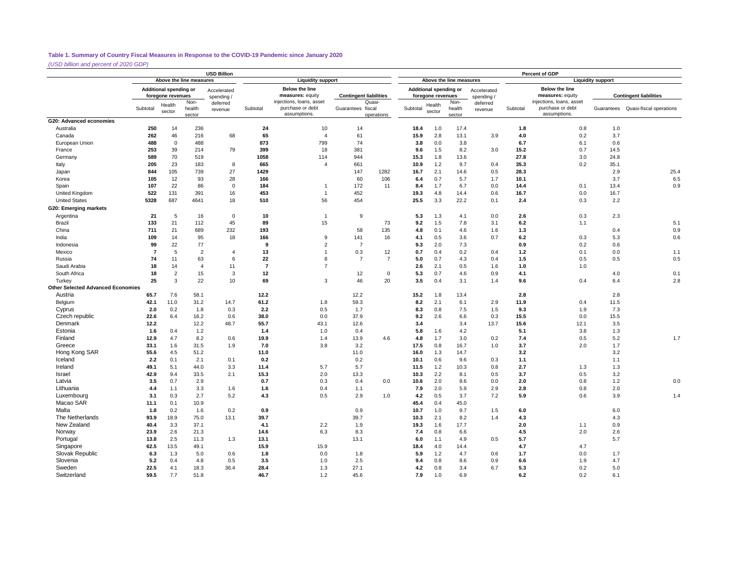**Table 1. Summary of Country Fiscal Measures in Response to the COVID-19 Pandemic since January 2020**

*(USD billion and percent of 2020 GDP)*

| | USD Billion | | | | | | | | Percent of GDP | | | | | | | |
|---|---|---|---|---|---|---|---|---|---|---|---|---|---|---|---|---|
| | Above the line measures | | | | Liquidity support | | | | Above the line measures | | | | Liquidity support | | | |
| | Additional spending or foregone revenues | | | Accelerated spending / deferred revenue | | Below the line measures: equity injections, loans, asset purchase or debt assumptions. | Contingent liabilities | | Additional spending or foregone revenues | | | Accelerated spending / deferred revenue | | Below the line measures: equity injections, loans, asset purchase or debt assumptions. | Contingent liabilities | |
| | Subtotal | Health sector | Non-health sector | | Subtotal | | Guarantees | Quasi-fiscal operations | Subtotal | Health sector | Non-health sector | | Subtotal | | Guarantees | Quasi-fiscal operations |
| **G20: Advanced economies** | | | | | | | | | | | | | | | | |
| Australia | **250** | 14 | 236 | | **24** | 10 | 14 | | **18.4** | 1.0 | 17.4 | | **1.8** | 0.8 | 1.0 | |
| Canada | **262** | 46 | 216 | 68 | **65** | 4 | 61 | | **15.9** | 2.8 | 13.1 | 3.9 | **4.0** | 0.2 | 3.7 | |
| European Union | **488** | 0 | 488 | | **873** | 799 | 74 | | **3.8** | 0.0 | 3.8 | | **6.7** | 6.1 | 0.6 | |
| France | **253** | 39 | 214 | 79 | **399** | 18 | 381 | | **9.6** | 1.5 | 8.2 | 3.0 | **15.2** | 0.7 | 14.5 | |
| Germany | **589** | 70 | 519 | | **1058** | 114 | 944 | | **15.3** | 1.8 | 13.6 | | **27.8** | 3.0 | 24.8 | |
| Italy | **205** | 23 | 183 | 8 | **665** | 4 | 661 | | **10.9** | 1.2 | 9.7 | 0.4 | **35.3** | 0.2 | 35.1 | |
| Japan | **844** | 105 | 739 | 27 | **1429** | | 147 | 1282 | **16.7** | 2.1 | 14.6 | 0.5 | **28.3** | | 2.9 | 25.4 |
| Korea | **105** | 12 | 93 | 28 | **166** | | 60 | 106 | **6.4** | 0.7 | 5.7 | 1.7 | **10.1** | | 3.7 | 6.5 |
| Spain | **107** | 22 | 86 | 0 | **184** | 1 | 172 | 11 | **8.4** | 1.7 | 6.7 | 0.0 | **14.4** | 0.1 | 13.4 | 0.9 |
| United Kingdom | **522** | 131 | 391 | 16 | **453** | 1 | 452 | | **19.3** | 4.8 | 14.4 | 0.6 | **16.7** | 0.0 | 16.7 | |
| United States | **5328** | 687 | 4641 | 18 | **510** | 56 | 454 | | **25.5** | 3.3 | 22.2 | 0.1 | **2.4** | 0.3 | 2.2 | |
| **G20: Emerging markets** | | | | | | | | | | | | | | | | |
| Argentina | **21** | 5 | 16 | 0 | **10** | 1 | 9 | | **5.3** | 1.3 | 4.1 | 0.0 | **2.6** | 0.3 | 2.3 | |
| Brazil | **133** | 21 | 112 | 45 | **89** | 15 | | 73 | **9.2** | 1.5 | 7.8 | 3.1 | **6.2** | 1.1 | | 5.1 |
| China | **711** | 21 | 689 | 232 | **193** | | 58 | 135 | **4.8** | 0.1 | 4.6 | 1.6 | **1.3** | | 0.4 | 0.9 |
| India | **109** | 14 | 95 | 18 | **166** | 9 | 141 | 16 | **4.1** | 0.5 | 3.6 | 0.7 | **6.2** | 0.3 | 5.3 | 0.6 |
| Indonesia | **99** | 22 | 77 | | **9** | 2 | 7 | | **9.3** | 2.0 | 7.3 | | **0.9** | 0.2 | 0.6 | |
| Mexico | **7** | 5 | 2 | 4 | **13** | 1 | 0.3 | 12 | **0.7** | 0.4 | 0.2 | 0.4 | **1.2** | 0.1 | 0.0 | 1.1 |
| Russia | **74** | 11 | 63 | 6 | **22** | 8 | 7 | 7 | **5.0** | 0.7 | 4.3 | 0.4 | **1.5** | 0.5 | | 0.5 |
| Saudi Arabia | **18** | 14 | 4 | 11 | **7** | 7 | | | **2.6** | 2.1 | 0.5 | 1.6 | **1.0** | 1.0 | | |
| South Africa | **18** | 2 | 15 | 3 | **12** | | 12 | 0 | **5.3** | 0.7 | 4.6 | 0.9 | **4.1** | | 4.0 | 0.1 |
| Turkey | **25** | 3 | 22 | 10 | **69** | 3 | 46 | 20 | **3.5** | 0.4 | 3.1 | 1.4 | **9.6** | 0.4 | 6.4 | 2.8 |
| **Other Selected Advanced Economies** | | | | | | | | | | | | | | | | |
| Austria | **65.7** | 7.6 | 58.1 | | **12.2** | | 12.2 | | **15.2** | 1.8 | 13.4 | | **2.8** | | 2.8 | |
| Belgium | **42.1** | 11.0 | 31.2 | 14.7 | **61.2** | 1.8 | 59.3 | | **8.2** | 2.1 | 6.1 | 2.9 | **11.9** | 0.4 | 11.5 | |
| Cyprus | **2.0** | 0.2 | 1.8 | 0.3 | **2.2** | 0.5 | 1.7 | | **8.3** | 0.8 | 7.5 | 1.5 | **9.3** | 1.9 | 7.3 | |
| Czech republic | **22.6** | 6.4 | 16.2 | 0.6 | **38.0** | 0.0 | 37.9 | | **9.2** | 2.6 | 6.6 | 0.3 | **15.5** | 0.0 | 15.5 | |
| Denmark | **12.2** | | 12.2 | 48.7 | **55.7** | 43.1 | 12.6 | | **3.4** | | 3.4 | 13.7 | **15.6** | 12.1 | 3.5 | |
| Estonia | **1.6** | 0.4 | 1.2 | | **1.4** | 1.0 | 0.4 | | **5.8** | 1.6 | 4.2 | | **5.1** | 3.8 | 1.3 | |
| Finland | **12.9** | 4.7 | 8.2 | 0.6 | **19.9** | 1.4 | 13.9 | 4.6 | **4.8** | 1.7 | 3.0 | 0.2 | **7.4** | 0.5 | 5.2 | 1.7 |
| Greece | **33.1** | 1.6 | 31.5 | 1.9 | **7.0** | 3.8 | 3.2 | | **17.5** | 0.8 | 16.7 | 1.0 | **3.7** | 2.0 | 1.7 | |
| Hong Kong SAR | **55.6** | 4.5 | 51.2 | | **11.0** | | 11.0 | | **16.0** | 1.3 | 14.7 | | **3.2** | | 3.2 | |
| Iceland | **2.2** | 0.1 | 2.1 | 0.1 | **0.2** | | 0.2 | | **10.1** | 0.6 | 9.6 | 0.3 | **1.1** | | 1.1 | |
| Ireland | **49.1** | 5.1 | 44.0 | 3.3 | **11.4** | 5.7 | 5.7 | | **11.5** | 1.2 | 10.3 | 0.8 | **2.7** | 1.3 | 1.3 | |
| Israel | **42.9** | 9.4 | 33.5 | 2.1 | **15.3** | 2.0 | 13.3 | | **10.3** | 2.2 | 8.1 | 0.5 | **3.7** | 0.5 | 3.2 | |
| Latvia | **3.5** | 0.7 | 2.9 | | **0.7** | 0.3 | 0.4 | 0.0 | **10.6** | 2.0 | 8.6 | 0.0 | **2.0** | 0.8 | 1.2 | 0.0 |
| Lithuania | **4.4** | 1.1 | 3.3 | 1.6 | **1.6** | 0.4 | 1.1 | | **7.9** | 2.0 | 5.9 | 2.9 | **2.8** | 0.8 | 2.0 | |
| Luxembourg | **3.1** | 0.3 | 2.7 | 5.2 | **4.3** | 0.5 | 2.9 | 1.0 | **4.2** | 0.5 | 3.7 | 7.2 | **5.9** | 0.6 | 3.9 | 1.4 |
| Macao SAR | **11.1** | 0.1 | 10.9 | | | | | | **45.4** | 0.4 | 45.0 | | | | | |
| Malta | **1.8** | 0.2 | 1.6 | 0.2 | **0.9** | | 0.9 | | **10.7** | 1.0 | 9.7 | 1.5 | **6.0** | | 6.0 | |
| The Netherlands | **93.9** | 18.9 | 75.0 | 13.1 | **39.7** | | 39.7 | | **10.3** | 2.1 | 8.2 | 1.4 | **4.3** | | 4.3 | |
| New Zealand | **40.4** | 3.3 | 37.1 | | **4.1** | 2.2 | 1.9 | | **19.3** | 1.6 | 17.7 | | **2.0** | 1.1 | 0.9 | |
| Norway | **23.9** | 2.6 | 21.3 | | **14.6** | 6.3 | 8.3 | | **7.4** | 0.8 | 6.6 | | **4.5** | 2.0 | 2.6 | |
| Portugal | **13.8** | 2.5 | 11.3 | 1.3 | **13.1** | | 13.1 | | **6.0** | 1.1 | 4.9 | 0.5 | **5.7** | | 5.7 | |
| Singapore | **62.5** | 13.5 | 49.1 | | **15.9** | 15.9 | | | **18.4** | 4.0 | 14.4 | | **4.7** | 4.7 | | |
| Slovak Republic | **6.3** | 1.3 | 5.0 | 0.6 | **1.8** | 0.0 | 1.8 | | **5.9** | 1.2 | 4.7 | 0.6 | **1.7** | 0.0 | 1.7 | |
| Slovenia | **5.2** | 0.4 | 4.8 | 0.5 | **3.5** | 1.0 | 2.5 | | **9.4** | 0.8 | 8.6 | 0.9 | **6.6** | 1.9 | 4.7 | |
| Sweden | **22.5** | 4.1 | 18.3 | 36.4 | **28.4** | 1.3 | 27.1 | | **4.2** | 0.8 | 3.4 | 6.7 | **5.3** | 0.2 | 5.0 | |
| Switzerland | **59.5** | 7.7 | 51.8 | | **46.7** | 1.2 | 45.6 | | **7.9** | 1.0 | 6.9 | | **6.2** | 0.2 | 6.1 | |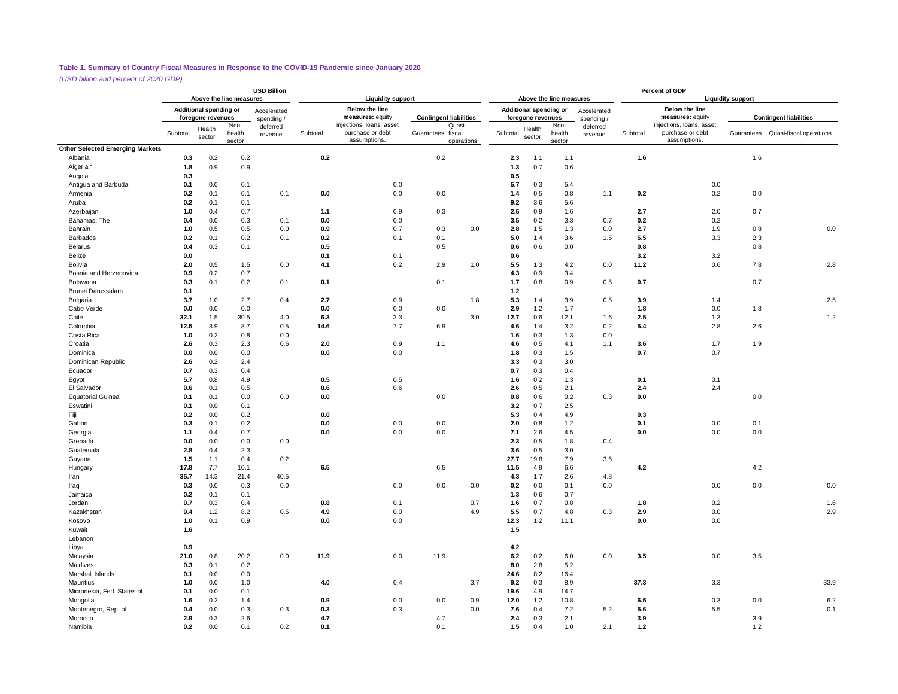**Table 1. Summary of Country Fiscal Measures in Response to the COVID-19 Pandemic since January 2020**

*(USD billion and percent of 2020 GDP)*

| | USD Billion | | | | | | | | Percent of GDP | | | | | | | |
|---|---|---|---|---|---|---|---|---|---|---|---|---|---|---|---|---|
| | Above the line measures | | | | Liquidity support | | | | Above the line measures | | | | Liquidity support | | | |
| | Additional spending or foregone revenues | | | Accelerated spending / deferred revenue | | Below the line measures: equity injections, loans, asset purchase or debt assumptions. | Contingent liabilities | | Additional spending or foregone revenues | | | Accelerated spending / deferred revenue | | Below the line measures: equity injections, loans, asset purchase or debt assumptions. | Contingent liabilities | |
| | Subtotal | Health sector | Non-health sector | | Subtotal | | Guarantees | Quasi-fiscal operations | Subtotal | Health sector | Non-health sector | | Subtotal | | Guarantees | Quasi-fiscal operations |
| **Other Selected Emerging Markets** | | | | | | | | | | | | | | | | |
| Albania | **0.3** | 0.2 | 0.2 | | **0.2** | | 0.2 | | **2.3** | 1.1 | 1.1 | | **1.6** | | 1.6 | |
| Algeria [2] | **1.8** | 0.9 | 0.9 | | | | | | **1.3** | 0.7 | 0.6 | | | | | |
| Angola | **0.3** | | | | | | | | **0.5** | | | | | | | |
| Antigua and Barbuda | **0.1** | 0.0 | 0.1 | | | 0.0 | | | **5.7** | 0.3 | 5.4 | | | 0.0 | | |
| Armenia | **0.2** | 0.1 | 0.1 | 0.1 | **0.0** | 0.0 | 0.0 | | **1.4** | 0.5 | 0.8 | 1.1 | **0.2** | 0.2 | 0.0 | |
| Aruba | **0.2** | 0.1 | 0.1 | | | | | | **9.2** | 3.6 | 5.6 | | | | | |
| Azerbaijan | **1.0** | 0.4 | 0.7 | | **1.1** | 0.9 | 0.3 | | **2.5** | 0.9 | 1.6 | | **2.7** | 2.0 | 0.7 | |
| Bahamas, The | **0.4** | 0.0 | 0.3 | 0.1 | **0.0** | 0.0 | | | **3.5** | 0.2 | 3.3 | 0.7 | **0.2** | 0.2 | | |
| Bahrain | **1.0** | 0.5 | 0.5 | 0.0 | **0.9** | 0.7 | 0.3 | 0.0 | **2.8** | 1.5 | 1.3 | 0.0 | **2.7** | 1.9 | 0.8 | 0.0 |
| Barbados | **0.2** | 0.1 | 0.2 | 0.1 | **0.2** | 0.1 | 0.1 | | **5.0** | 1.4 | 3.6 | 1.5 | **5.5** | 3.3 | 2.3 | |
| Belarus | **0.4** | 0.3 | 0.1 | | **0.5** | | 0.5 | | **0.6** | 0.6 | 0.0 | | **0.8** | | 0.8 | |
| Belize | **0.0** | | | | **0.1** | 0.1 | | | **0.6** | | | | **3.2** | 3.2 | | |
| Bolivia | **2.0** | 0.5 | 1.5 | 0.0 | **4.1** | 0.2 | 2.9 | 1.0 | **5.5** | 1.3 | 4.2 | 0.0 | **11.2** | 0.6 | 7.8 | 2.8 |
| Bosnia and Herzegovina | **0.9** | 0.2 | 0.7 | | | | | | **4.3** | 0.9 | 3.4 | | | | | |
| Botswana | **0.3** | 0.1 | 0.2 | 0.1 | **0.1** | | 0.1 | | **1.7** | 0.8 | 0.9 | 0.5 | **0.7** | | 0.7 | |
| Brunei Darussalam | **0.1** | | | | | | | | **1.2** | | | | | | | |
| Bulgaria | **3.7** | 1.0 | 2.7 | 0.4 | **2.7** | 0.9 | | 1.8 | **5.3** | 1.4 | 3.9 | 0.5 | **3.9** | 1.4 | | 2.5 |
| Cabo Verde | **0.0** | 0.0 | 0.0 | | **0.0** | 0.0 | 0.0 | | **2.9** | 1.2 | 1.7 | | **1.8** | 0.0 | 1.8 | |
| Chile | **32.1** | 1.5 | 30.5 | 4.0 | **6.3** | 3.3 | | 3.0 | **12.7** | 0.6 | 12.1 | 1.6 | **2.5** | 1.3 | | 1.2 |
| Colombia | **12.5** | 3.9 | 8.7 | 0.5 | **14.6** | 7.7 | 6.9 | | **4.6** | 1.4 | 3.2 | 0.2 | **5.4** | 2.8 | 2.6 | |
| Costa Rica | **1.0** | 0.2 | 0.8 | 0.0 | | | | | **1.6** | 0.3 | 1.3 | 0.0 | | | | |
| Croatia | **2.6** | 0.3 | 2.3 | 0.6 | **2.0** | 0.9 | 1.1 | | **4.6** | 0.5 | 4.1 | 1.1 | **3.6** | 1.7 | 1.9 | |
| Dominica | **0.0** | 0.0 | 0.0 | | **0.0** | 0.0 | | | **1.8** | 0.3 | 1.5 | | **0.7** | 0.7 | | |
| Dominican Republic | **2.6** | 0.2 | 2.4 | | | | | | **3.3** | 0.3 | 3.0 | | | | | |
| Ecuador | **0.7** | 0.3 | 0.4 | | | | | | **0.7** | 0.3 | 0.4 | | | | | |
| Egypt | **5.7** | 0.8 | 4.9 | | **0.5** | 0.5 | | | **1.6** | 0.2 | 1.3 | | **0.1** | 0.1 | | |
| El Salvador | **0.6** | 0.1 | 0.5 | | **0.6** | 0.6 | | | **2.6** | 0.5 | 2.1 | | **2.4** | 2.4 | | |
| Equatorial Guinea | **0.1** | 0.1 | 0.0 | 0.0 | **0.0** | | 0.0 | | **0.8** | 0.6 | 0.2 | 0.3 | **0.0** | | 0.0 | |
| Eswatini | **0.1** | 0.0 | 0.1 | | | | | | **3.2** | 0.7 | 2.5 | | | | | |
| Fiji | **0.2** | 0.0 | 0.2 | | **0.0** | | | | **5.3** | 0.4 | 4.9 | | **0.3** | | | |
| Gabon | **0.3** | 0.1 | 0.2 | | **0.0** | 0.0 | 0.0 | | **2.0** | 0.8 | 1.2 | | **0.1** | 0.0 | 0.1 | |
| Georgia | **1.1** | 0.4 | 0.7 | | **0.0** | 0.0 | 0.0 | | **7.1** | 2.6 | 4.5 | | **0.0** | 0.0 | 0.0 | |
| Grenada | **0.0** | 0.0 | 0.0 | 0.0 | | | | | **2.3** | 0.5 | 1.8 | 0.4 | | | | |
| Guatemala | **2.8** | 0.4 | 2.3 | | | | | | **3.6** | 0.5 | 3.0 | | | | | |
| Guyana | **1.5** | 1.1 | 0.4 | 0.2 | | | | | **27.7** | 19.8 | 7.9 | 3.6 | | | | |
| Hungary | **17.8** | 7.7 | 10.1 | | **6.5** | | 6.5 | | **11.5** | 4.9 | 6.6 | | **4.2** | | 4.2 | |
| Iran | **35.7** | 14.3 | 21.4 | 40.5 | | | | | **4.3** | 1.7 | 2.6 | 4.8 | | | | |
| Iraq | **0.3** | 0.0 | 0.3 | 0.0 | | 0.0 | 0.0 | 0.0 | **0.2** | 0.0 | 0.1 | 0.0 | | 0.0 | 0.0 | 0.0 |
| Jamaica | **0.2** | 0.1 | 0.1 | | | | | | **1.3** | 0.6 | 0.7 | | | | | |
| Jordan | **0.7** | 0.3 | 0.4 | | **0.8** | 0.1 | | 0.7 | **1.6** | 0.7 | 0.8 | | **1.8** | 0.2 | | 1.6 |
| Kazakhstan | **9.4** | 1.2 | 8.2 | 0.5 | **4.9** | 0.0 | | 4.9 | **5.5** | 0.7 | 4.8 | 0.3 | **2.9** | 0.0 | | 2.9 |
| Kosovo | **1.0** | 0.1 | 0.9 | | **0.0** | 0.0 | | | **12.3** | 1.2 | 11.1 | | **0.0** | 0.0 | | |
| Kuwait | **1.6** | | | | | | | | **1.5** | | | | | | | |
| Lebanon | | | | | | | | | | | | | | | | |
| Libya | **0.9** | | | | | | | | **4.2** | | | | | | | |
| Malaysia | **21.0** | 0.8 | 20.2 | 0.0 | **11.9** | 0.0 | 11.9 | | **6.2** | 0.2 | 6.0 | 0.0 | **3.5** | 0.0 | 3.5 | |
| Maldives | **0.3** | 0.1 | 0.2 | | | | | | **8.0** | 2.8 | 5.2 | | | | | |
| Marshall Islands | **0.1** | 0.0 | 0.0 | | | | | | **24.6** | 8.2 | 16.4 | | | | | |
| Mauritius | **1.0** | 0.0 | 1.0 | | **4.0** | 0.4 | | 3.7 | **9.2** | 0.3 | 8.9 | | **37.3** | 3.3 | | 33.9 |
| Micronesia, Fed. States of | **0.1** | 0.0 | 0.1 | | | | | | **19.6** | 4.9 | 14.7 | | | | | |
| Mongolia | **1.6** | 0.2 | 1.4 | | **0.9** | 0.0 | 0.0 | 0.9 | **12.0** | 1.2 | 10.8 | | **6.5** | 0.3 | 0.0 | 6.2 |
| Montenegro, Rep. of | **0.4** | 0.0 | 0.3 | 0.3 | **0.3** | 0.3 | | 0.0 | **7.6** | 0.4 | 7.2 | 5.2 | **5.6** | 5.5 | | 0.1 |
| Morocco | **2.9** | 0.3 | 2.6 | | **4.7** | | 4.7 | | **2.4** | 0.3 | 2.1 | | **3.9** | | 3.9 | |
| Namibia | **0.2** | 0.0 | 0.1 | 0.2 | **0.1** | | 0.1 | | **1.5** | 0.4 | 1.0 | 2.1 | **1.2** | | 1.2 | |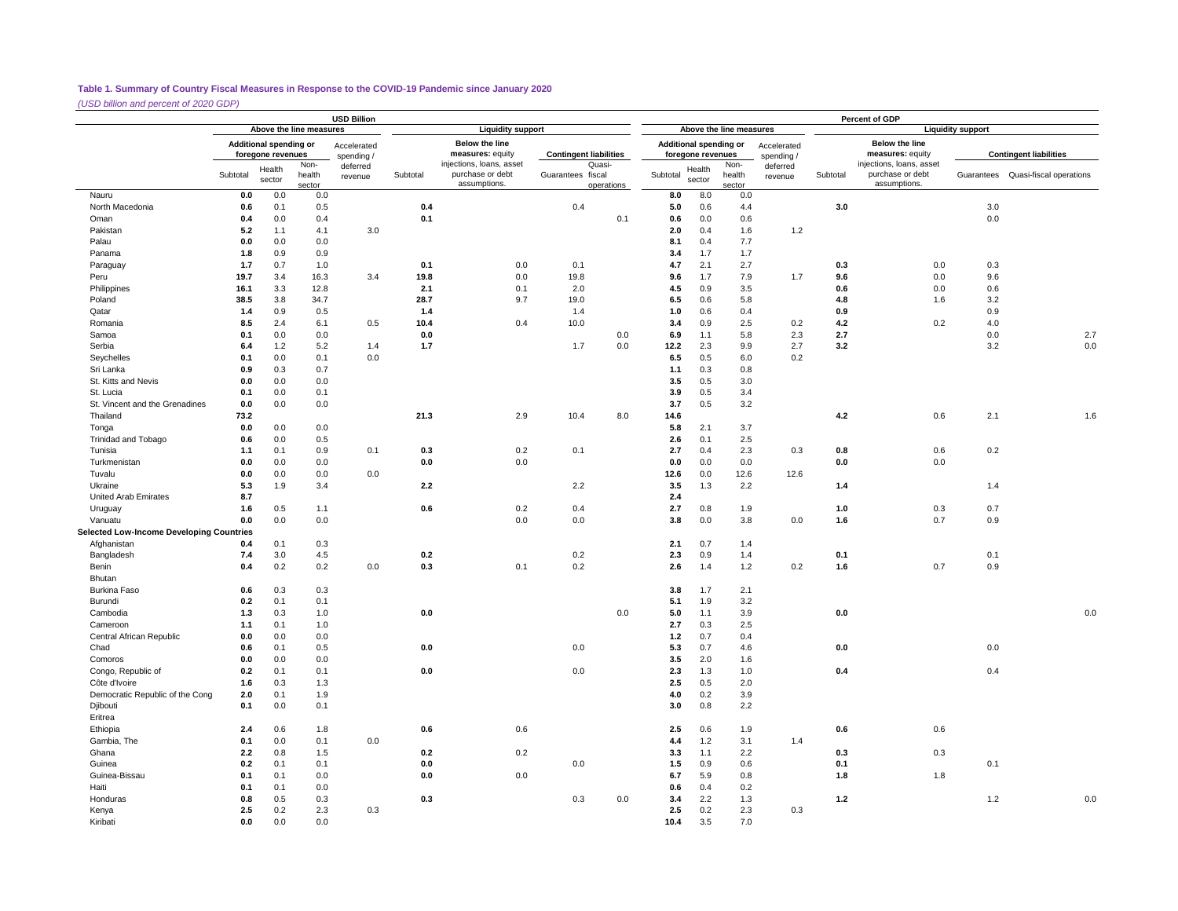**Table 1. Summary of Country Fiscal Measures in Response to the COVID-19 Pandemic since January 2020**

*(USD billion and percent of 2020 GDP)*

| | USD Billion | | | | | | | | Percent of GDP | | | | | | | |
|---|---|---|---|---|---|---|---|---|---|---|---|---|---|---|---|---|
| | Above the line measures | | | | Liquidity support | | | | Above the line measures | | | | Liquidity support | | | |
| | Additional spending or foregone revenues | | | Accelerated spending / deferred revenue | | Below the line measures: equity injections, loans, asset purchase or debt assumptions. | Contingent liabilities | | Additional spending or foregone revenues | | | Accelerated spending / deferred revenue | | Below the line measures: equity injections, loans, asset purchase or debt assumptions. | Contingent liabilities | |
| | Subtotal | Health sector | Non-health sector | | Subtotal | | Guarantees | Quasi-fiscal operations | Subtotal | Health sector | Non-health sector | | Subtotal | | Guarantees | Quasi-fiscal operations |
| Nauru | **0.0** | 0.0 | 0.0 | | | | | | **8.0** | 8.0 | 0.0 | | | | | |
| North Macedonia | **0.6** | 0.1 | 0.5 | | **0.4** | | 0.4 | | **5.0** | 0.6 | 4.4 | | **3.0** | | 3.0 | |
| Oman | **0.4** | 0.0 | 0.4 | | **0.1** | | | 0.1 | **0.6** | 0.0 | 0.6 | | | | 0.0 | |
| Pakistan | **5.2** | 1.1 | 4.1 | 3.0 | | | | | **2.0** | 0.4 | 1.6 | 1.2 | | | | |
| Palau | **0.0** | 0.0 | 0.0 | | | | | | **8.1** | 0.4 | 7.7 | | | | | |
| Panama | **1.8** | 0.9 | 0.9 | | | | | | **3.4** | 1.7 | 1.7 | | | | | |
| Paraguay | **1.7** | 0.7 | 1.0 | | **0.1** | 0.0 | 0.1 | | **4.7** | 2.1 | 2.7 | | **0.3** | 0.0 | 0.3 | |
| Peru | **19.7** | 3.4 | 16.3 | 3.4 | **19.8** | 0.0 | 19.8 | | **9.6** | 1.7 | 7.9 | 1.7 | **9.6** | 0.0 | 9.6 | |
| Philippines | **16.1** | 3.3 | 12.8 | | **2.1** | 0.1 | 2.0 | | **4.5** | 0.9 | 3.5 | | **0.6** | 0.0 | 0.6 | |
| Poland | **38.5** | 3.8 | 34.7 | | **28.7** | 9.7 | 19.0 | | **6.5** | 0.6 | 5.8 | | **4.8** | 1.6 | 3.2 | |
| Qatar | **1.4** | 0.9 | 0.5 | | **1.4** | | 1.4 | | **1.0** | 0.6 | 0.4 | | **0.9** | | 0.9 | |
| Romania | **8.5** | 2.4 | 6.1 | 0.5 | **10.4** | 0.4 | 10.0 | | **3.4** | 0.9 | 2.5 | 0.2 | **4.2** | 0.2 | 4.0 | |
| Samoa | **0.1** | 0.0 | 0.0 | | **0.0** | | | 0.0 | **6.9** | 1.1 | 5.8 | 2.3 | **2.7** | | 0.0 | 2.7 |
| Serbia | **6.4** | 1.2 | 5.2 | 1.4 | **1.7** | | 1.7 | 0.0 | **12.2** | 2.3 | 9.9 | 2.7 | **3.2** | | 3.2 | 0.0 |
| Seychelles | **0.1** | 0.0 | 0.1 | 0.0 | | | | | **6.5** | 0.5 | 6.0 | 0.2 | | | | |
| Sri Lanka | **0.9** | 0.3 | 0.7 | | | | | | **1.1** | 0.3 | 0.8 | | | | | |
| St. Kitts and Nevis | **0.0** | 0.0 | 0.0 | | | | | | **3.5** | 0.5 | 3.0 | | | | | |
| St. Lucia | **0.1** | 0.0 | 0.1 | | | | | | **3.9** | 0.5 | 3.4 | | | | | |
| St. Vincent and the Grenadines | **0.0** | 0.0 | 0.0 | | | | | | **3.7** | 0.5 | 3.2 | | | | | |
| Thailand | **73.2** | | | | **21.3** | 2.9 | 10.4 | 8.0 | **14.6** | | | | **4.2** | 0.6 | 2.1 | 1.6 |
| Tonga | **0.0** | 0.0 | 0.0 | | | | | | **5.8** | 2.1 | 3.7 | | | | | |
| Trinidad and Tobago | **0.6** | 0.0 | 0.5 | | | | | | **2.6** | 0.1 | 2.5 | | | | | |
| Tunisia | **1.1** | 0.1 | 0.9 | 0.1 | **0.3** | 0.2 | 0.1 | | **2.7** | 0.4 | 2.3 | 0.3 | **0.8** | 0.6 | 0.2 | |
| Turkmenistan | **0.0** | 0.0 | 0.0 | | **0.0** | 0.0 | | | **0.0** | 0.0 | 0.0 | | **0.0** | 0.0 | | |
| Tuvalu | **0.0** | 0.0 | 0.0 | 0.0 | | | | | **12.6** | 0.0 | 12.6 | 12.6 | | | | |
| Ukraine | **5.3** | 1.9 | 3.4 | | **2.2** | | 2.2 | | **3.5** | 1.3 | 2.2 | | **1.4** | | 1.4 | |
| United Arab Emirates | **8.7** | | | | | | | | **2.4** | | | | | | | |
| Uruguay | **1.6** | 0.5 | 1.1 | | **0.6** | 0.2 | 0.4 | | **2.7** | 0.8 | 1.9 | | **1.0** | 0.3 | 0.7 | |
| Vanuatu | **0.0** | 0.0 | 0.0 | | | 0.0 | 0.0 | | **3.8** | 0.0 | 3.8 | 0.0 | **1.6** | 0.7 | 0.9 | |
| **Selected Low-Income Developing Countries** | | | | | | | | | | | | | | | | |
| Afghanistan | **0.4** | 0.1 | 0.3 | | | | | | **2.1** | 0.7 | 1.4 | | | | | |
| Bangladesh | **7.4** | 3.0 | 4.5 | | **0.2** | | 0.2 | | **2.3** | 0.9 | 1.4 | | **0.1** | | 0.1 | |
| Benin | **0.4** | 0.2 | 0.2 | 0.0 | **0.3** | 0.1 | 0.2 | | **2.6** | 1.4 | 1.2 | 0.2 | **1.6** | 0.7 | 0.9 | |
| Bhutan | | | | | | | | | | | | | | | | |
| Burkina Faso | **0.6** | 0.3 | 0.3 | | | | | | **3.8** | 1.7 | 2.1 | | | | | |
| Burundi | **0.2** | 0.1 | 0.1 | | | | | | **5.1** | 1.9 | 3.2 | | | | | |
| Cambodia | **1.3** | 0.3 | 1.0 | | **0.0** | | | 0.0 | **5.0** | 1.1 | 3.9 | | **0.0** | | | 0.0 |
| Cameroon | **1.1** | 0.1 | 1.0 | | | | | | **2.7** | 0.3 | 2.5 | | | | | |
| Central African Republic | **0.0** | 0.0 | 0.0 | | | | | | **1.2** | 0.7 | 0.4 | | | | | |
| Chad | **0.6** | 0.1 | 0.5 | | **0.0** | | 0.0 | | **5.3** | 0.7 | 4.6 | | **0.0** | | 0.0 | |
| Comoros | **0.0** | 0.0 | 0.0 | | | | | | **3.5** | 2.0 | 1.6 | | | | | |
| Congo, Republic of | **0.2** | 0.1 | 0.1 | | **0.0** | | 0.0 | | **2.3** | 1.3 | 1.0 | | **0.4** | | 0.4 | |
| Côte d'Ivoire | **1.6** | 0.3 | 1.3 | | | | | | **2.5** | 0.5 | 2.0 | | | | | |
| Democratic Republic of the Cong | **2.0** | 0.1 | 1.9 | | | | | | **4.0** | 0.2 | 3.9 | | | | | |
| Djibouti | **0.1** | 0.0 | 0.1 | | | | | | **3.0** | 0.8 | 2.2 | | | | | |
| Eritrea | | | | | | | | | | | | | | | | |
| Ethiopia | **2.4** | 0.6 | 1.8 | | **0.6** | 0.6 | | | **2.5** | 0.6 | 1.9 | | **0.6** | 0.6 | | |
| Gambia, The | **0.1** | 0.0 | 0.1 | 0.0 | | | | | **4.4** | 1.2 | 3.1 | 1.4 | | | | |
| Ghana | **2.2** | 0.8 | 1.5 | | **0.2** | 0.2 | | | **3.3** | 1.1 | 2.2 | | **0.3** | 0.3 | | |
| Guinea | **0.2** | 0.1 | 0.1 | | **0.0** | | 0.0 | | **1.5** | 0.9 | 0.6 | | **0.1** | | 0.1 | |
| Guinea-Bissau | **0.1** | 0.1 | 0.0 | | **0.0** | 0.0 | | | **6.7** | 5.9 | 0.8 | | **1.8** | 1.8 | | |
| Haiti | **0.1** | 0.1 | 0.0 | | | | | | **0.6** | 0.4 | 0.2 | | | | | |
| Honduras | **0.8** | 0.5 | 0.3 | | **0.3** | | 0.3 | 0.0 | **3.4** | 2.2 | 1.3 | | **1.2** | | 1.2 | 0.0 |
| Kenya | **2.5** | 0.2 | 2.3 | 0.3 | | | | | **2.5** | 0.2 | 2.3 | 0.3 | | | | |
| Kiribati | **0.0** | 0.0 | 0.0 | | | | | | **10.4** | 3.5 | 7.0 | | | | | |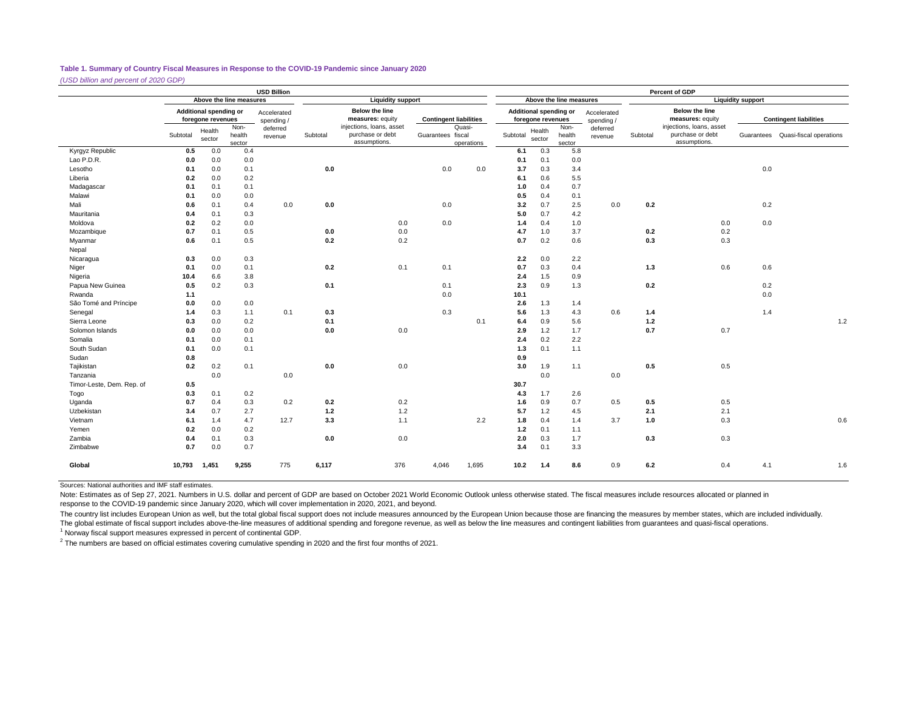**Table 1. Summary of Country Fiscal Measures in Response to the COVID-19 Pandemic since January 2020**

*(USD billion and percent of 2020 GDP)*

| | USD Billion | | | | | | | | Percent of GDP | | | | | | | |
|---|---|---|---|---|---|---|---|---|---|---|---|---|---|---|---|---|
| | Above the line measures | | | | Liquidity support | | | | Above the line measures | | | | Liquidity support | | | |
| | Additional spending or foregone revenues | | | Accelerated spending / deferred revenue | | Below the line measures: equity injections, loans, asset purchase or debt assumptions. | Contingent liabilities | | Additional spending or foregone revenues | | | Accelerated spending / deferred revenue | | Below the line measures: equity injections, loans, asset purchase or debt assumptions. | Contingent liabilities | |
| | Subtotal | Health sector | Non-health sector | | Subtotal | | Guarantees | Quasi-fiscal operations | Subtotal | Health sector | Non-health sector | | Subtotal | | Guarantees | Quasi-fiscal operations |
| Kyrgyz Republic | **0.5** | 0.0 | 0.4 | | | | | | **6.1** | 0.3 | 5.8 | | | | | |
| Lao P.D.R. | **0.0** | 0.0 | 0.0 | | | | | | **0.1** | 0.1 | 0.0 | | | | | |
| Lesotho | **0.1** | 0.0 | 0.1 | | **0.0** | | 0.0 | 0.0 | **3.7** | 0.3 | 3.4 | | | | 0.0 | |
| Liberia | **0.2** | 0.0 | 0.2 | | | | | | **6.1** | 0.6 | 5.5 | | | | | |
| Madagascar | **0.1** | 0.1 | 0.1 | | | | | | **1.0** | 0.4 | 0.7 | | | | | |
| Malawi | **0.1** | 0.0 | 0.0 | | | | | | **0.5** | 0.4 | 0.1 | | | | | |
| Mali | **0.6** | 0.1 | 0.4 | 0.0 | **0.0** | | 0.0 | | **3.2** | 0.7 | 2.5 | 0.0 | **0.2** | | 0.2 | |
| Mauritania | **0.4** | 0.1 | 0.3 | | | | | | **5.0** | 0.7 | 4.2 | | | | | |
| Moldova | **0.2** | 0.2 | 0.0 | | | 0.0 | 0.0 | | **1.4** | 0.4 | 1.0 | | | 0.0 | 0.0 | |
| Mozambique | **0.7** | 0.1 | 0.5 | | **0.0** | 0.0 | | | **4.7** | 1.0 | 3.7 | | **0.2** | 0.2 | | |
| Myanmar | **0.6** | 0.1 | 0.5 | | **0.2** | 0.2 | | | **0.7** | 0.2 | 0.6 | | **0.3** | 0.3 | | |
| Nepal | | | | | | | | | | | | | | | | |
| Nicaragua | **0.3** | 0.0 | 0.3 | | | | | | **2.2** | 0.0 | 2.2 | | | | | |
| Niger | **0.1** | 0.0 | 0.1 | | **0.2** | 0.1 | 0.1 | | **0.7** | 0.3 | 0.4 | | **1.3** | 0.6 | 0.6 | |
| Nigeria | **10.4** | 6.6 | 3.8 | | | | | | **2.4** | 1.5 | 0.9 | | | | | |
| Papua New Guinea | **0.5** | 0.2 | 0.3 | | **0.1** | | 0.1 | | **2.3** | 0.9 | 1.3 | | **0.2** | | 0.2 | |
| Rwanda | **1.1** | | | | | | 0.0 | | **10.1** | | | | | | 0.0 | |
| São Tomé and Príncipe | **0.0** | 0.0 | 0.0 | | | | | | **2.6** | 1.3 | 1.4 | | | | | |
| Senegal | **1.4** | 0.3 | 1.1 | 0.1 | **0.3** | | 0.3 | | **5.6** | 1.3 | 4.3 | 0.6 | **1.4** | | 1.4 | |
| Sierra Leone | **0.3** | 0.0 | 0.2 | | **0.1** | | | 0.1 | **6.4** | 0.9 | 5.6 | | **1.2** | | | 1.2 |
| Solomon Islands | **0.0** | 0.0 | 0.0 | | **0.0** | 0.0 | | | **2.9** | 1.2 | 1.7 | | **0.7** | 0.7 | | |
| Somalia | **0.1** | 0.0 | 0.1 | | | | | | **2.4** | 0.2 | 2.2 | | | | | |
| South Sudan | **0.1** | 0.0 | 0.1 | | | | | | **1.3** | 0.1 | 1.1 | | | | | |
| Sudan | **0.8** | | | | | | | | **0.9** | | | | | | | |
| Tajikistan | **0.2** | 0.2 | 0.1 | | **0.0** | 0.0 | | | **3.0** | 1.9 | 1.1 | | **0.5** | 0.5 | | |
| Tanzania | | 0.0 | | 0.0 | | | | | | 0.0 | | 0.0 | | | | |
| Timor-Leste, Dem. Rep. of | **0.5** | | | | | | | | **30.7** | | | | | | | |
| Togo | **0.3** | 0.1 | 0.2 | | | | | | **4.3** | 1.7 | 2.6 | | | | | |
| Uganda | **0.7** | 0.4 | 0.3 | 0.2 | **0.2** | 0.2 | | | **1.6** | 0.9 | 0.7 | 0.5 | **0.5** | 0.5 | | |
| Uzbekistan | **3.4** | 0.7 | 2.7 | | **1.2** | 1.2 | | | **5.7** | 1.2 | 4.5 | | **2.1** | 2.1 | | |
| Vietnam | **6.1** | 1.4 | 4.7 | 12.7 | **3.3** | 1.1 | | 2.2 | **1.8** | 0.4 | 1.4 | 3.7 | **1.0** | 0.3 | | 0.6 |
| Yemen | **0.2** | 0.0 | 0.2 | | | | | | **1.2** | 0.1 | 1.1 | | | | | |
| Zambia | **0.4** | 0.1 | 0.3 | | **0.0** | 0.0 | | | **2.0** | 0.3 | 1.7 | | **0.3** | 0.3 | | |
| Zimbabwe | **0.7** | 0.0 | 0.7 | | | | | | **3.4** | 0.1 | 3.3 | | | | | |
| **Global** | **10,793** | **1,451** | **9,255** | 775 | **6,117** | 376 | 4,046 | 1,695 | **10.2** | **1.4** | **8.6** | 0.9 | **6.2** | 0.4 | 4.1 | 1.6 |

Sources: National authorities and IMF staff estimates.

Note: Estimates as of Sep 27, 2021. Numbers in U.S. dollar and percent of GDP are based on October 2021 World Economic Outlook unless otherwise stated. The fiscal measures include resources allocated or planned in response to the COVID-19 pandemic since January 2020, which will cover implementation in 2020, 2021, and beyond.

The country list includes European Union as well, but the total global fiscal support does not include measures announced by the European Union because those are financing the measures by member states, which are included individually. The global estimate of fiscal support includes above-the-line measures of additional spending and foregone revenue, as well as below the line measures and contingent liabilities from guarantees and quasi-fiscal operations.

[1] Norway fiscal support measures expressed in percent of continental GDP.

[2] The numbers are based on official estimates covering cumulative spending in 2020 and the first four months of 2021.